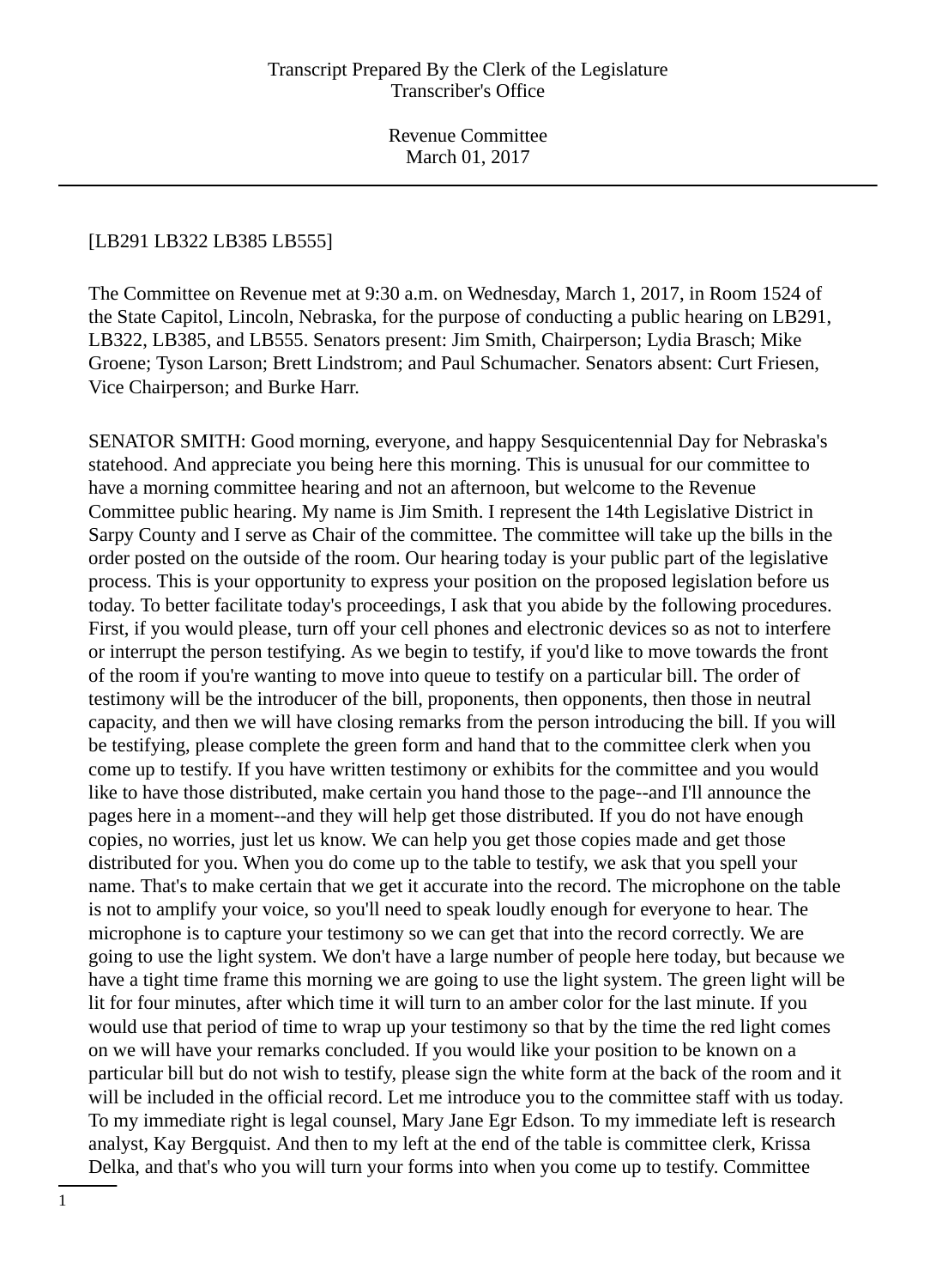[LB291 LB322 LB385 LB555]

The Committee on Revenue met at 9:30 a.m. on Wednesday, March 1, 2017, in Room 1524 of the State Capitol, Lincoln, Nebraska, for the purpose of conducting a public hearing on LB291, LB322, LB385, and LB555. Senators present: Jim Smith, Chairperson; Lydia Brasch; Mike Groene; Tyson Larson; Brett Lindstrom; and Paul Schumacher. Senators absent: Curt Friesen, Vice Chairperson; and Burke Harr.

SENATOR SMITH: Good morning, everyone, and happy Sesquicentennial Day for Nebraska's statehood. And appreciate you being here this morning. This is unusual for our committee to have a morning committee hearing and not an afternoon, but welcome to the Revenue Committee public hearing. My name is Jim Smith. I represent the 14th Legislative District in Sarpy County and I serve as Chair of the committee. The committee will take up the bills in the order posted on the outside of the room. Our hearing today is your public part of the legislative process. This is your opportunity to express your position on the proposed legislation before us today. To better facilitate today's proceedings, I ask that you abide by the following procedures. First, if you would please, turn off your cell phones and electronic devices so as not to interfere or interrupt the person testifying. As we begin to testify, if you'd like to move towards the front of the room if you're wanting to move into queue to testify on a particular bill. The order of testimony will be the introducer of the bill, proponents, then opponents, then those in neutral capacity, and then we will have closing remarks from the person introducing the bill. If you will be testifying, please complete the green form and hand that to the committee clerk when you come up to testify. If you have written testimony or exhibits for the committee and you would like to have those distributed, make certain you hand those to the page--and I'll announce the pages here in a moment--and they will help get those distributed. If you do not have enough copies, no worries, just let us know. We can help you get those copies made and get those distributed for you. When you do come up to the table to testify, we ask that you spell your name. That's to make certain that we get it accurate into the record. The microphone on the table is not to amplify your voice, so you'll need to speak loudly enough for everyone to hear. The microphone is to capture your testimony so we can get that into the record correctly. We are going to use the light system. We don't have a large number of people here today, but because we have a tight time frame this morning we are going to use the light system. The green light will be lit for four minutes, after which time it will turn to an amber color for the last minute. If you would use that period of time to wrap up your testimony so that by the time the red light comes on we will have your remarks concluded. If you would like your position to be known on a particular bill but do not wish to testify, please sign the white form at the back of the room and it will be included in the official record. Let me introduce you to the committee staff with us today. To my immediate right is legal counsel, Mary Jane Egr Edson. To my immediate left is research analyst, Kay Bergquist. And then to my left at the end of the table is committee clerk, Krissa Delka, and that's who you will turn your forms into when you come up to testify. Committee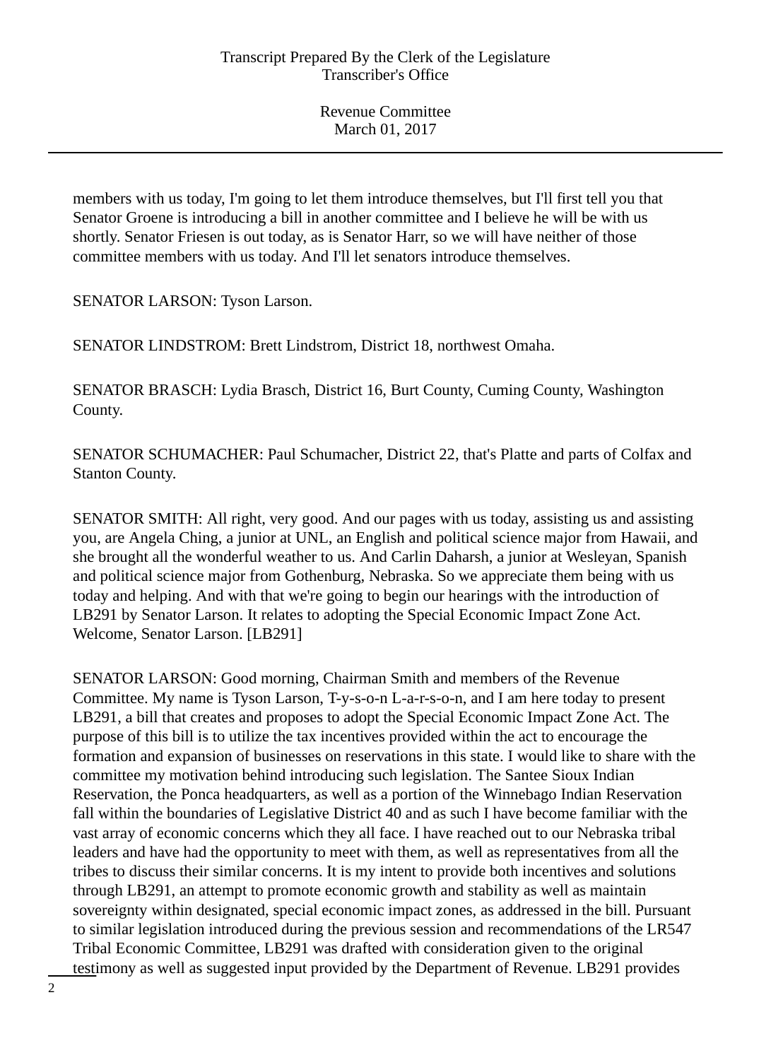members with us today, I'm going to let them introduce themselves, but I'll first tell you that Senator Groene is introducing a bill in another committee and I believe he will be with us shortly. Senator Friesen is out today, as is Senator Harr, so we will have neither of those committee members with us today. And I'll let senators introduce themselves.

SENATOR LARSON: Tyson Larson.

SENATOR LINDSTROM: Brett Lindstrom, District 18, northwest Omaha.

SENATOR BRASCH: Lydia Brasch, District 16, Burt County, Cuming County, Washington County.

SENATOR SCHUMACHER: Paul Schumacher, District 22, that's Platte and parts of Colfax and Stanton County.

SENATOR SMITH: All right, very good. And our pages with us today, assisting us and assisting you, are Angela Ching, a junior at UNL, an English and political science major from Hawaii, and she brought all the wonderful weather to us. And Carlin Daharsh, a junior at Wesleyan, Spanish and political science major from Gothenburg, Nebraska. So we appreciate them being with us today and helping. And with that we're going to begin our hearings with the introduction of LB291 by Senator Larson. It relates to adopting the Special Economic Impact Zone Act. Welcome, Senator Larson. [LB291]

SENATOR LARSON: Good morning, Chairman Smith and members of the Revenue Committee. My name is Tyson Larson, T-y-s-o-n L-a-r-s-o-n, and I am here today to present LB291, a bill that creates and proposes to adopt the Special Economic Impact Zone Act. The purpose of this bill is to utilize the tax incentives provided within the act to encourage the formation and expansion of businesses on reservations in this state. I would like to share with the committee my motivation behind introducing such legislation. The Santee Sioux Indian Reservation, the Ponca headquarters, as well as a portion of the Winnebago Indian Reservation fall within the boundaries of Legislative District 40 and as such I have become familiar with the vast array of economic concerns which they all face. I have reached out to our Nebraska tribal leaders and have had the opportunity to meet with them, as well as representatives from all the tribes to discuss their similar concerns. It is my intent to provide both incentives and solutions through LB291, an attempt to promote economic growth and stability as well as maintain sovereignty within designated, special economic impact zones, as addressed in the bill. Pursuant to similar legislation introduced during the previous session and recommendations of the LR547 Tribal Economic Committee, LB291 was drafted with consideration given to the original testimony as well as suggested input provided by the Department of Revenue. LB291 provides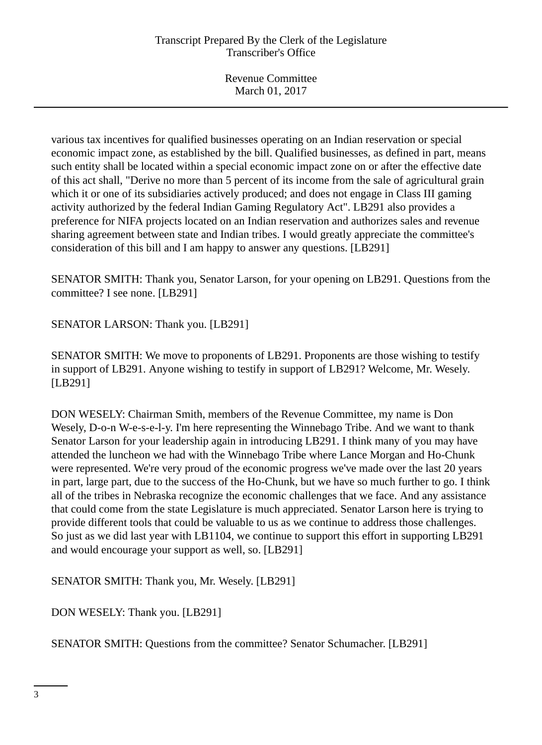various tax incentives for qualified businesses operating on an Indian reservation or special economic impact zone, as established by the bill. Qualified businesses, as defined in part, means such entity shall be located within a special economic impact zone on or after the effective date of this act shall, "Derive no more than 5 percent of its income from the sale of agricultural grain which it or one of its subsidiaries actively produced; and does not engage in Class III gaming activity authorized by the federal Indian Gaming Regulatory Act". LB291 also provides a preference for NIFA projects located on an Indian reservation and authorizes sales and revenue sharing agreement between state and Indian tribes. I would greatly appreciate the committee's consideration of this bill and I am happy to answer any questions. [LB291]

SENATOR SMITH: Thank you, Senator Larson, for your opening on LB291. Questions from the committee? I see none. [LB291]

SENATOR LARSON: Thank you. [LB291]

SENATOR SMITH: We move to proponents of LB291. Proponents are those wishing to testify in support of LB291. Anyone wishing to testify in support of LB291? Welcome, Mr. Wesely. [LB291]

DON WESELY: Chairman Smith, members of the Revenue Committee, my name is Don Wesely, D-o-n W-e-s-e-l-y. I'm here representing the Winnebago Tribe. And we want to thank Senator Larson for your leadership again in introducing LB291. I think many of you may have attended the luncheon we had with the Winnebago Tribe where Lance Morgan and Ho-Chunk were represented. We're very proud of the economic progress we've made over the last 20 years in part, large part, due to the success of the Ho-Chunk, but we have so much further to go. I think all of the tribes in Nebraska recognize the economic challenges that we face. And any assistance that could come from the state Legislature is much appreciated. Senator Larson here is trying to provide different tools that could be valuable to us as we continue to address those challenges. So just as we did last year with LB1104, we continue to support this effort in supporting LB291 and would encourage your support as well, so. [LB291]

SENATOR SMITH: Thank you, Mr. Wesely. [LB291]

DON WESELY: Thank you. [LB291]

SENATOR SMITH: Questions from the committee? Senator Schumacher. [LB291]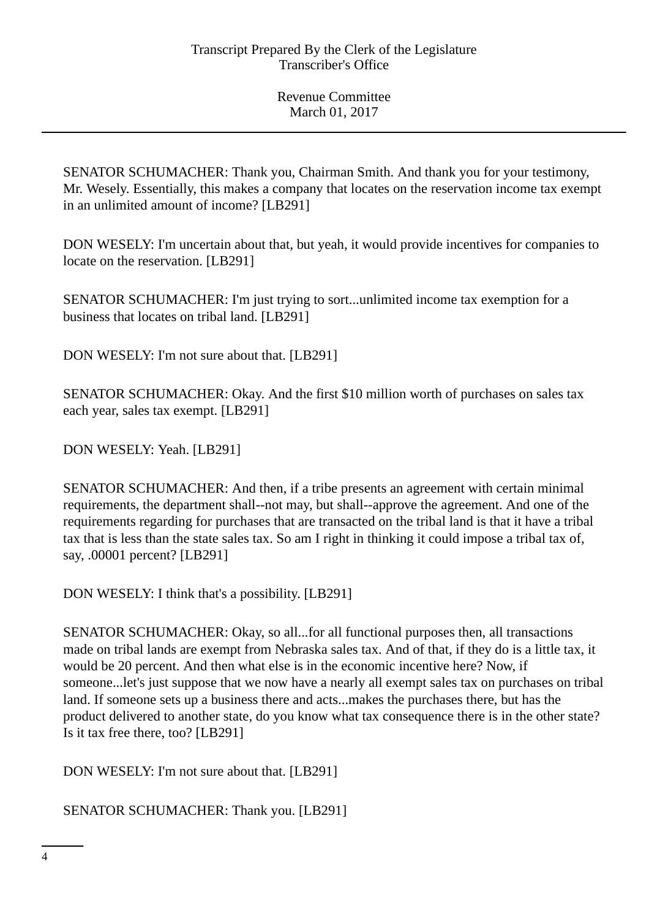SENATOR SCHUMACHER: Thank you, Chairman Smith. And thank you for your testimony, Mr. Wesely. Essentially, this makes a company that locates on the reservation income tax exempt in an unlimited amount of income? [LB291]

DON WESELY: I'm uncertain about that, but yeah, it would provide incentives for companies to locate on the reservation. [LB291]

SENATOR SCHUMACHER: I'm just trying to sort...unlimited income tax exemption for a business that locates on tribal land. [LB291]

DON WESELY: I'm not sure about that. [LB291]

SENATOR SCHUMACHER: Okay. And the first $10 million worth of purchases on sales tax each year, sales tax exempt. [LB291]

DON WESELY: Yeah. [LB291]

SENATOR SCHUMACHER: And then, if a tribe presents an agreement with certain minimal requirements, the department shall--not may, but shall--approve the agreement. And one of the requirements regarding for purchases that are transacted on the tribal land is that it have a tribal tax that is less than the state sales tax. So am I right in thinking it could impose a tribal tax of, say, .00001 percent? [LB291]

DON WESELY: I think that's a possibility. [LB291]

SENATOR SCHUMACHER: Okay, so all...for all functional purposes then, all transactions made on tribal lands are exempt from Nebraska sales tax. And of that, if they do is a little tax, it would be 20 percent. And then what else is in the economic incentive here? Now, if someone...let's just suppose that we now have a nearly all exempt sales tax on purchases on tribal land. If someone sets up a business there and acts...makes the purchases there, but has the product delivered to another state, do you know what tax consequence there is in the other state? Is it tax free there, too? [LB291]

DON WESELY: I'm not sure about that. [LB291]

SENATOR SCHUMACHER: Thank you. [LB291]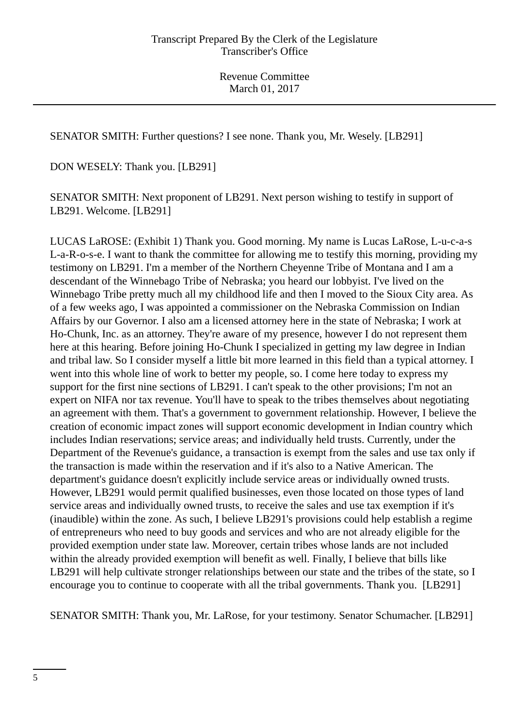SENATOR SMITH: Further questions? I see none. Thank you, Mr. Wesely. [LB291]

DON WESELY: Thank you. [LB291]

SENATOR SMITH: Next proponent of LB291. Next person wishing to testify in support of LB291. Welcome. [LB291]

LUCAS LaROSE: (Exhibit 1) Thank you. Good morning. My name is Lucas LaRose, L-u-c-a-s L-a-R-o-s-e. I want to thank the committee for allowing me to testify this morning, providing my testimony on LB291. I'm a member of the Northern Cheyenne Tribe of Montana and I am a descendant of the Winnebago Tribe of Nebraska; you heard our lobbyist. I've lived on the Winnebago Tribe pretty much all my childhood life and then I moved to the Sioux City area. As of a few weeks ago, I was appointed a commissioner on the Nebraska Commission on Indian Affairs by our Governor. I also am a licensed attorney here in the state of Nebraska; I work at Ho-Chunk, Inc. as an attorney. They're aware of my presence, however I do not represent them here at this hearing. Before joining Ho-Chunk I specialized in getting my law degree in Indian and tribal law. So I consider myself a little bit more learned in this field than a typical attorney. I went into this whole line of work to better my people, so. I come here today to express my support for the first nine sections of LB291. I can't speak to the other provisions; I'm not an expert on NIFA nor tax revenue. You'll have to speak to the tribes themselves about negotiating an agreement with them. That's a government to government relationship. However, I believe the creation of economic impact zones will support economic development in Indian country which includes Indian reservations; service areas; and individually held trusts. Currently, under the Department of the Revenue's guidance, a transaction is exempt from the sales and use tax only if the transaction is made within the reservation and if it's also to a Native American. The department's guidance doesn't explicitly include service areas or individually owned trusts. However, LB291 would permit qualified businesses, even those located on those types of land service areas and individually owned trusts, to receive the sales and use tax exemption if it's (inaudible) within the zone. As such, I believe LB291's provisions could help establish a regime of entrepreneurs who need to buy goods and services and who are not already eligible for the provided exemption under state law. Moreover, certain tribes whose lands are not included within the already provided exemption will benefit as well. Finally, I believe that bills like LB291 will help cultivate stronger relationships between our state and the tribes of the state, so I encourage you to continue to cooperate with all the tribal governments. Thank you. [LB291]

SENATOR SMITH: Thank you, Mr. LaRose, for your testimony. Senator Schumacher. [LB291]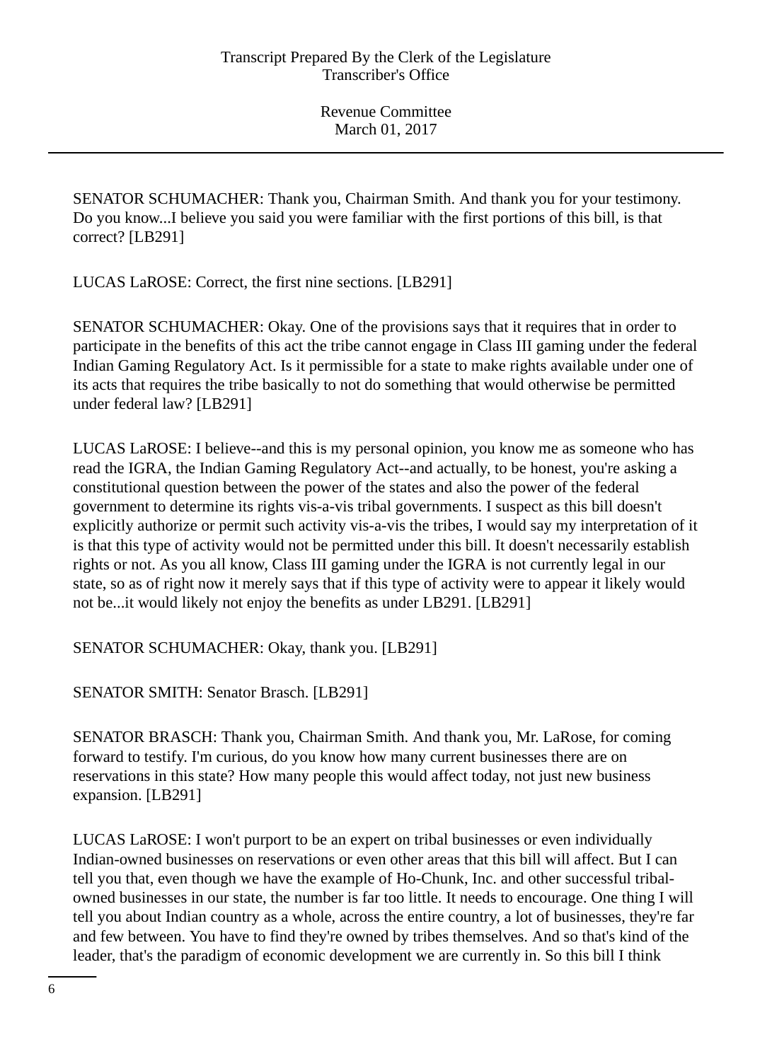SENATOR SCHUMACHER: Thank you, Chairman Smith. And thank you for your testimony. Do you know...I believe you said you were familiar with the first portions of this bill, is that correct? [LB291]

LUCAS LaROSE: Correct, the first nine sections. [LB291]

SENATOR SCHUMACHER: Okay. One of the provisions says that it requires that in order to participate in the benefits of this act the tribe cannot engage in Class III gaming under the federal Indian Gaming Regulatory Act. Is it permissible for a state to make rights available under one of its acts that requires the tribe basically to not do something that would otherwise be permitted under federal law? [LB291]

LUCAS LaROSE: I believe--and this is my personal opinion, you know me as someone who has read the IGRA, the Indian Gaming Regulatory Act--and actually, to be honest, you're asking a constitutional question between the power of the states and also the power of the federal government to determine its rights vis-a-vis tribal governments. I suspect as this bill doesn't explicitly authorize or permit such activity vis-a-vis the tribes, I would say my interpretation of it is that this type of activity would not be permitted under this bill. It doesn't necessarily establish rights or not. As you all know, Class III gaming under the IGRA is not currently legal in our state, so as of right now it merely says that if this type of activity were to appear it likely would not be...it would likely not enjoy the benefits as under LB291. [LB291]

SENATOR SCHUMACHER: Okay, thank you. [LB291]

SENATOR SMITH: Senator Brasch. [LB291]

SENATOR BRASCH: Thank you, Chairman Smith. And thank you, Mr. LaRose, for coming forward to testify. I'm curious, do you know how many current businesses there are on reservations in this state? How many people this would affect today, not just new business expansion. [LB291]

LUCAS LaROSE: I won't purport to be an expert on tribal businesses or even individually Indian-owned businesses on reservations or even other areas that this bill will affect. But I can tell you that, even though we have the example of Ho-Chunk, Inc. and other successful tribal-owned businesses in our state, the number is far too little. It needs to encourage. One thing I will tell you about Indian country as a whole, across the entire country, a lot of businesses, they're far and few between. You have to find they're owned by tribes themselves. And so that's kind of the leader, that's the paradigm of economic development we are currently in. So this bill I think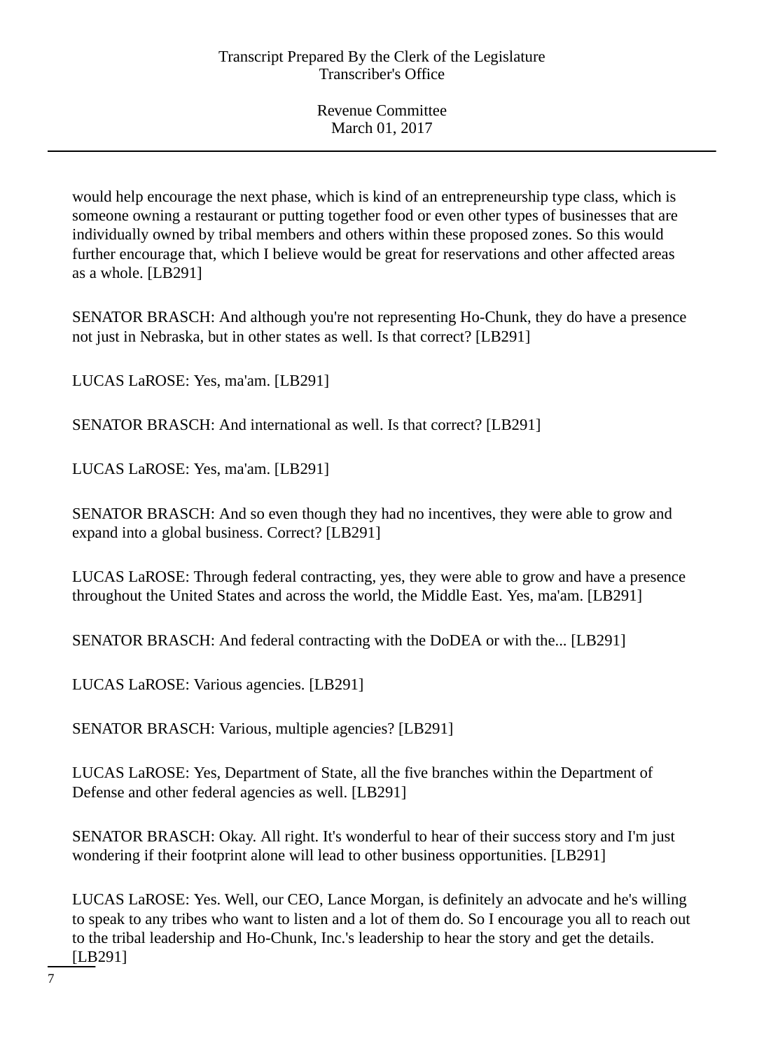would help encourage the next phase, which is kind of an entrepreneurship type class, which is someone owning a restaurant or putting together food or even other types of businesses that are individually owned by tribal members and others within these proposed zones. So this would further encourage that, which I believe would be great for reservations and other affected areas as a whole. [LB291]

SENATOR BRASCH: And although you're not representing Ho-Chunk, they do have a presence not just in Nebraska, but in other states as well. Is that correct? [LB291]

LUCAS LaROSE: Yes, ma'am. [LB291]

SENATOR BRASCH: And international as well. Is that correct? [LB291]

LUCAS LaROSE: Yes, ma'am. [LB291]

SENATOR BRASCH: And so even though they had no incentives, they were able to grow and expand into a global business. Correct? [LB291]

LUCAS LaROSE: Through federal contracting, yes, they were able to grow and have a presence throughout the United States and across the world, the Middle East. Yes, ma'am. [LB291]

SENATOR BRASCH: And federal contracting with the DoDEA or with the... [LB291]

LUCAS LaROSE: Various agencies. [LB291]

SENATOR BRASCH: Various, multiple agencies? [LB291]

LUCAS LaROSE: Yes, Department of State, all the five branches within the Department of Defense and other federal agencies as well. [LB291]

SENATOR BRASCH: Okay. All right. It's wonderful to hear of their success story and I'm just wondering if their footprint alone will lead to other business opportunities. [LB291]

LUCAS LaROSE: Yes. Well, our CEO, Lance Morgan, is definitely an advocate and he's willing to speak to any tribes who want to listen and a lot of them do. So I encourage you all to reach out to the tribal leadership and Ho-Chunk, Inc.'s leadership to hear the story and get the details. [LB291]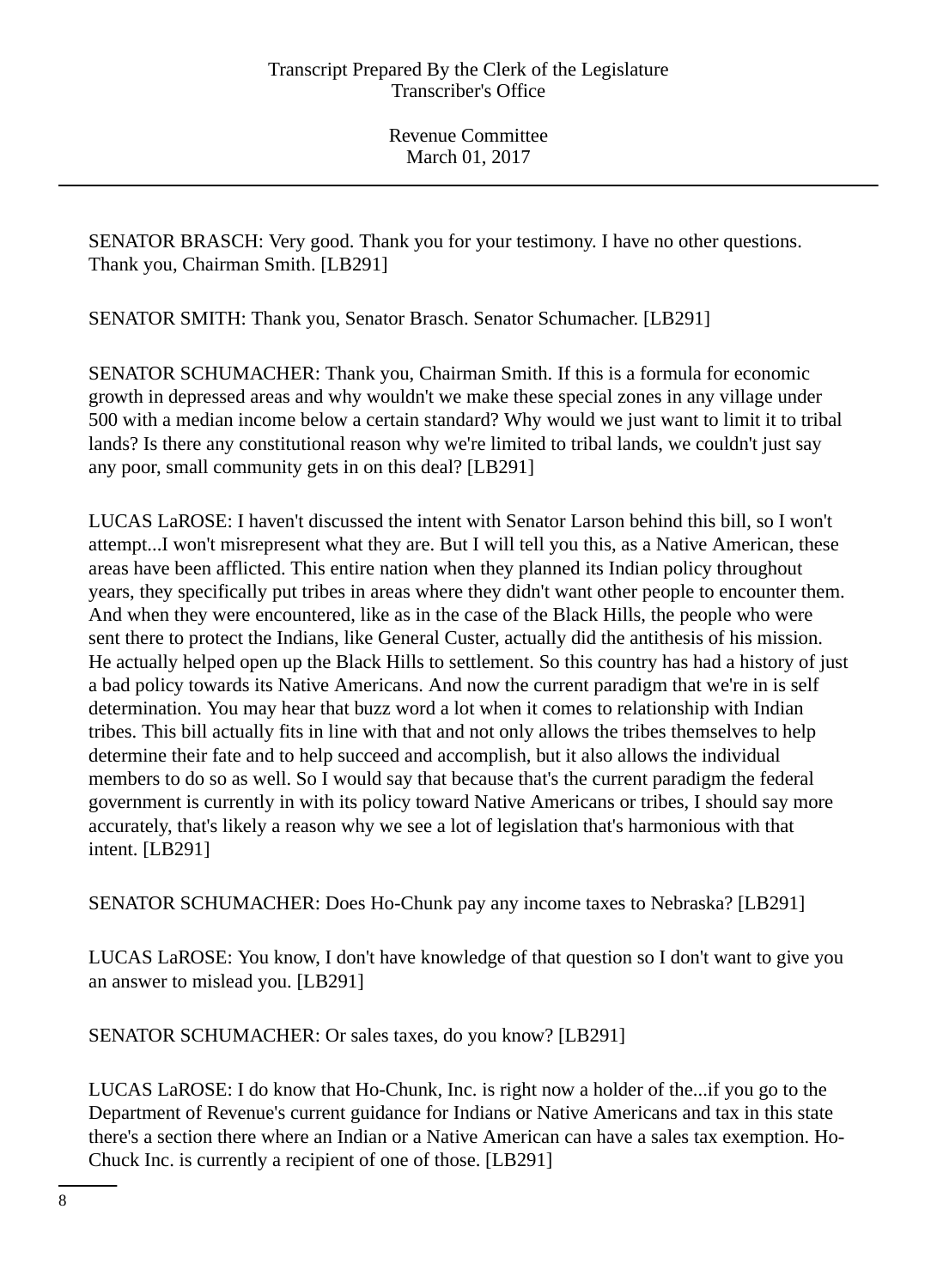SENATOR BRASCH: Very good. Thank you for your testimony. I have no other questions. Thank you, Chairman Smith. [LB291]

SENATOR SMITH: Thank you, Senator Brasch. Senator Schumacher. [LB291]

SENATOR SCHUMACHER: Thank you, Chairman Smith. If this is a formula for economic growth in depressed areas and why wouldn't we make these special zones in any village under 500 with a median income below a certain standard? Why would we just want to limit it to tribal lands? Is there any constitutional reason why we're limited to tribal lands, we couldn't just say any poor, small community gets in on this deal? [LB291]

LUCAS LaROSE: I haven't discussed the intent with Senator Larson behind this bill, so I won't attempt...I won't misrepresent what they are. But I will tell you this, as a Native American, these areas have been afflicted. This entire nation when they planned its Indian policy throughout years, they specifically put tribes in areas where they didn't want other people to encounter them. And when they were encountered, like as in the case of the Black Hills, the people who were sent there to protect the Indians, like General Custer, actually did the antithesis of his mission. He actually helped open up the Black Hills to settlement. So this country has had a history of just a bad policy towards its Native Americans. And now the current paradigm that we're in is self determination. You may hear that buzz word a lot when it comes to relationship with Indian tribes. This bill actually fits in line with that and not only allows the tribes themselves to help determine their fate and to help succeed and accomplish, but it also allows the individual members to do so as well. So I would say that because that's the current paradigm the federal government is currently in with its policy toward Native Americans or tribes, I should say more accurately, that's likely a reason why we see a lot of legislation that's harmonious with that intent. [LB291]

SENATOR SCHUMACHER: Does Ho-Chunk pay any income taxes to Nebraska? [LB291]

LUCAS LaROSE: You know, I don't have knowledge of that question so I don't want to give you an answer to mislead you. [LB291]

SENATOR SCHUMACHER: Or sales taxes, do you know? [LB291]

LUCAS LaROSE: I do know that Ho-Chunk, Inc. is right now a holder of the...if you go to the Department of Revenue's current guidance for Indians or Native Americans and tax in this state there's a section there where an Indian or a Native American can have a sales tax exemption. Ho-Chuck Inc. is currently a recipient of one of those. [LB291]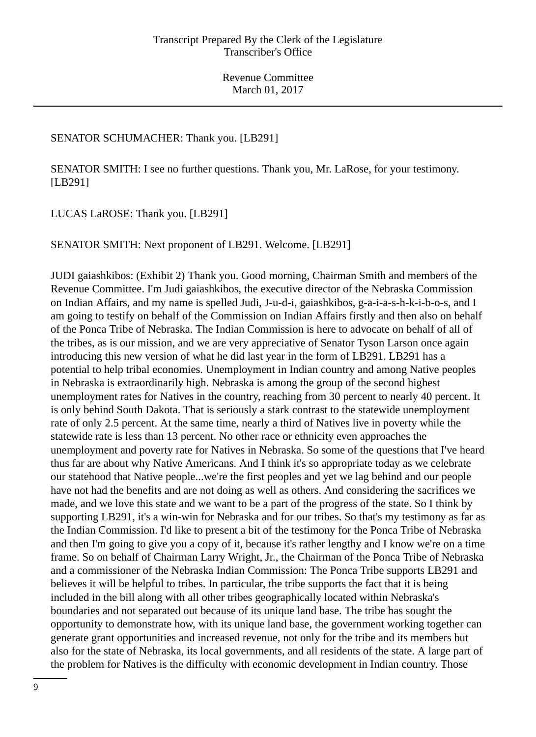SENATOR SCHUMACHER: Thank you. [LB291]

SENATOR SMITH: I see no further questions. Thank you, Mr. LaRose, for your testimony. [LB291]

LUCAS LaROSE: Thank you. [LB291]

SENATOR SMITH: Next proponent of LB291. Welcome. [LB291]

JUDI gaiashkibos: (Exhibit 2) Thank you. Good morning, Chairman Smith and members of the Revenue Committee. I'm Judi gaiashkibos, the executive director of the Nebraska Commission on Indian Affairs, and my name is spelled Judi, J-u-d-i, gaiashkibos, g-a-i-a-s-h-k-i-b-o-s, and I am going to testify on behalf of the Commission on Indian Affairs firstly and then also on behalf of the Ponca Tribe of Nebraska. The Indian Commission is here to advocate on behalf of all of the tribes, as is our mission, and we are very appreciative of Senator Tyson Larson once again introducing this new version of what he did last year in the form of LB291. LB291 has a potential to help tribal economies. Unemployment in Indian country and among Native peoples in Nebraska is extraordinarily high. Nebraska is among the group of the second highest unemployment rates for Natives in the country, reaching from 30 percent to nearly 40 percent. It is only behind South Dakota. That is seriously a stark contrast to the statewide unemployment rate of only 2.5 percent. At the same time, nearly a third of Natives live in poverty while the statewide rate is less than 13 percent. No other race or ethnicity even approaches the unemployment and poverty rate for Natives in Nebraska. So some of the questions that I've heard thus far are about why Native Americans. And I think it's so appropriate today as we celebrate our statehood that Native people...we're the first peoples and yet we lag behind and our people have not had the benefits and are not doing as well as others. And considering the sacrifices we made, and we love this state and we want to be a part of the progress of the state. So I think by supporting LB291, it's a win-win for Nebraska and for our tribes. So that's my testimony as far as the Indian Commission. I'd like to present a bit of the testimony for the Ponca Tribe of Nebraska and then I'm going to give you a copy of it, because it's rather lengthy and I know we're on a time frame. So on behalf of Chairman Larry Wright, Jr., the Chairman of the Ponca Tribe of Nebraska and a commissioner of the Nebraska Indian Commission: The Ponca Tribe supports LB291 and believes it will be helpful to tribes. In particular, the tribe supports the fact that it is being included in the bill along with all other tribes geographically located within Nebraska's boundaries and not separated out because of its unique land base. The tribe has sought the opportunity to demonstrate how, with its unique land base, the government working together can generate grant opportunities and increased revenue, not only for the tribe and its members but also for the state of Nebraska, its local governments, and all residents of the state. A large part of the problem for Natives is the difficulty with economic development in Indian country. Those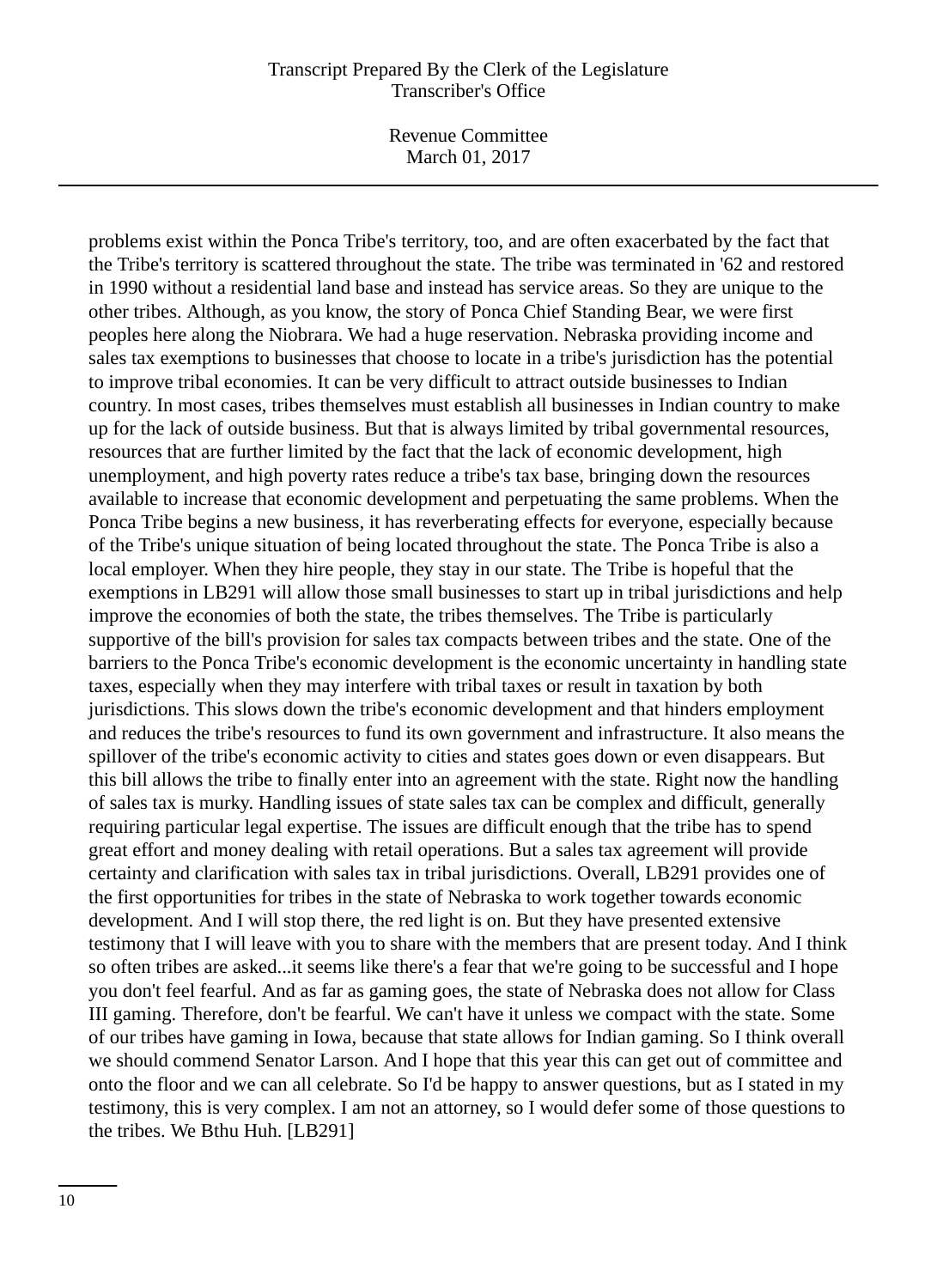problems exist within the Ponca Tribe's territory, too, and are often exacerbated by the fact that the Tribe's territory is scattered throughout the state. The tribe was terminated in '62 and restored in 1990 without a residential land base and instead has service areas. So they are unique to the other tribes. Although, as you know, the story of Ponca Chief Standing Bear, we were first peoples here along the Niobrara. We had a huge reservation. Nebraska providing income and sales tax exemptions to businesses that choose to locate in a tribe's jurisdiction has the potential to improve tribal economies. It can be very difficult to attract outside businesses to Indian country. In most cases, tribes themselves must establish all businesses in Indian country to make up for the lack of outside business. But that is always limited by tribal governmental resources, resources that are further limited by the fact that the lack of economic development, high unemployment, and high poverty rates reduce a tribe's tax base, bringing down the resources available to increase that economic development and perpetuating the same problems. When the Ponca Tribe begins a new business, it has reverberating effects for everyone, especially because of the Tribe's unique situation of being located throughout the state. The Ponca Tribe is also a local employer. When they hire people, they stay in our state. The Tribe is hopeful that the exemptions in LB291 will allow those small businesses to start up in tribal jurisdictions and help improve the economies of both the state, the tribes themselves. The Tribe is particularly supportive of the bill's provision for sales tax compacts between tribes and the state. One of the barriers to the Ponca Tribe's economic development is the economic uncertainty in handling state taxes, especially when they may interfere with tribal taxes or result in taxation by both jurisdictions. This slows down the tribe's economic development and that hinders employment and reduces the tribe's resources to fund its own government and infrastructure. It also means the spillover of the tribe's economic activity to cities and states goes down or even disappears. But this bill allows the tribe to finally enter into an agreement with the state. Right now the handling of sales tax is murky. Handling issues of state sales tax can be complex and difficult, generally requiring particular legal expertise. The issues are difficult enough that the tribe has to spend great effort and money dealing with retail operations. But a sales tax agreement will provide certainty and clarification with sales tax in tribal jurisdictions. Overall, LB291 provides one of the first opportunities for tribes in the state of Nebraska to work together towards economic development. And I will stop there, the red light is on. But they have presented extensive testimony that I will leave with you to share with the members that are present today. And I think so often tribes are asked...it seems like there's a fear that we're going to be successful and I hope you don't feel fearful. And as far as gaming goes, the state of Nebraska does not allow for Class III gaming. Therefore, don't be fearful. We can't have it unless we compact with the state. Some of our tribes have gaming in Iowa, because that state allows for Indian gaming. So I think overall we should commend Senator Larson. And I hope that this year this can get out of committee and onto the floor and we can all celebrate. So I'd be happy to answer questions, but as I stated in my testimony, this is very complex. I am not an attorney, so I would defer some of those questions to the tribes. We Bthu Huh. [LB291]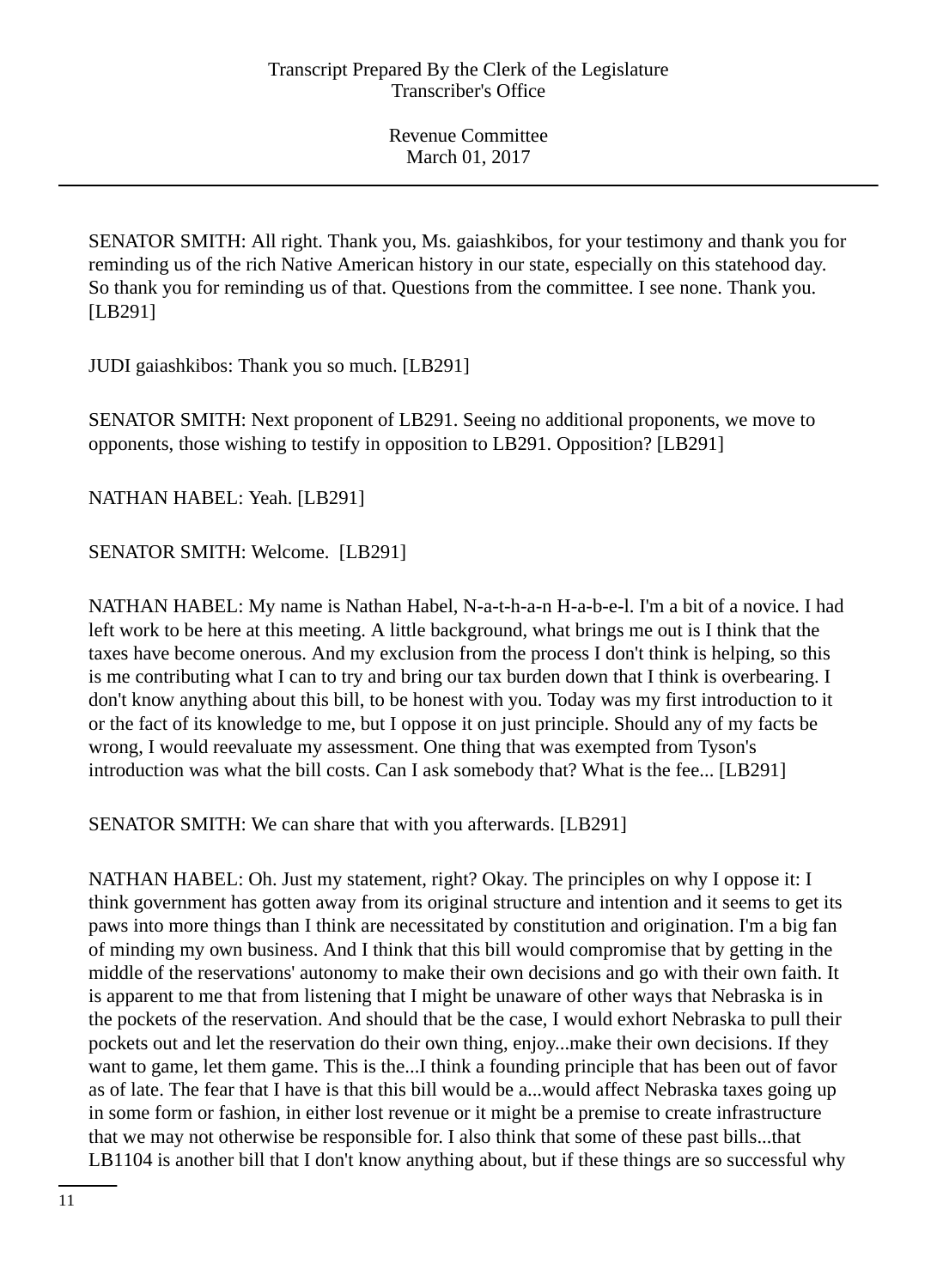SENATOR SMITH: All right. Thank you, Ms. gaiashkibos, for your testimony and thank you for reminding us of the rich Native American history in our state, especially on this statehood day. So thank you for reminding us of that. Questions from the committee. I see none. Thank you. [LB291]

JUDI gaiashkibos: Thank you so much. [LB291]

SENATOR SMITH: Next proponent of LB291. Seeing no additional proponents, we move to opponents, those wishing to testify in opposition to LB291. Opposition? [LB291]

NATHAN HABEL: Yeah. [LB291]

SENATOR SMITH: Welcome. [LB291]

NATHAN HABEL: My name is Nathan Habel, N-a-t-h-a-n H-a-b-e-l. I'm a bit of a novice. I had left work to be here at this meeting. A little background, what brings me out is I think that the taxes have become onerous. And my exclusion from the process I don't think is helping, so this is me contributing what I can to try and bring our tax burden down that I think is overbearing. I don't know anything about this bill, to be honest with you. Today was my first introduction to it or the fact of its knowledge to me, but I oppose it on just principle. Should any of my facts be wrong, I would reevaluate my assessment. One thing that was exempted from Tyson's introduction was what the bill costs. Can I ask somebody that? What is the fee... [LB291]

SENATOR SMITH: We can share that with you afterwards. [LB291]

NATHAN HABEL: Oh. Just my statement, right? Okay. The principles on why I oppose it: I think government has gotten away from its original structure and intention and it seems to get its paws into more things than I think are necessitated by constitution and origination. I'm a big fan of minding my own business. And I think that this bill would compromise that by getting in the middle of the reservations' autonomy to make their own decisions and go with their own faith. It is apparent to me that from listening that I might be unaware of other ways that Nebraska is in the pockets of the reservation. And should that be the case, I would exhort Nebraska to pull their pockets out and let the reservation do their own thing, enjoy...make their own decisions. If they want to game, let them game. This is the...I think a founding principle that has been out of favor as of late. The fear that I have is that this bill would be a...would affect Nebraska taxes going up in some form or fashion, in either lost revenue or it might be a premise to create infrastructure that we may not otherwise be responsible for. I also think that some of these past bills...that LB1104 is another bill that I don't know anything about, but if these things are so successful why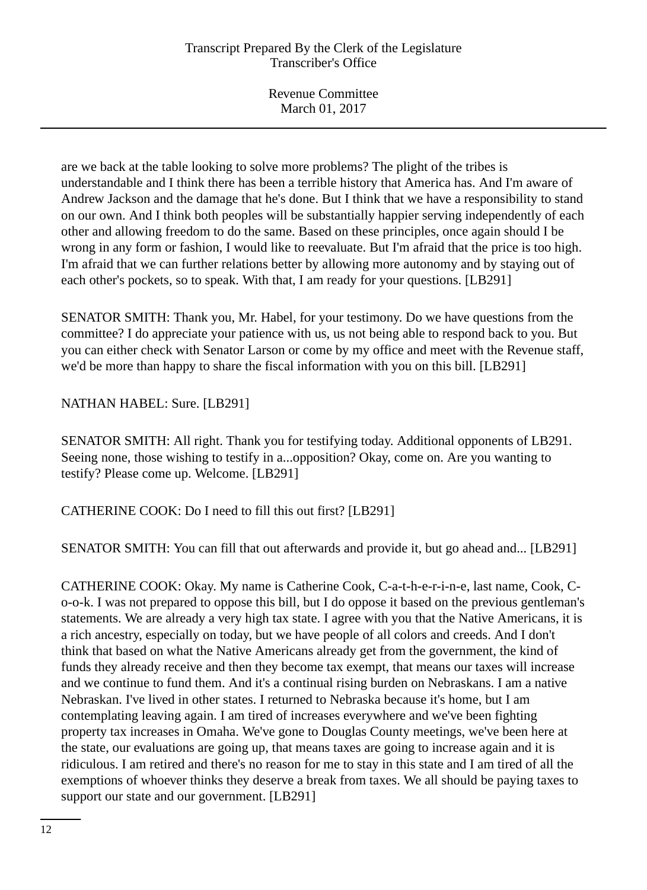are we back at the table looking to solve more problems? The plight of the tribes is understandable and I think there has been a terrible history that America has. And I'm aware of Andrew Jackson and the damage that he's done. But I think that we have a responsibility to stand on our own. And I think both peoples will be substantially happier serving independently of each other and allowing freedom to do the same. Based on these principles, once again should I be wrong in any form or fashion, I would like to reevaluate. But I'm afraid that the price is too high. I'm afraid that we can further relations better by allowing more autonomy and by staying out of each other's pockets, so to speak. With that, I am ready for your questions. [LB291]

SENATOR SMITH: Thank you, Mr. Habel, for your testimony. Do we have questions from the committee? I do appreciate your patience with us, us not being able to respond back to you. But you can either check with Senator Larson or come by my office and meet with the Revenue staff, we'd be more than happy to share the fiscal information with you on this bill. [LB291]

NATHAN HABEL: Sure. [LB291]

SENATOR SMITH: All right. Thank you for testifying today. Additional opponents of LB291. Seeing none, those wishing to testify in a...opposition? Okay, come on. Are you wanting to testify? Please come up. Welcome. [LB291]

CATHERINE COOK: Do I need to fill this out first? [LB291]

SENATOR SMITH: You can fill that out afterwards and provide it, but go ahead and... [LB291]

CATHERINE COOK: Okay. My name is Catherine Cook, C-a-t-h-e-r-i-n-e, last name, Cook, C-o-o-k. I was not prepared to oppose this bill, but I do oppose it based on the previous gentleman's statements. We are already a very high tax state. I agree with you that the Native Americans, it is a rich ancestry, especially on today, but we have people of all colors and creeds. And I don't think that based on what the Native Americans already get from the government, the kind of funds they already receive and then they become tax exempt, that means our taxes will increase and we continue to fund them. And it's a continual rising burden on Nebraskans. I am a native Nebraskan. I've lived in other states. I returned to Nebraska because it's home, but I am contemplating leaving again. I am tired of increases everywhere and we've been fighting property tax increases in Omaha. We've gone to Douglas County meetings, we've been here at the state, our evaluations are going up, that means taxes are going to increase again and it is ridiculous. I am retired and there's no reason for me to stay in this state and I am tired of all the exemptions of whoever thinks they deserve a break from taxes. We all should be paying taxes to support our state and our government. [LB291]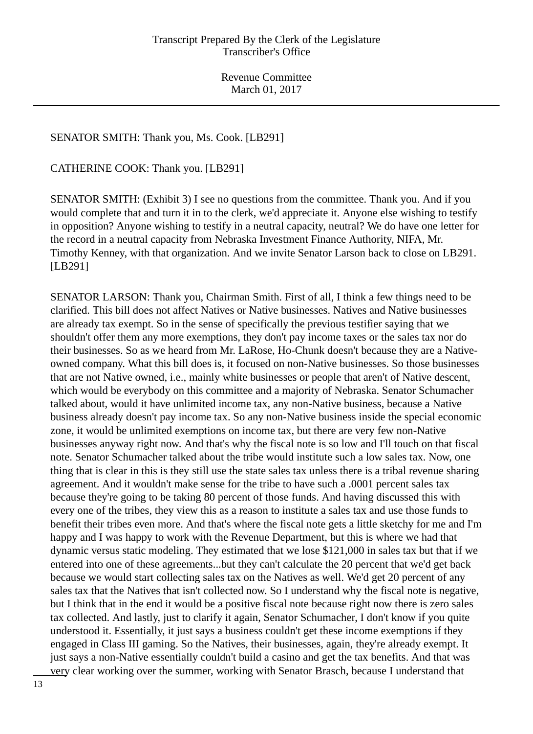SENATOR SMITH: Thank you, Ms. Cook. [LB291]

CATHERINE COOK: Thank you. [LB291]

SENATOR SMITH: (Exhibit 3) I see no questions from the committee. Thank you. And if you would complete that and turn it in to the clerk, we'd appreciate it. Anyone else wishing to testify in opposition? Anyone wishing to testify in a neutral capacity, neutral? We do have one letter for the record in a neutral capacity from Nebraska Investment Finance Authority, NIFA, Mr. Timothy Kenney, with that organization. And we invite Senator Larson back to close on LB291. [LB291]

SENATOR LARSON: Thank you, Chairman Smith. First of all, I think a few things need to be clarified. This bill does not affect Natives or Native businesses. Natives and Native businesses are already tax exempt. So in the sense of specifically the previous testifier saying that we shouldn't offer them any more exemptions, they don't pay income taxes or the sales tax nor do their businesses. So as we heard from Mr. LaRose, Ho-Chunk doesn't because they are a Native-owned company. What this bill does is, it focused on non-Native businesses. So those businesses that are not Native owned, i.e., mainly white businesses or people that aren't of Native descent, which would be everybody on this committee and a majority of Nebraska. Senator Schumacher talked about, would it have unlimited income tax, any non-Native business, because a Native business already doesn't pay income tax. So any non-Native business inside the special economic zone, it would be unlimited exemptions on income tax, but there are very few non-Native businesses anyway right now. And that's why the fiscal note is so low and I'll touch on that fiscal note. Senator Schumacher talked about the tribe would institute such a low sales tax. Now, one thing that is clear in this is they still use the state sales tax unless there is a tribal revenue sharing agreement. And it wouldn't make sense for the tribe to have such a .0001 percent sales tax because they're going to be taking 80 percent of those funds. And having discussed this with every one of the tribes, they view this as a reason to institute a sales tax and use those funds to benefit their tribes even more. And that's where the fiscal note gets a little sketchy for me and I'm happy and I was happy to work with the Revenue Department, but this is where we had that dynamic versus static modeling. They estimated that we lose $121,000 in sales tax but that if we entered into one of these agreements...but they can't calculate the 20 percent that we'd get back because we would start collecting sales tax on the Natives as well. We'd get 20 percent of any sales tax that the Natives that isn't collected now. So I understand why the fiscal note is negative, but I think that in the end it would be a positive fiscal note because right now there is zero sales tax collected. And lastly, just to clarify it again, Senator Schumacher, I don't know if you quite understood it. Essentially, it just says a business couldn't get these income exemptions if they engaged in Class III gaming. So the Natives, their businesses, again, they're already exempt. It just says a non-Native essentially couldn't build a casino and get the tax benefits. And that was very clear working over the summer, working with Senator Brasch, because I understand that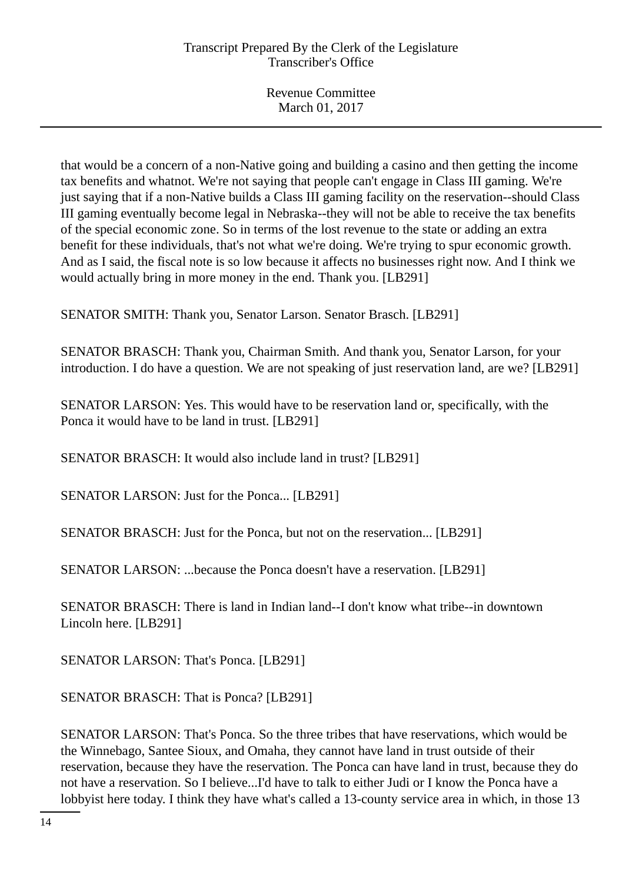that would be a concern of a non-Native going and building a casino and then getting the income tax benefits and whatnot. We're not saying that people can't engage in Class III gaming. We're just saying that if a non-Native builds a Class III gaming facility on the reservation--should Class III gaming eventually become legal in Nebraska--they will not be able to receive the tax benefits of the special economic zone. So in terms of the lost revenue to the state or adding an extra benefit for these individuals, that's not what we're doing. We're trying to spur economic growth. And as I said, the fiscal note is so low because it affects no businesses right now. And I think we would actually bring in more money in the end. Thank you. [LB291]

SENATOR SMITH: Thank you, Senator Larson. Senator Brasch. [LB291]

SENATOR BRASCH: Thank you, Chairman Smith. And thank you, Senator Larson, for your introduction. I do have a question. We are not speaking of just reservation land, are we? [LB291]

SENATOR LARSON: Yes. This would have to be reservation land or, specifically, with the Ponca it would have to be land in trust. [LB291]

SENATOR BRASCH: It would also include land in trust? [LB291]

SENATOR LARSON: Just for the Ponca... [LB291]

SENATOR BRASCH: Just for the Ponca, but not on the reservation... [LB291]

SENATOR LARSON: ...because the Ponca doesn't have a reservation. [LB291]

SENATOR BRASCH: There is land in Indian land--I don't know what tribe--in downtown Lincoln here. [LB291]

SENATOR LARSON: That's Ponca. [LB291]

SENATOR BRASCH: That is Ponca? [LB291]

SENATOR LARSON: That's Ponca. So the three tribes that have reservations, which would be the Winnebago, Santee Sioux, and Omaha, they cannot have land in trust outside of their reservation, because they have the reservation. The Ponca can have land in trust, because they do not have a reservation. So I believe...I'd have to talk to either Judi or I know the Ponca have a lobbyist here today. I think they have what's called a 13-county service area in which, in those 13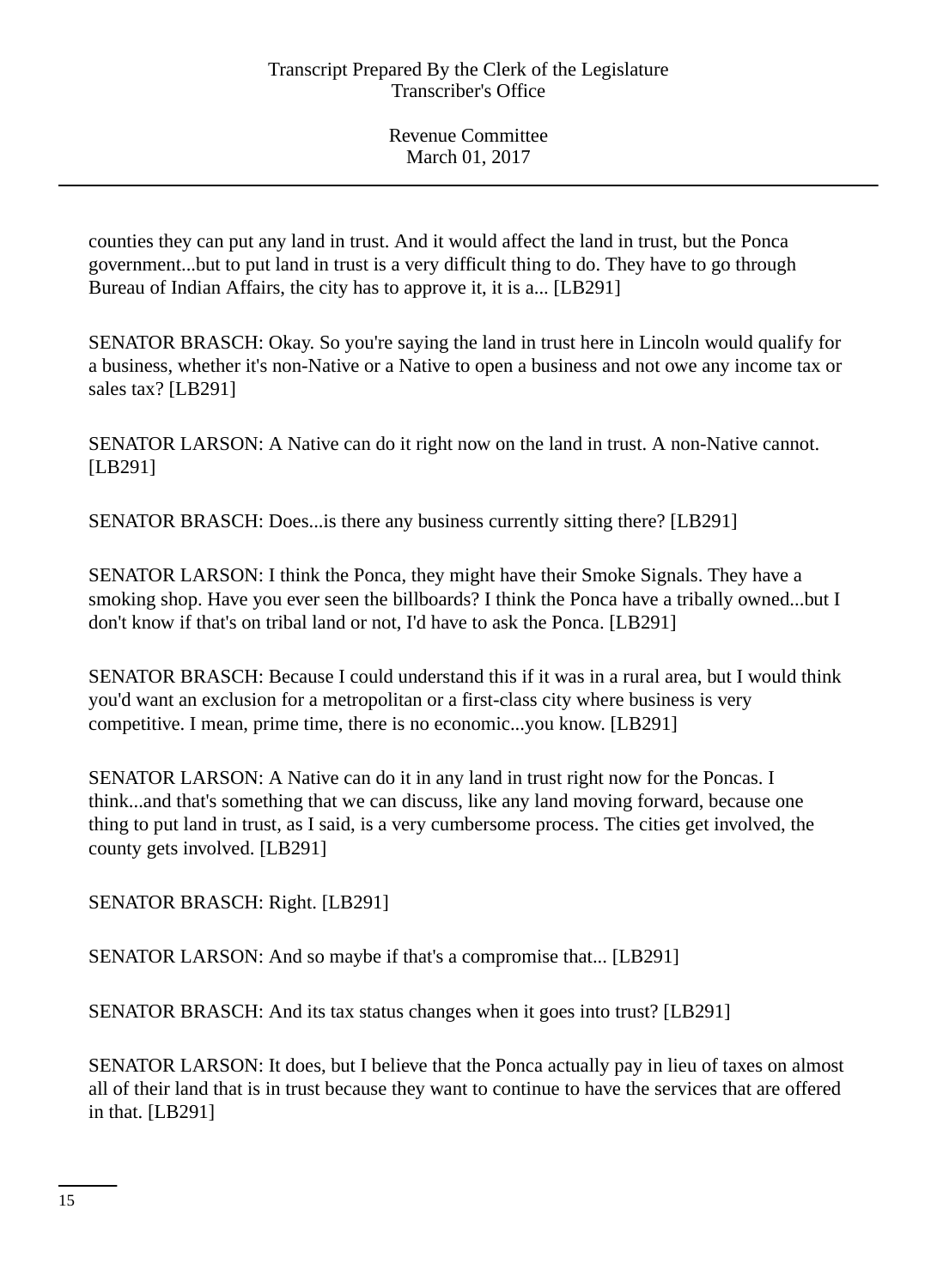counties they can put any land in trust. And it would affect the land in trust, but the Ponca government...but to put land in trust is a very difficult thing to do. They have to go through Bureau of Indian Affairs, the city has to approve it, it is a... [LB291]

SENATOR BRASCH: Okay. So you're saying the land in trust here in Lincoln would qualify for a business, whether it's non-Native or a Native to open a business and not owe any income tax or sales tax? [LB291]

SENATOR LARSON: A Native can do it right now on the land in trust. A non-Native cannot. [LB291]

SENATOR BRASCH: Does...is there any business currently sitting there? [LB291]

SENATOR LARSON: I think the Ponca, they might have their Smoke Signals. They have a smoking shop. Have you ever seen the billboards? I think the Ponca have a tribally owned...but I don't know if that's on tribal land or not, I'd have to ask the Ponca. [LB291]

SENATOR BRASCH: Because I could understand this if it was in a rural area, but I would think you'd want an exclusion for a metropolitan or a first-class city where business is very competitive. I mean, prime time, there is no economic...you know. [LB291]

SENATOR LARSON: A Native can do it in any land in trust right now for the Poncas. I think...and that's something that we can discuss, like any land moving forward, because one thing to put land in trust, as I said, is a very cumbersome process. The cities get involved, the county gets involved. [LB291]

SENATOR BRASCH: Right. [LB291]

SENATOR LARSON: And so maybe if that's a compromise that... [LB291]

SENATOR BRASCH: And its tax status changes when it goes into trust? [LB291]

SENATOR LARSON: It does, but I believe that the Ponca actually pay in lieu of taxes on almost all of their land that is in trust because they want to continue to have the services that are offered in that. [LB291]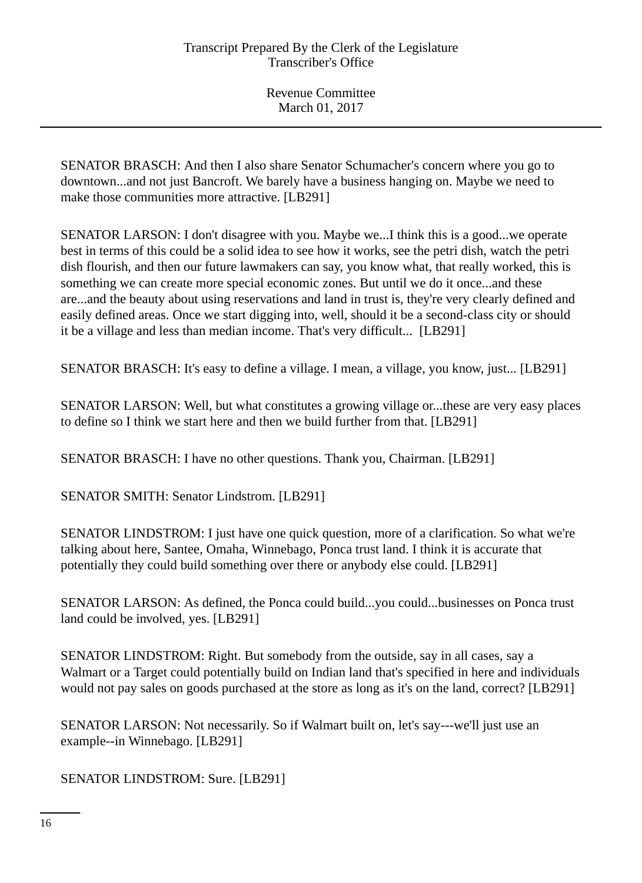SENATOR BRASCH: And then I also share Senator Schumacher's concern where you go to downtown...and not just Bancroft. We barely have a business hanging on. Maybe we need to make those communities more attractive. [LB291]

SENATOR LARSON: I don't disagree with you. Maybe we...I think this is a good...we operate best in terms of this could be a solid idea to see how it works, see the petri dish, watch the petri dish flourish, and then our future lawmakers can say, you know what, that really worked, this is something we can create more special economic zones. But until we do it once...and these are...and the beauty about using reservations and land in trust is, they're very clearly defined and easily defined areas. Once we start digging into, well, should it be a second-class city or should it be a village and less than median income. That's very difficult... [LB291]

SENATOR BRASCH: It's easy to define a village. I mean, a village, you know, just... [LB291]

SENATOR LARSON: Well, but what constitutes a growing village or...these are very easy places to define so I think we start here and then we build further from that. [LB291]

SENATOR BRASCH: I have no other questions. Thank you, Chairman. [LB291]

SENATOR SMITH: Senator Lindstrom. [LB291]

SENATOR LINDSTROM: I just have one quick question, more of a clarification. So what we're talking about here, Santee, Omaha, Winnebago, Ponca trust land. I think it is accurate that potentially they could build something over there or anybody else could. [LB291]

SENATOR LARSON: As defined, the Ponca could build...you could...businesses on Ponca trust land could be involved, yes. [LB291]

SENATOR LINDSTROM: Right. But somebody from the outside, say in all cases, say a Walmart or a Target could potentially build on Indian land that's specified in here and individuals would not pay sales on goods purchased at the store as long as it's on the land, correct? [LB291]

SENATOR LARSON: Not necessarily. So if Walmart built on, let's say---we'll just use an example--in Winnebago. [LB291]

SENATOR LINDSTROM: Sure. [LB291]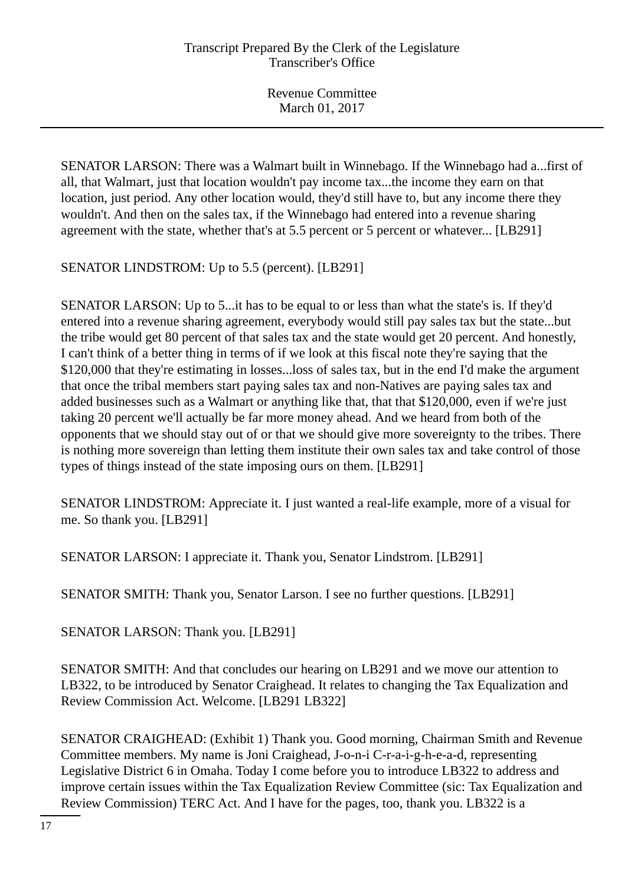SENATOR LARSON: There was a Walmart built in Winnebago. If the Winnebago had a...first of all, that Walmart, just that location wouldn't pay income tax...the income they earn on that location, just period. Any other location would, they'd still have to, but any income there they wouldn't. And then on the sales tax, if the Winnebago had entered into a revenue sharing agreement with the state, whether that's at 5.5 percent or 5 percent or whatever... [LB291]

SENATOR LINDSTROM: Up to 5.5 (percent). [LB291]

SENATOR LARSON: Up to 5...it has to be equal to or less than what the state's is. If they'd entered into a revenue sharing agreement, everybody would still pay sales tax but the state...but the tribe would get 80 percent of that sales tax and the state would get 20 percent. And honestly, I can't think of a better thing in terms of if we look at this fiscal note they're saying that the $120,000 that they're estimating in losses...loss of sales tax, but in the end I'd make the argument that once the tribal members start paying sales tax and non-Natives are paying sales tax and added businesses such as a Walmart or anything like that, that that $120,000, even if we're just taking 20 percent we'll actually be far more money ahead. And we heard from both of the opponents that we should stay out of or that we should give more sovereignty to the tribes. There is nothing more sovereign than letting them institute their own sales tax and take control of those types of things instead of the state imposing ours on them. [LB291]

SENATOR LINDSTROM: Appreciate it. I just wanted a real-life example, more of a visual for me. So thank you. [LB291]

SENATOR LARSON: I appreciate it. Thank you, Senator Lindstrom. [LB291]

SENATOR SMITH: Thank you, Senator Larson. I see no further questions. [LB291]

SENATOR LARSON: Thank you. [LB291]

SENATOR SMITH: And that concludes our hearing on LB291 and we move our attention to LB322, to be introduced by Senator Craighead. It relates to changing the Tax Equalization and Review Commission Act. Welcome. [LB291 LB322]

SENATOR CRAIGHEAD: (Exhibit 1) Thank you. Good morning, Chairman Smith and Revenue Committee members. My name is Joni Craighead, J-o-n-i C-r-a-i-g-h-e-a-d, representing Legislative District 6 in Omaha. Today I come before you to introduce LB322 to address and improve certain issues within the Tax Equalization Review Committee (sic: Tax Equalization and Review Commission) TERC Act. And I have for the pages, too, thank you. LB322 is a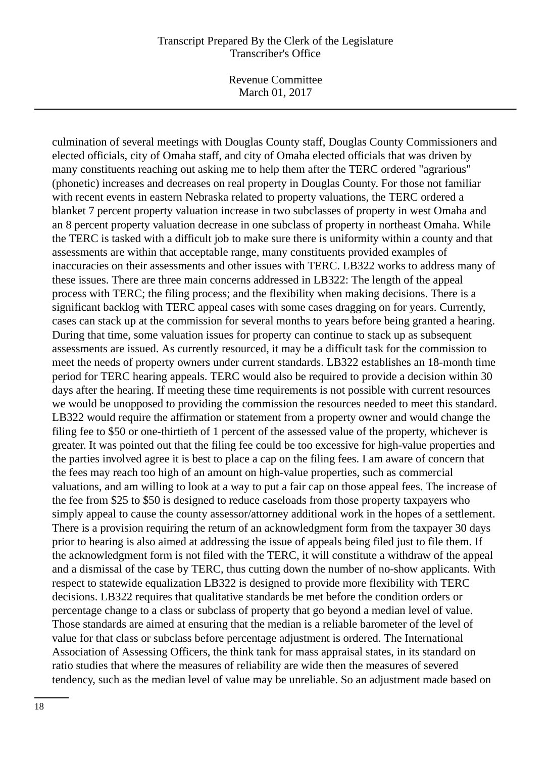culmination of several meetings with Douglas County staff, Douglas County Commissioners and elected officials, city of Omaha staff, and city of Omaha elected officials that was driven by many constituents reaching out asking me to help them after the TERC ordered "agrarious" (phonetic) increases and decreases on real property in Douglas County. For those not familiar with recent events in eastern Nebraska related to property valuations, the TERC ordered a blanket 7 percent property valuation increase in two subclasses of property in west Omaha and an 8 percent property valuation decrease in one subclass of property in northeast Omaha. While the TERC is tasked with a difficult job to make sure there is uniformity within a county and that assessments are within that acceptable range, many constituents provided examples of inaccuracies on their assessments and other issues with TERC. LB322 works to address many of these issues. There are three main concerns addressed in LB322: The length of the appeal process with TERC; the filing process; and the flexibility when making decisions. There is a significant backlog with TERC appeal cases with some cases dragging on for years. Currently, cases can stack up at the commission for several months to years before being granted a hearing. During that time, some valuation issues for property can continue to stack up as subsequent assessments are issued. As currently resourced, it may be a difficult task for the commission to meet the needs of property owners under current standards. LB322 establishes an 18-month time period for TERC hearing appeals. TERC would also be required to provide a decision within 30 days after the hearing. If meeting these time requirements is not possible with current resources we would be unopposed to providing the commission the resources needed to meet this standard. LB322 would require the affirmation or statement from a property owner and would change the filing fee to $50 or one-thirtieth of 1 percent of the assessed value of the property, whichever is greater. It was pointed out that the filing fee could be too excessive for high-value properties and the parties involved agree it is best to place a cap on the filing fees. I am aware of concern that the fees may reach too high of an amount on high-value properties, such as commercial valuations, and am willing to look at a way to put a fair cap on those appeal fees. The increase of the fee from $25 to $50 is designed to reduce caseloads from those property taxpayers who simply appeal to cause the county assessor/attorney additional work in the hopes of a settlement. There is a provision requiring the return of an acknowledgment form from the taxpayer 30 days prior to hearing is also aimed at addressing the issue of appeals being filed just to file them. If the acknowledgment form is not filed with the TERC, it will constitute a withdraw of the appeal and a dismissal of the case by TERC, thus cutting down the number of no-show applicants. With respect to statewide equalization LB322 is designed to provide more flexibility with TERC decisions. LB322 requires that qualitative standards be met before the condition orders or percentage change to a class or subclass of property that go beyond a median level of value. Those standards are aimed at ensuring that the median is a reliable barometer of the level of value for that class or subclass before percentage adjustment is ordered. The International Association of Assessing Officers, the think tank for mass appraisal states, in its standard on ratio studies that where the measures of reliability are wide then the measures of severed tendency, such as the median level of value may be unreliable. So an adjustment made based on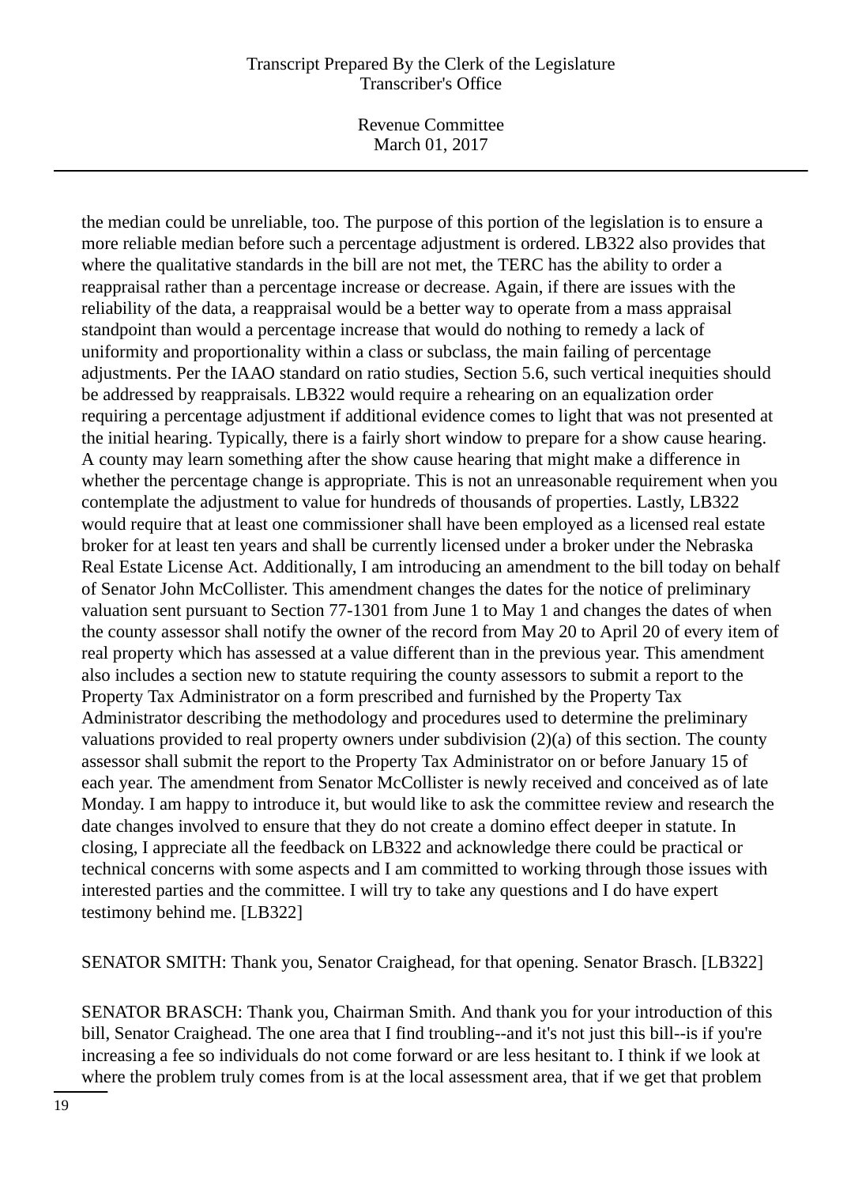the median could be unreliable, too. The purpose of this portion of the legislation is to ensure a more reliable median before such a percentage adjustment is ordered. LB322 also provides that where the qualitative standards in the bill are not met, the TERC has the ability to order a reappraisal rather than a percentage increase or decrease. Again, if there are issues with the reliability of the data, a reappraisal would be a better way to operate from a mass appraisal standpoint than would a percentage increase that would do nothing to remedy a lack of uniformity and proportionality within a class or subclass, the main failing of percentage adjustments. Per the IAAO standard on ratio studies, Section 5.6, such vertical inequities should be addressed by reappraisals. LB322 would require a rehearing on an equalization order requiring a percentage adjustment if additional evidence comes to light that was not presented at the initial hearing. Typically, there is a fairly short window to prepare for a show cause hearing. A county may learn something after the show cause hearing that might make a difference in whether the percentage change is appropriate. This is not an unreasonable requirement when you contemplate the adjustment to value for hundreds of thousands of properties. Lastly, LB322 would require that at least one commissioner shall have been employed as a licensed real estate broker for at least ten years and shall be currently licensed under a broker under the Nebraska Real Estate License Act. Additionally, I am introducing an amendment to the bill today on behalf of Senator John McCollister. This amendment changes the dates for the notice of preliminary valuation sent pursuant to Section 77-1301 from June 1 to May 1 and changes the dates of when the county assessor shall notify the owner of the record from May 20 to April 20 of every item of real property which has assessed at a value different than in the previous year. This amendment also includes a section new to statute requiring the county assessors to submit a report to the Property Tax Administrator on a form prescribed and furnished by the Property Tax Administrator describing the methodology and procedures used to determine the preliminary valuations provided to real property owners under subdivision (2)(a) of this section. The county assessor shall submit the report to the Property Tax Administrator on or before January 15 of each year. The amendment from Senator McCollister is newly received and conceived as of late Monday. I am happy to introduce it, but would like to ask the committee review and research the date changes involved to ensure that they do not create a domino effect deeper in statute. In closing, I appreciate all the feedback on LB322 and acknowledge there could be practical or technical concerns with some aspects and I am committed to working through those issues with interested parties and the committee. I will try to take any questions and I do have expert testimony behind me. [LB322]

SENATOR SMITH: Thank you, Senator Craighead, for that opening. Senator Brasch. [LB322]

SENATOR BRASCH: Thank you, Chairman Smith. And thank you for your introduction of this bill, Senator Craighead. The one area that I find troubling--and it's not just this bill--is if you're increasing a fee so individuals do not come forward or are less hesitant to. I think if we look at where the problem truly comes from is at the local assessment area, that if we get that problem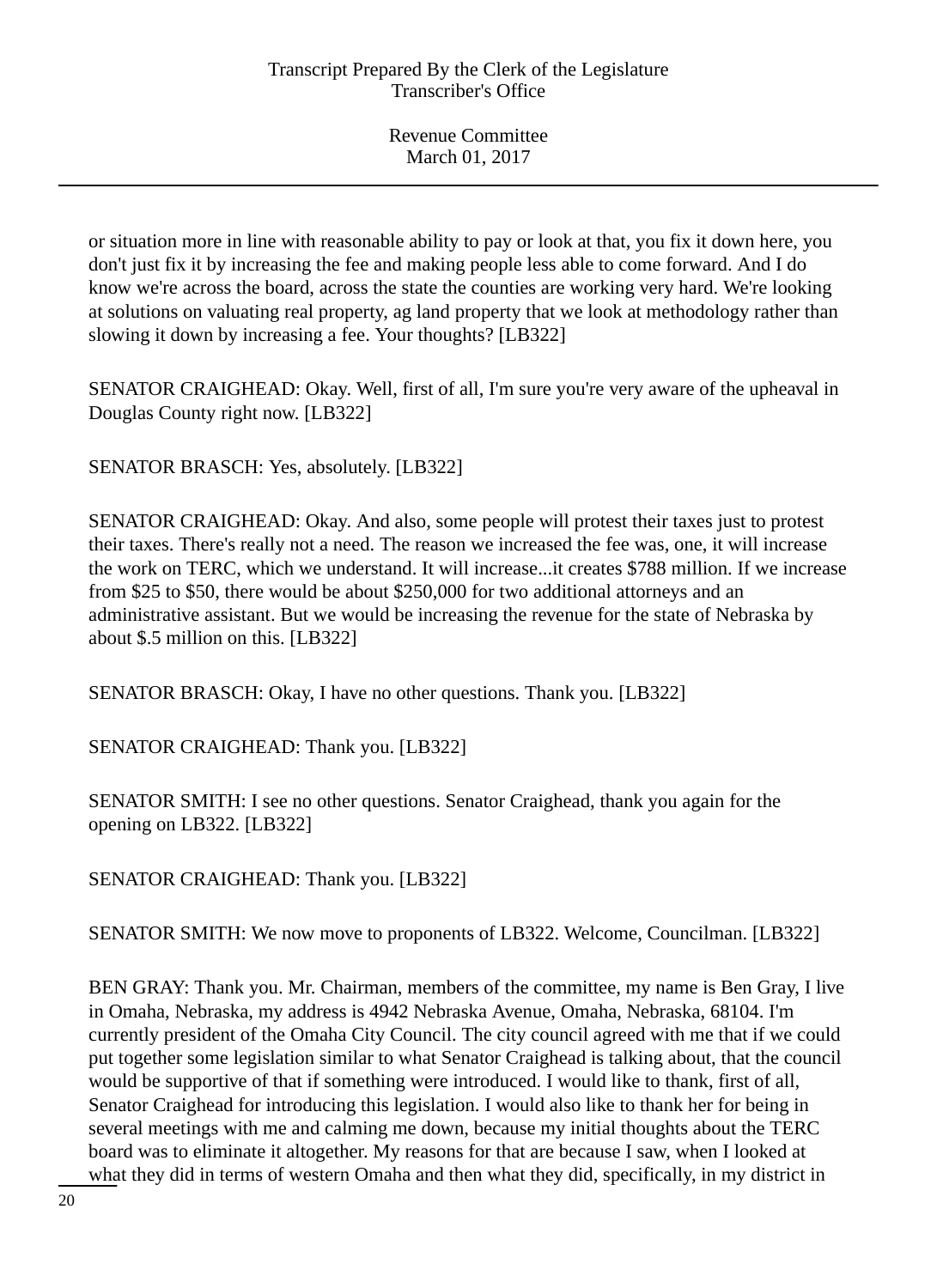or situation more in line with reasonable ability to pay or look at that, you fix it down here, you don't just fix it by increasing the fee and making people less able to come forward. And I do know we're across the board, across the state the counties are working very hard. We're looking at solutions on valuating real property, ag land property that we look at methodology rather than slowing it down by increasing a fee. Your thoughts? [LB322]

SENATOR CRAIGHEAD: Okay. Well, first of all, I'm sure you're very aware of the upheaval in Douglas County right now. [LB322]

SENATOR BRASCH: Yes, absolutely. [LB322]

SENATOR CRAIGHEAD: Okay. And also, some people will protest their taxes just to protest their taxes. There's really not a need. The reason we increased the fee was, one, it will increase the work on TERC, which we understand. It will increase...it creates $788 million. If we increase from $25 to $50, there would be about $250,000 for two additional attorneys and an administrative assistant. But we would be increasing the revenue for the state of Nebraska by about $.5 million on this. [LB322]

SENATOR BRASCH: Okay, I have no other questions. Thank you. [LB322]

SENATOR CRAIGHEAD: Thank you. [LB322]

SENATOR SMITH: I see no other questions. Senator Craighead, thank you again for the opening on LB322. [LB322]

SENATOR CRAIGHEAD: Thank you. [LB322]

SENATOR SMITH: We now move to proponents of LB322. Welcome, Councilman. [LB322]

BEN GRAY: Thank you. Mr. Chairman, members of the committee, my name is Ben Gray, I live in Omaha, Nebraska, my address is 4942 Nebraska Avenue, Omaha, Nebraska, 68104. I'm currently president of the Omaha City Council. The city council agreed with me that if we could put together some legislation similar to what Senator Craighead is talking about, that the council would be supportive of that if something were introduced. I would like to thank, first of all, Senator Craighead for introducing this legislation. I would also like to thank her for being in several meetings with me and calming me down, because my initial thoughts about the TERC board was to eliminate it altogether. My reasons for that are because I saw, when I looked at what they did in terms of western Omaha and then what they did, specifically, in my district in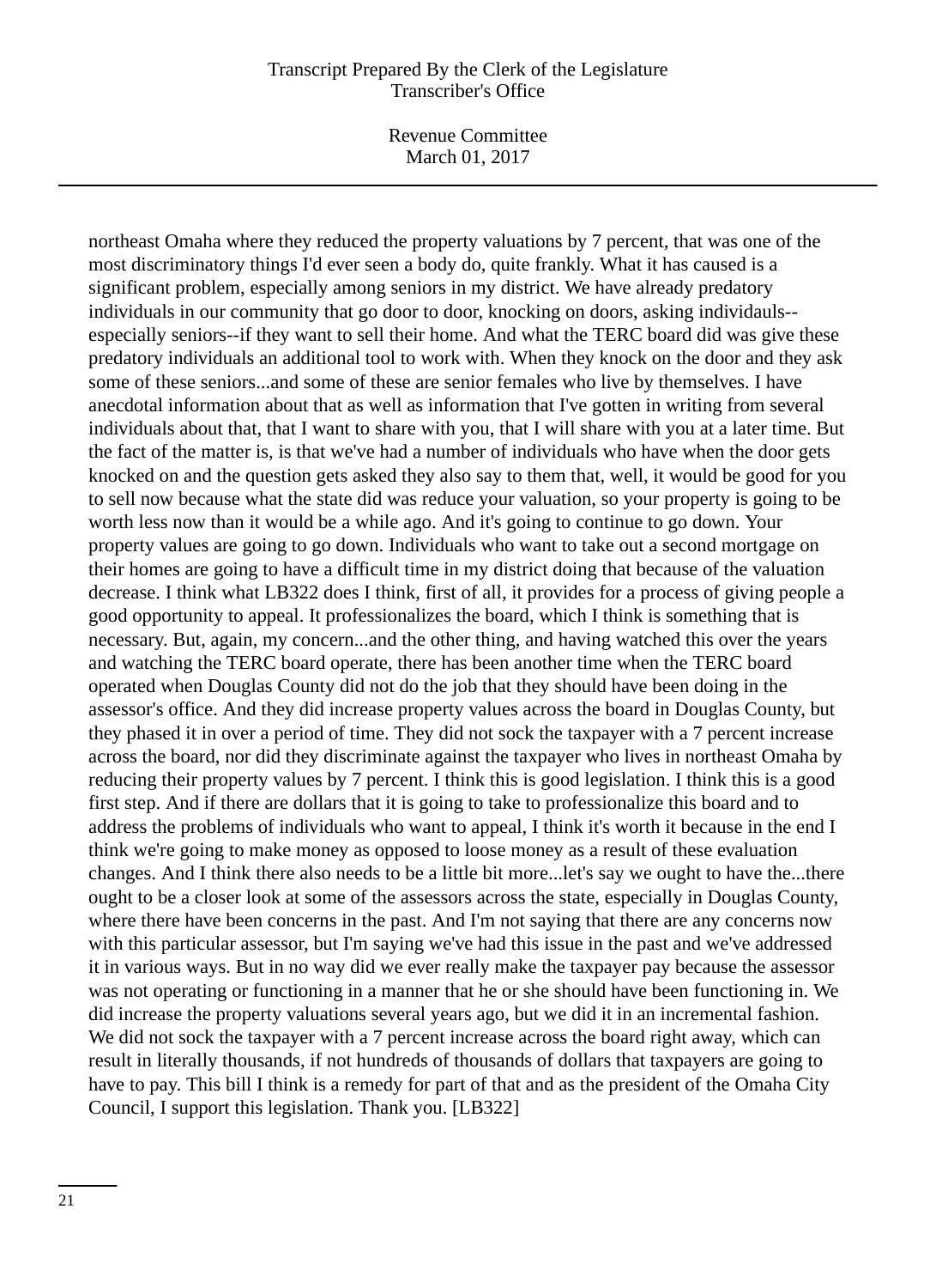northeast Omaha where they reduced the property valuations by 7 percent, that was one of the most discriminatory things I'd ever seen a body do, quite frankly. What it has caused is a significant problem, especially among seniors in my district. We have already predatory individuals in our community that go door to door, knocking on doors, asking individauls--especially seniors--if they want to sell their home. And what the TERC board did was give these predatory individuals an additional tool to work with. When they knock on the door and they ask some of these seniors...and some of these are senior females who live by themselves. I have anecdotal information about that as well as information that I've gotten in writing from several individuals about that, that I want to share with you, that I will share with you at a later time. But the fact of the matter is, is that we've had a number of individuals who have when the door gets knocked on and the question gets asked they also say to them that, well, it would be good for you to sell now because what the state did was reduce your valuation, so your property is going to be worth less now than it would be a while ago. And it's going to continue to go down. Your property values are going to go down. Individuals who want to take out a second mortgage on their homes are going to have a difficult time in my district doing that because of the valuation decrease. I think what LB322 does I think, first of all, it provides for a process of giving people a good opportunity to appeal. It professionalizes the board, which I think is something that is necessary. But, again, my concern...and the other thing, and having watched this over the years and watching the TERC board operate, there has been another time when the TERC board operated when Douglas County did not do the job that they should have been doing in the assessor's office. And they did increase property values across the board in Douglas County, but they phased it in over a period of time. They did not sock the taxpayer with a 7 percent increase across the board, nor did they discriminate against the taxpayer who lives in northeast Omaha by reducing their property values by 7 percent. I think this is good legislation. I think this is a good first step. And if there are dollars that it is going to take to professionalize this board and to address the problems of individuals who want to appeal, I think it's worth it because in the end I think we're going to make money as opposed to loose money as a result of these evaluation changes. And I think there also needs to be a little bit more...let's say we ought to have the...there ought to be a closer look at some of the assessors across the state, especially in Douglas County, where there have been concerns in the past. And I'm not saying that there are any concerns now with this particular assessor, but I'm saying we've had this issue in the past and we've addressed it in various ways. But in no way did we ever really make the taxpayer pay because the assessor was not operating or functioning in a manner that he or she should have been functioning in. We did increase the property valuations several years ago, but we did it in an incremental fashion. We did not sock the taxpayer with a 7 percent increase across the board right away, which can result in literally thousands, if not hundreds of thousands of dollars that taxpayers are going to have to pay. This bill I think is a remedy for part of that and as the president of the Omaha City Council, I support this legislation. Thank you. [LB322]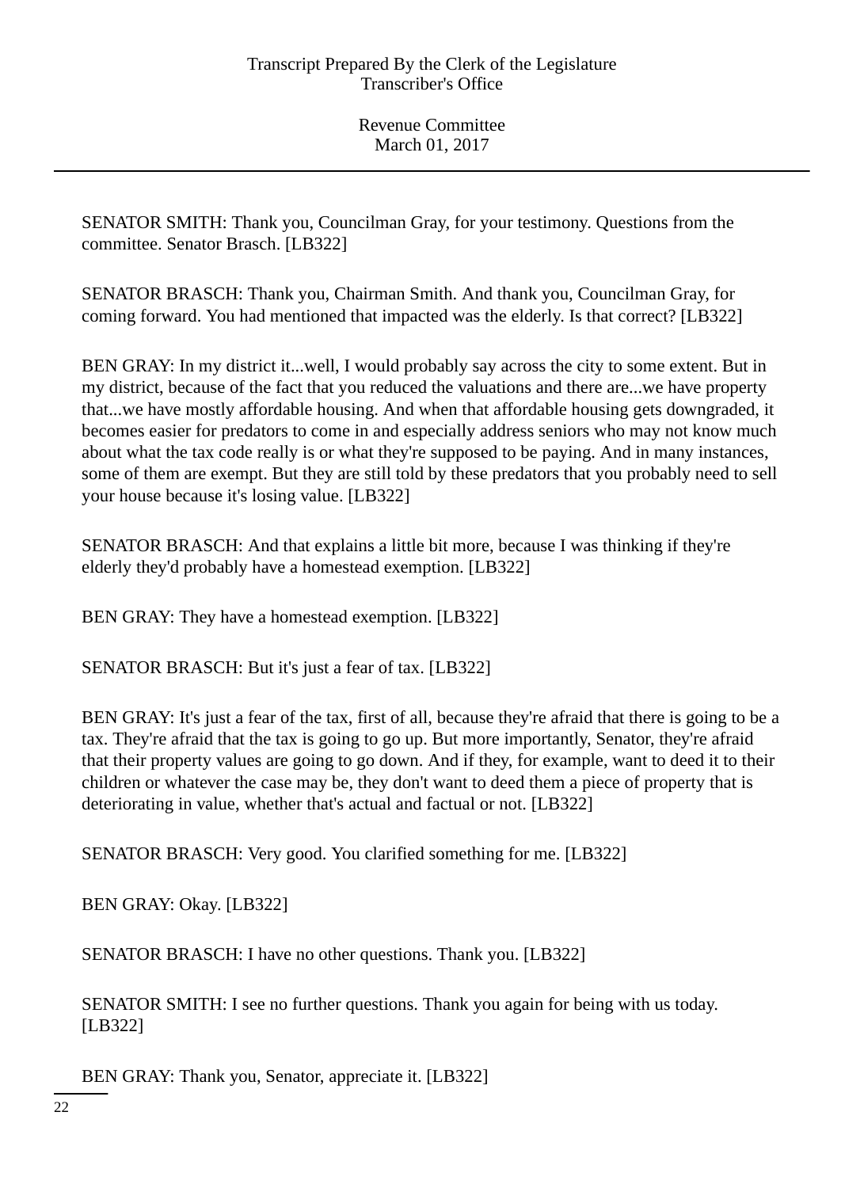SENATOR SMITH: Thank you, Councilman Gray, for your testimony. Questions from the committee. Senator Brasch. [LB322]

SENATOR BRASCH: Thank you, Chairman Smith. And thank you, Councilman Gray, for coming forward. You had mentioned that impacted was the elderly. Is that correct? [LB322]

BEN GRAY: In my district it...well, I would probably say across the city to some extent. But in my district, because of the fact that you reduced the valuations and there are...we have property that...we have mostly affordable housing. And when that affordable housing gets downgraded, it becomes easier for predators to come in and especially address seniors who may not know much about what the tax code really is or what they're supposed to be paying. And in many instances, some of them are exempt. But they are still told by these predators that you probably need to sell your house because it's losing value. [LB322]

SENATOR BRASCH: And that explains a little bit more, because I was thinking if they're elderly they'd probably have a homestead exemption. [LB322]

BEN GRAY: They have a homestead exemption. [LB322]

SENATOR BRASCH: But it's just a fear of tax. [LB322]

BEN GRAY: It's just a fear of the tax, first of all, because they're afraid that there is going to be a tax. They're afraid that the tax is going to go up. But more importantly, Senator, they're afraid that their property values are going to go down. And if they, for example, want to deed it to their children or whatever the case may be, they don't want to deed them a piece of property that is deteriorating in value, whether that's actual and factual or not. [LB322]

SENATOR BRASCH: Very good. You clarified something for me. [LB322]

BEN GRAY: Okay. [LB322]

SENATOR BRASCH: I have no other questions. Thank you. [LB322]

SENATOR SMITH: I see no further questions. Thank you again for being with us today. [LB322]

BEN GRAY: Thank you, Senator, appreciate it. [LB322]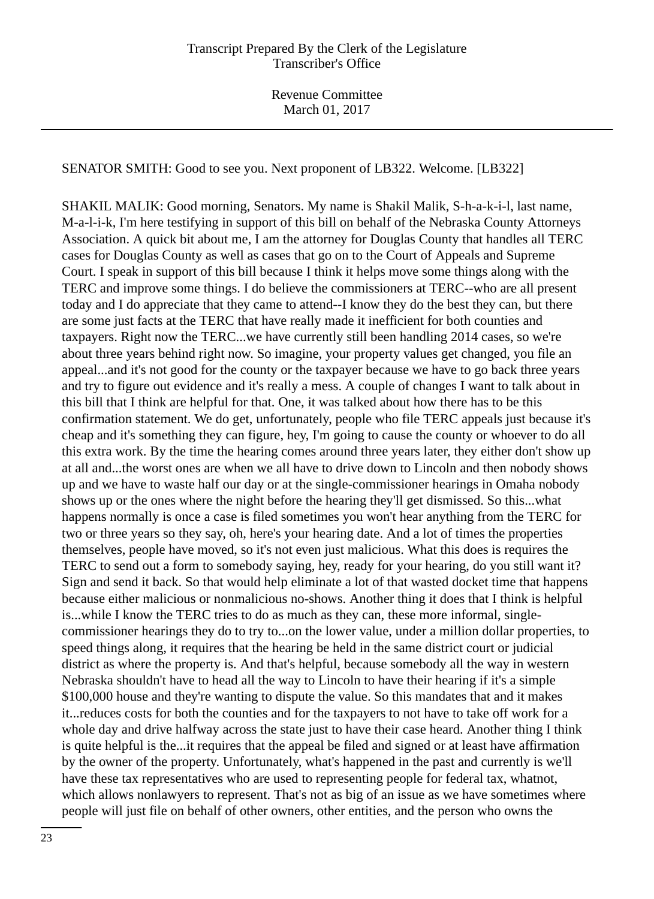SENATOR SMITH: Good to see you. Next proponent of LB322. Welcome. [LB322]

SHAKIL MALIK: Good morning, Senators. My name is Shakil Malik, S-h-a-k-i-l, last name, M-a-l-i-k, I'm here testifying in support of this bill on behalf of the Nebraska County Attorneys Association. A quick bit about me, I am the attorney for Douglas County that handles all TERC cases for Douglas County as well as cases that go on to the Court of Appeals and Supreme Court. I speak in support of this bill because I think it helps move some things along with the TERC and improve some things. I do believe the commissioners at TERC--who are all present today and I do appreciate that they came to attend--I know they do the best they can, but there are some just facts at the TERC that have really made it inefficient for both counties and taxpayers. Right now the TERC...we have currently still been handling 2014 cases, so we're about three years behind right now. So imagine, your property values get changed, you file an appeal...and it's not good for the county or the taxpayer because we have to go back three years and try to figure out evidence and it's really a mess. A couple of changes I want to talk about in this bill that I think are helpful for that. One, it was talked about how there has to be this confirmation statement. We do get, unfortunately, people who file TERC appeals just because it's cheap and it's something they can figure, hey, I'm going to cause the county or whoever to do all this extra work. By the time the hearing comes around three years later, they either don't show up at all and...the worst ones are when we all have to drive down to Lincoln and then nobody shows up and we have to waste half our day or at the single-commissioner hearings in Omaha nobody shows up or the ones where the night before the hearing they'll get dismissed. So this...what happens normally is once a case is filed sometimes you won't hear anything from the TERC for two or three years so they say, oh, here's your hearing date. And a lot of times the properties themselves, people have moved, so it's not even just malicious. What this does is requires the TERC to send out a form to somebody saying, hey, ready for your hearing, do you still want it? Sign and send it back. So that would help eliminate a lot of that wasted docket time that happens because either malicious or nonmalicious no-shows. Another thing it does that I think is helpful is...while I know the TERC tries to do as much as they can, these more informal, single-commissioner hearings they do to try to...on the lower value, under a million dollar properties, to speed things along, it requires that the hearing be held in the same district court or judicial district as where the property is. And that's helpful, because somebody all the way in western Nebraska shouldn't have to head all the way to Lincoln to have their hearing if it's a simple $100,000 house and they're wanting to dispute the value. So this mandates that and it makes it...reduces costs for both the counties and for the taxpayers to not have to take off work for a whole day and drive halfway across the state just to have their case heard. Another thing I think is quite helpful is the...it requires that the appeal be filed and signed or at least have affirmation by the owner of the property. Unfortunately, what's happened in the past and currently is we'll have these tax representatives who are used to representing people for federal tax, whatnot, which allows nonlawyers to represent. That's not as big of an issue as we have sometimes where people will just file on behalf of other owners, other entities, and the person who owns the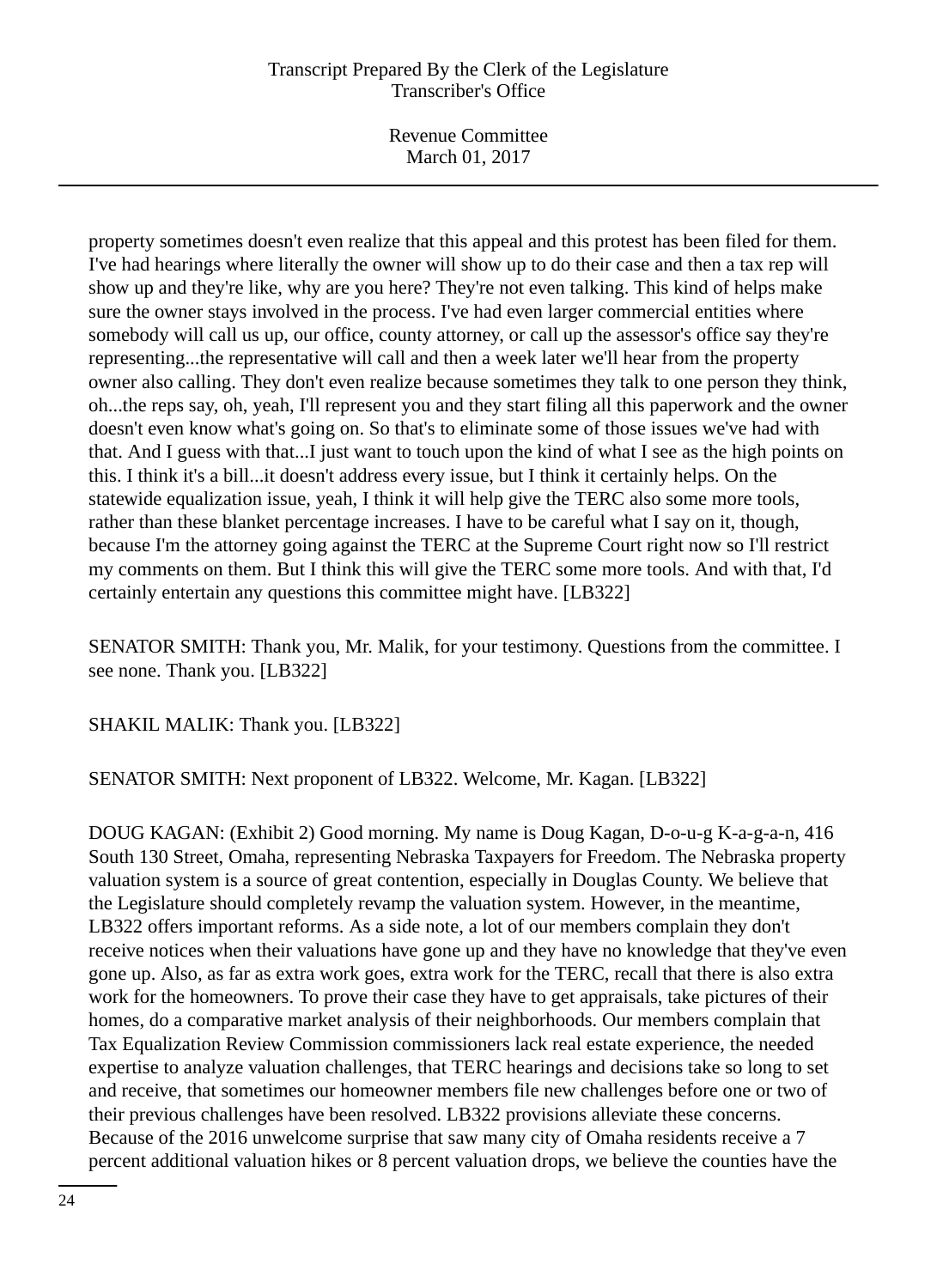property sometimes doesn't even realize that this appeal and this protest has been filed for them. I've had hearings where literally the owner will show up to do their case and then a tax rep will show up and they're like, why are you here? They're not even talking. This kind of helps make sure the owner stays involved in the process. I've had even larger commercial entities where somebody will call us up, our office, county attorney, or call up the assessor's office say they're representing...the representative will call and then a week later we'll hear from the property owner also calling. They don't even realize because sometimes they talk to one person they think, oh...the reps say, oh, yeah, I'll represent you and they start filing all this paperwork and the owner doesn't even know what's going on. So that's to eliminate some of those issues we've had with that. And I guess with that...I just want to touch upon the kind of what I see as the high points on this. I think it's a bill...it doesn't address every issue, but I think it certainly helps. On the statewide equalization issue, yeah, I think it will help give the TERC also some more tools, rather than these blanket percentage increases. I have to be careful what I say on it, though, because I'm the attorney going against the TERC at the Supreme Court right now so I'll restrict my comments on them. But I think this will give the TERC some more tools. And with that, I'd certainly entertain any questions this committee might have. [LB322]

SENATOR SMITH: Thank you, Mr. Malik, for your testimony. Questions from the committee. I see none. Thank you. [LB322]

SHAKIL MALIK: Thank you. [LB322]

SENATOR SMITH: Next proponent of LB322. Welcome, Mr. Kagan. [LB322]

DOUG KAGAN: (Exhibit 2) Good morning. My name is Doug Kagan, D-o-u-g K-a-g-a-n, 416 South 130 Street, Omaha, representing Nebraska Taxpayers for Freedom. The Nebraska property valuation system is a source of great contention, especially in Douglas County. We believe that the Legislature should completely revamp the valuation system. However, in the meantime, LB322 offers important reforms. As a side note, a lot of our members complain they don't receive notices when their valuations have gone up and they have no knowledge that they've even gone up. Also, as far as extra work goes, extra work for the TERC, recall that there is also extra work for the homeowners. To prove their case they have to get appraisals, take pictures of their homes, do a comparative market analysis of their neighborhoods. Our members complain that Tax Equalization Review Commission commissioners lack real estate experience, the needed expertise to analyze valuation challenges, that TERC hearings and decisions take so long to set and receive, that sometimes our homeowner members file new challenges before one or two of their previous challenges have been resolved. LB322 provisions alleviate these concerns. Because of the 2016 unwelcome surprise that saw many city of Omaha residents receive a 7 percent additional valuation hikes or 8 percent valuation drops, we believe the counties have the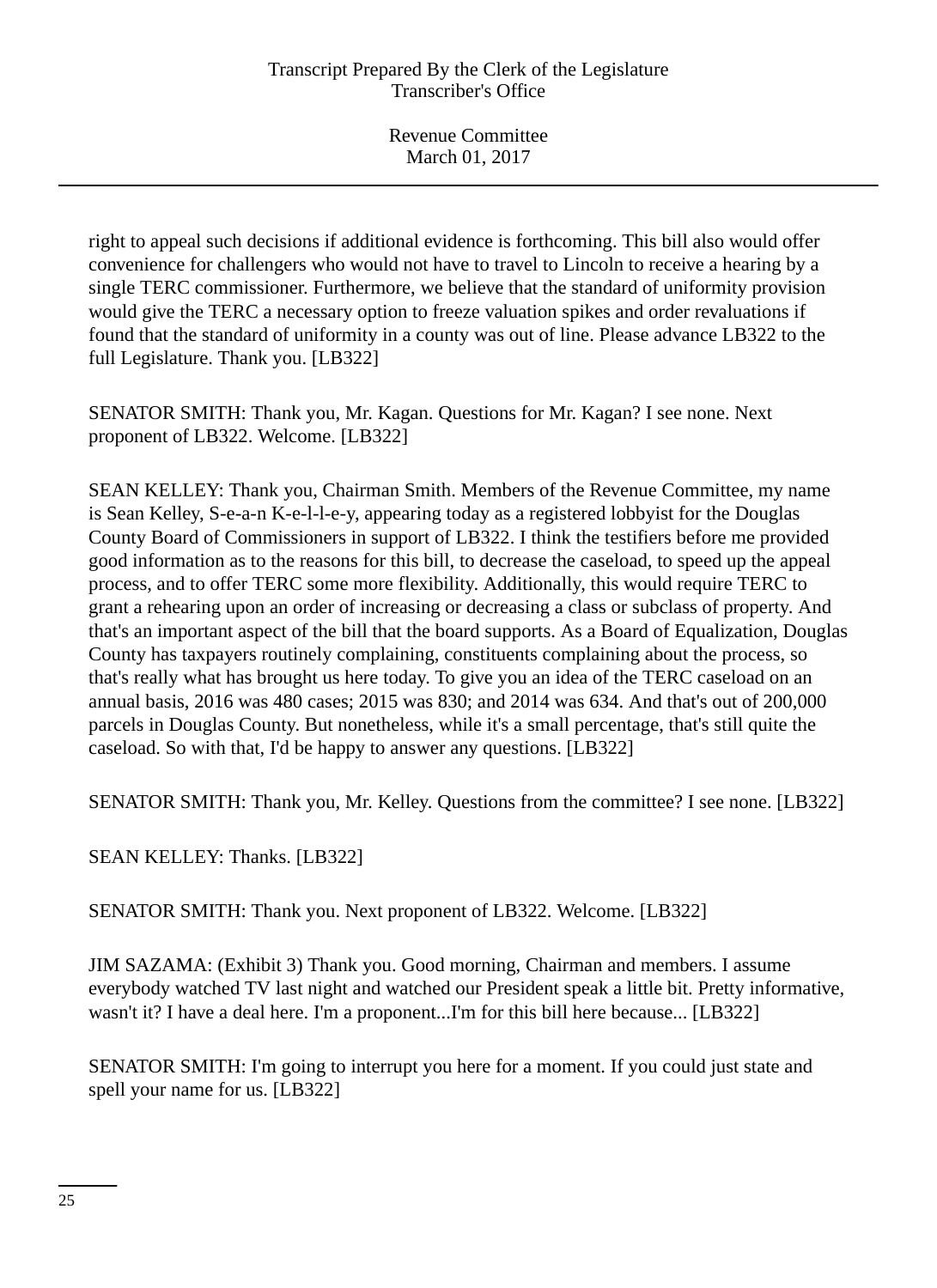right to appeal such decisions if additional evidence is forthcoming. This bill also would offer convenience for challengers who would not have to travel to Lincoln to receive a hearing by a single TERC commissioner. Furthermore, we believe that the standard of uniformity provision would give the TERC a necessary option to freeze valuation spikes and order revaluations if found that the standard of uniformity in a county was out of line. Please advance LB322 to the full Legislature. Thank you. [LB322]

SENATOR SMITH: Thank you, Mr. Kagan. Questions for Mr. Kagan? I see none. Next proponent of LB322. Welcome. [LB322]

SEAN KELLEY: Thank you, Chairman Smith. Members of the Revenue Committee, my name is Sean Kelley, S-e-a-n K-e-l-l-e-y, appearing today as a registered lobbyist for the Douglas County Board of Commissioners in support of LB322. I think the testifiers before me provided good information as to the reasons for this bill, to decrease the caseload, to speed up the appeal process, and to offer TERC some more flexibility. Additionally, this would require TERC to grant a rehearing upon an order of increasing or decreasing a class or subclass of property. And that's an important aspect of the bill that the board supports. As a Board of Equalization, Douglas County has taxpayers routinely complaining, constituents complaining about the process, so that's really what has brought us here today. To give you an idea of the TERC caseload on an annual basis, 2016 was 480 cases; 2015 was 830; and 2014 was 634. And that's out of 200,000 parcels in Douglas County. But nonetheless, while it's a small percentage, that's still quite the caseload. So with that, I'd be happy to answer any questions. [LB322]

SENATOR SMITH: Thank you, Mr. Kelley. Questions from the committee? I see none. [LB322]

SEAN KELLEY: Thanks. [LB322]

SENATOR SMITH: Thank you. Next proponent of LB322. Welcome. [LB322]

JIM SAZAMA: (Exhibit 3) Thank you. Good morning, Chairman and members. I assume everybody watched TV last night and watched our President speak a little bit. Pretty informative, wasn't it? I have a deal here. I'm a proponent...I'm for this bill here because... [LB322]

SENATOR SMITH: I'm going to interrupt you here for a moment. If you could just state and spell your name for us. [LB322]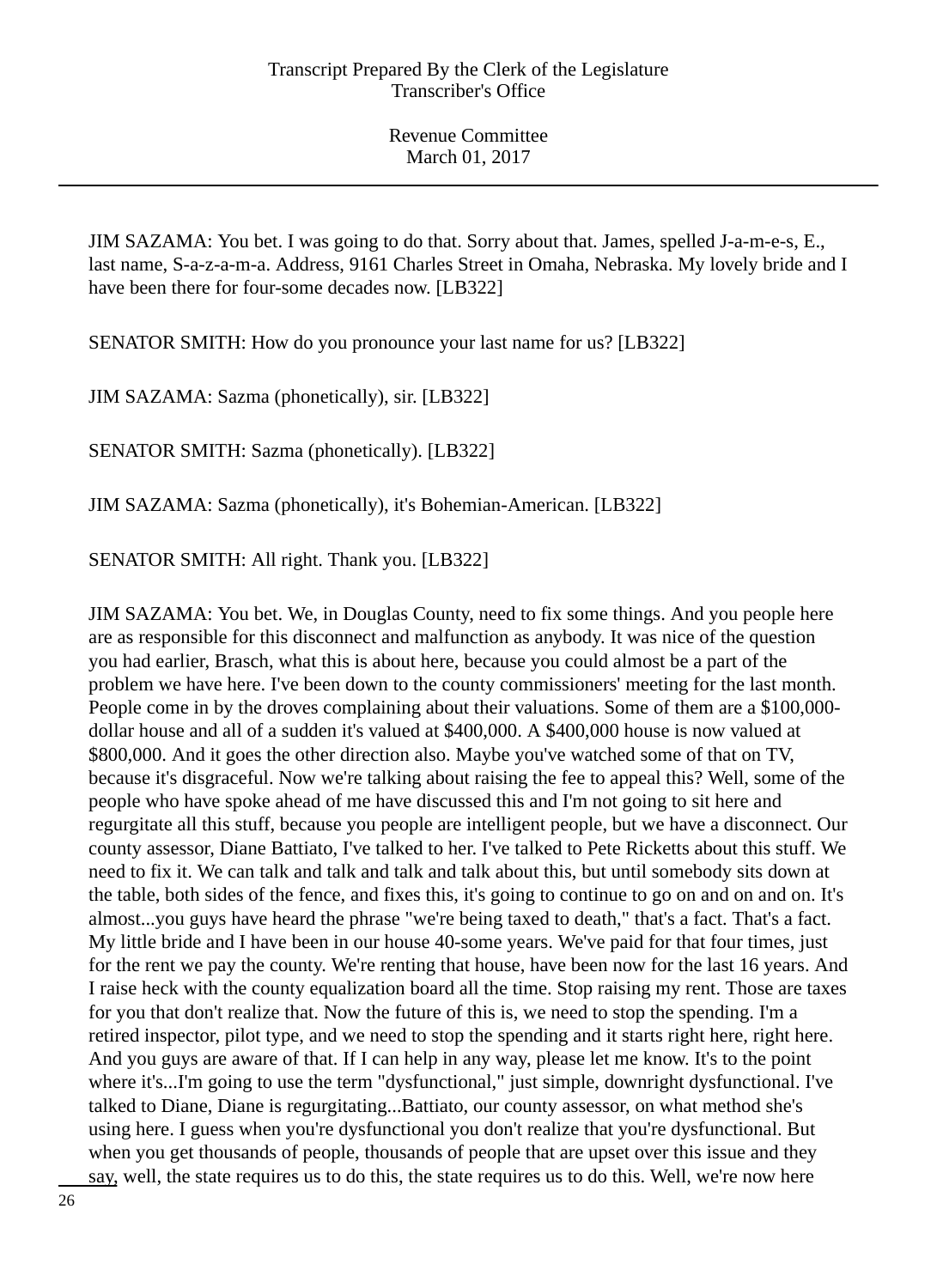JIM SAZAMA: You bet. I was going to do that. Sorry about that. James, spelled J-a-m-e-s, E., last name, S-a-z-a-m-a. Address, 9161 Charles Street in Omaha, Nebraska. My lovely bride and I have been there for four-some decades now. [LB322]

SENATOR SMITH: How do you pronounce your last name for us? [LB322]

JIM SAZAMA: Sazma (phonetically), sir. [LB322]

SENATOR SMITH: Sazma (phonetically). [LB322]

JIM SAZAMA: Sazma (phonetically), it's Bohemian-American. [LB322]

SENATOR SMITH: All right. Thank you. [LB322]

JIM SAZAMA: You bet. We, in Douglas County, need to fix some things. And you people here are as responsible for this disconnect and malfunction as anybody. It was nice of the question you had earlier, Brasch, what this is about here, because you could almost be a part of the problem we have here. I've been down to the county commissioners' meeting for the last month. People come in by the droves complaining about their valuations. Some of them are a $100,000-dollar house and all of a sudden it's valued at $400,000. A $400,000 house is now valued at $800,000. And it goes the other direction also. Maybe you've watched some of that on TV, because it's disgraceful. Now we're talking about raising the fee to appeal this? Well, some of the people who have spoke ahead of me have discussed this and I'm not going to sit here and regurgitate all this stuff, because you people are intelligent people, but we have a disconnect. Our county assessor, Diane Battiato, I've talked to her. I've talked to Pete Ricketts about this stuff. We need to fix it. We can talk and talk and talk and talk about this, but until somebody sits down at the table, both sides of the fence, and fixes this, it's going to continue to go on and on and on. It's almost...you guys have heard the phrase "we're being taxed to death," that's a fact. That's a fact. My little bride and I have been in our house 40-some years. We've paid for that four times, just for the rent we pay the county. We're renting that house, have been now for the last 16 years. And I raise heck with the county equalization board all the time. Stop raising my rent. Those are taxes for you that don't realize that. Now the future of this is, we need to stop the spending. I'm a retired inspector, pilot type, and we need to stop the spending and it starts right here, right here. And you guys are aware of that. If I can help in any way, please let me know. It's to the point where it's...I'm going to use the term "dysfunctional," just simple, downright dysfunctional. I've talked to Diane, Diane is regurgitating...Battiato, our county assessor, on what method she's using here. I guess when you're dysfunctional you don't realize that you're dysfunctional. But when you get thousands of people, thousands of people that are upset over this issue and they say, well, the state requires us to do this, the state requires us to do this. Well, we're now here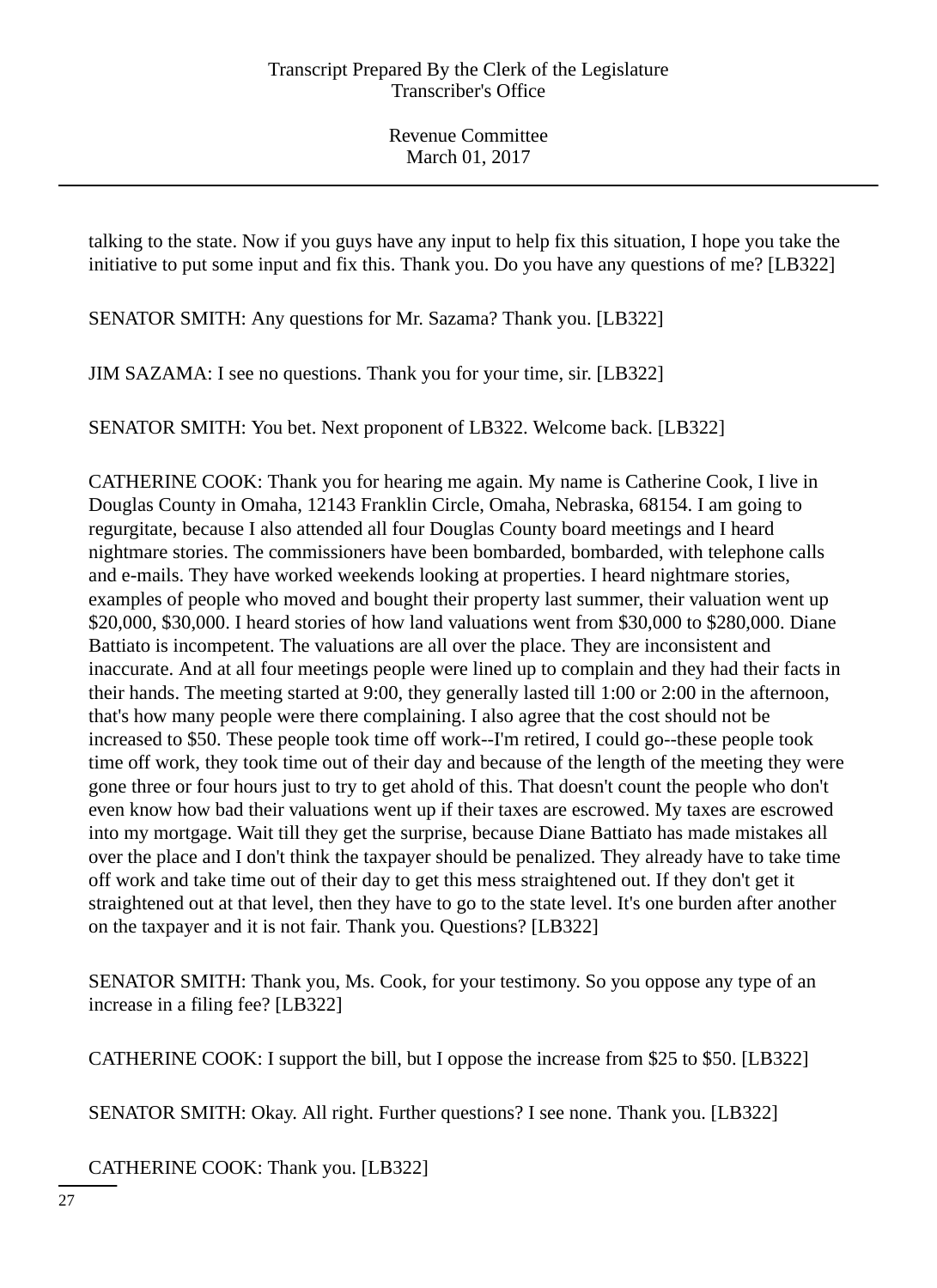talking to the state. Now if you guys have any input to help fix this situation, I hope you take the initiative to put some input and fix this. Thank you. Do you have any questions of me? [LB322]

SENATOR SMITH: Any questions for Mr. Sazama? Thank you. [LB322]

JIM SAZAMA: I see no questions. Thank you for your time, sir. [LB322]

SENATOR SMITH: You bet. Next proponent of LB322. Welcome back. [LB322]

CATHERINE COOK: Thank you for hearing me again. My name is Catherine Cook, I live in Douglas County in Omaha, 12143 Franklin Circle, Omaha, Nebraska, 68154. I am going to regurgitate, because I also attended all four Douglas County board meetings and I heard nightmare stories. The commissioners have been bombarded, bombarded, with telephone calls and e-mails. They have worked weekends looking at properties. I heard nightmare stories, examples of people who moved and bought their property last summer, their valuation went up $20,000, $30,000. I heard stories of how land valuations went from $30,000 to $280,000. Diane Battiato is incompetent. The valuations are all over the place. They are inconsistent and inaccurate. And at all four meetings people were lined up to complain and they had their facts in their hands. The meeting started at 9:00, they generally lasted till 1:00 or 2:00 in the afternoon, that's how many people were there complaining. I also agree that the cost should not be increased to $50. These people took time off work--I'm retired, I could go--these people took time off work, they took time out of their day and because of the length of the meeting they were gone three or four hours just to try to get ahold of this. That doesn't count the people who don't even know how bad their valuations went up if their taxes are escrowed. My taxes are escrowed into my mortgage. Wait till they get the surprise, because Diane Battiato has made mistakes all over the place and I don't think the taxpayer should be penalized. They already have to take time off work and take time out of their day to get this mess straightened out. If they don't get it straightened out at that level, then they have to go to the state level. It's one burden after another on the taxpayer and it is not fair. Thank you. Questions? [LB322]

SENATOR SMITH: Thank you, Ms. Cook, for your testimony. So you oppose any type of an increase in a filing fee? [LB322]

CATHERINE COOK: I support the bill, but I oppose the increase from $25 to $50. [LB322]

SENATOR SMITH: Okay. All right. Further questions? I see none. Thank you. [LB322]

CATHERINE COOK: Thank you. [LB322]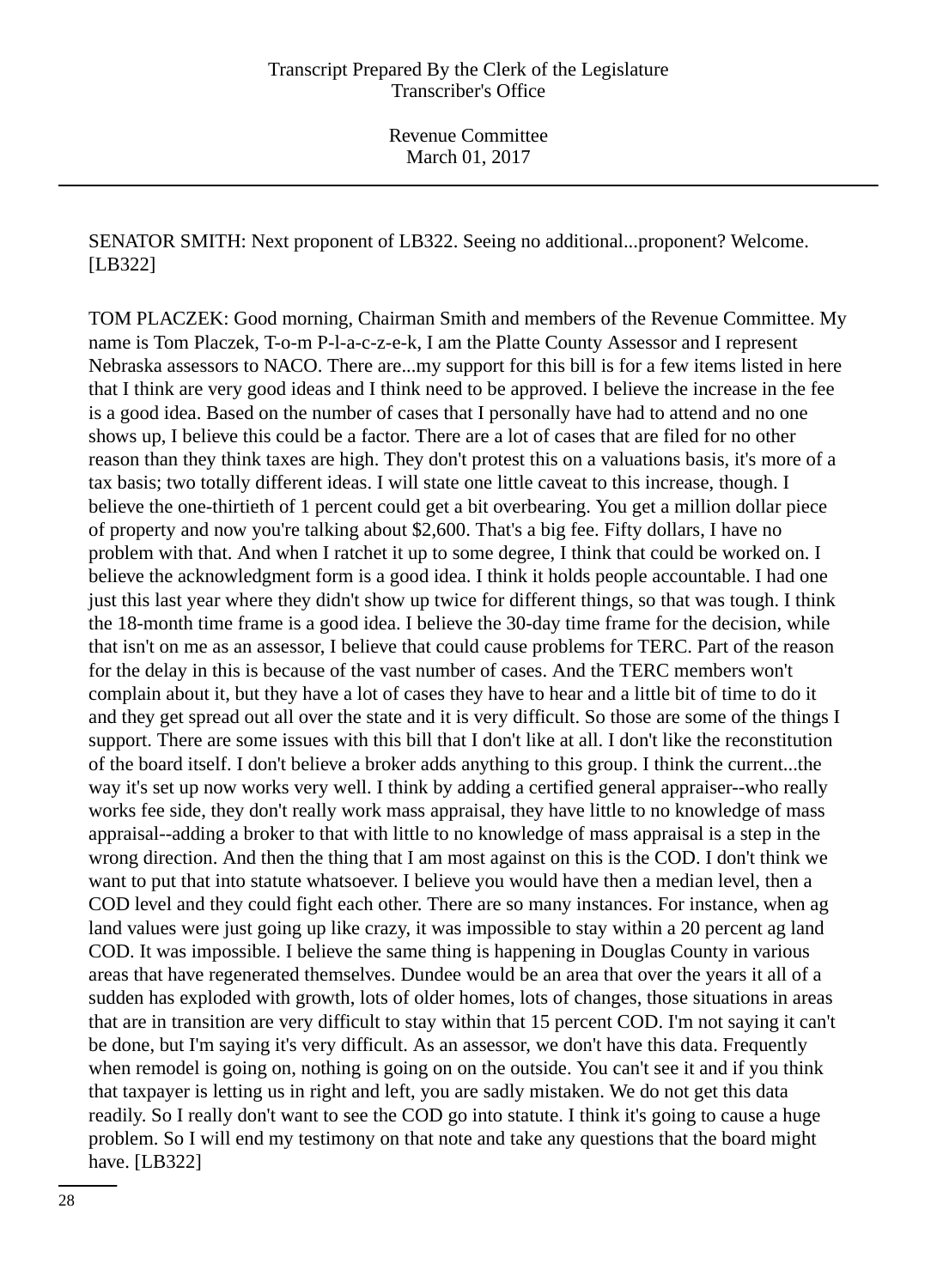SENATOR SMITH: Next proponent of LB322. Seeing no additional...proponent? Welcome. [LB322]

TOM PLACZEK: Good morning, Chairman Smith and members of the Revenue Committee. My name is Tom Placzek, T-o-m P-l-a-c-z-e-k, I am the Platte County Assessor and I represent Nebraska assessors to NACO. There are...my support for this bill is for a few items listed in here that I think are very good ideas and I think need to be approved. I believe the increase in the fee is a good idea. Based on the number of cases that I personally have had to attend and no one shows up, I believe this could be a factor. There are a lot of cases that are filed for no other reason than they think taxes are high. They don't protest this on a valuations basis, it's more of a tax basis; two totally different ideas. I will state one little caveat to this increase, though. I believe the one-thirtieth of 1 percent could get a bit overbearing. You get a million dollar piece of property and now you're talking about $2,600. That's a big fee. Fifty dollars, I have no problem with that. And when I ratchet it up to some degree, I think that could be worked on. I believe the acknowledgment form is a good idea. I think it holds people accountable. I had one just this last year where they didn't show up twice for different things, so that was tough. I think the 18-month time frame is a good idea. I believe the 30-day time frame for the decision, while that isn't on me as an assessor, I believe that could cause problems for TERC. Part of the reason for the delay in this is because of the vast number of cases. And the TERC members won't complain about it, but they have a lot of cases they have to hear and a little bit of time to do it and they get spread out all over the state and it is very difficult. So those are some of the things I support. There are some issues with this bill that I don't like at all. I don't like the reconstitution of the board itself. I don't believe a broker adds anything to this group. I think the current...the way it's set up now works very well. I think by adding a certified general appraiser--who really works fee side, they don't really work mass appraisal, they have little to no knowledge of mass appraisal--adding a broker to that with little to no knowledge of mass appraisal is a step in the wrong direction. And then the thing that I am most against on this is the COD. I don't think we want to put that into statute whatsoever. I believe you would have then a median level, then a COD level and they could fight each other. There are so many instances. For instance, when ag land values were just going up like crazy, it was impossible to stay within a 20 percent ag land COD. It was impossible. I believe the same thing is happening in Douglas County in various areas that have regenerated themselves. Dundee would be an area that over the years it all of a sudden has exploded with growth, lots of older homes, lots of changes, those situations in areas that are in transition are very difficult to stay within that 15 percent COD. I'm not saying it can't be done, but I'm saying it's very difficult. As an assessor, we don't have this data. Frequently when remodel is going on, nothing is going on on the outside. You can't see it and if you think that taxpayer is letting us in right and left, you are sadly mistaken. We do not get this data readily. So I really don't want to see the COD go into statute. I think it's going to cause a huge problem. So I will end my testimony on that note and take any questions that the board might have. [LB322]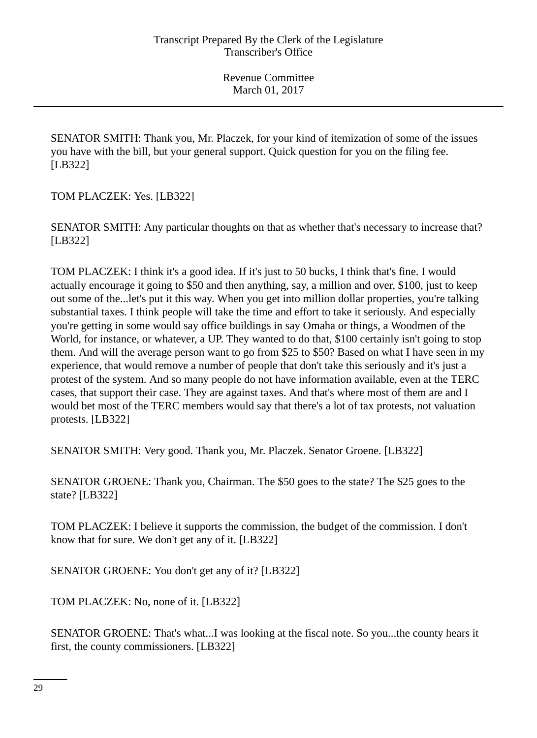SENATOR SMITH: Thank you, Mr. Placzek, for your kind of itemization of some of the issues you have with the bill, but your general support. Quick question for you on the filing fee. [LB322]

TOM PLACZEK: Yes. [LB322]

SENATOR SMITH: Any particular thoughts on that as whether that's necessary to increase that? [LB322]

TOM PLACZEK: I think it's a good idea. If it's just to 50 bucks, I think that's fine. I would actually encourage it going to $50 and then anything, say, a million and over, $100, just to keep out some of the...let's put it this way. When you get into million dollar properties, you're talking substantial taxes. I think people will take the time and effort to take it seriously. And especially you're getting in some would say office buildings in say Omaha or things, a Woodmen of the World, for instance, or whatever, a UP. They wanted to do that, $100 certainly isn't going to stop them. And will the average person want to go from $25 to $50? Based on what I have seen in my experience, that would remove a number of people that don't take this seriously and it's just a protest of the system. And so many people do not have information available, even at the TERC cases, that support their case. They are against taxes. And that's where most of them are and I would bet most of the TERC members would say that there's a lot of tax protests, not valuation protests. [LB322]

SENATOR SMITH: Very good. Thank you, Mr. Placzek. Senator Groene. [LB322]

SENATOR GROENE: Thank you, Chairman. The $50 goes to the state? The $25 goes to the state? [LB322]

TOM PLACZEK: I believe it supports the commission, the budget of the commission. I don't know that for sure. We don't get any of it. [LB322]

SENATOR GROENE: You don't get any of it? [LB322]

TOM PLACZEK: No, none of it. [LB322]

SENATOR GROENE: That's what...I was looking at the fiscal note. So you...the county hears it first, the county commissioners. [LB322]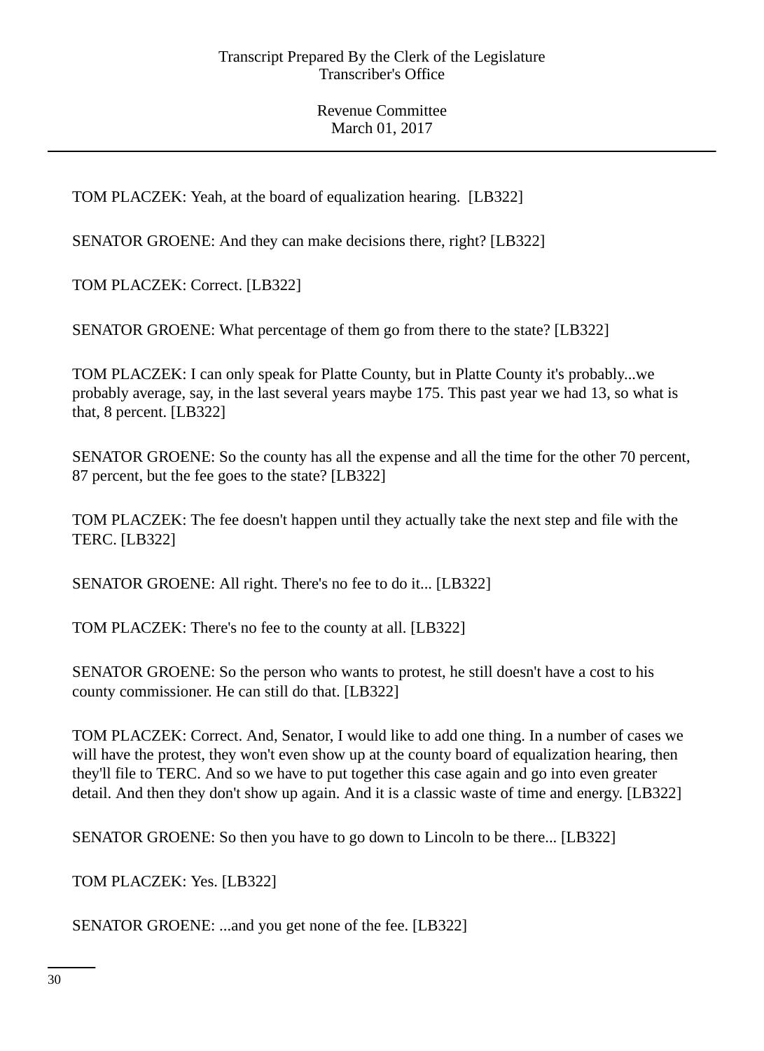TOM PLACZEK: Yeah, at the board of equalization hearing. [LB322]

SENATOR GROENE: And they can make decisions there, right? [LB322]

TOM PLACZEK: Correct. [LB322]

SENATOR GROENE: What percentage of them go from there to the state? [LB322]

TOM PLACZEK: I can only speak for Platte County, but in Platte County it's probably...we probably average, say, in the last several years maybe 175. This past year we had 13, so what is that, 8 percent. [LB322]

SENATOR GROENE: So the county has all the expense and all the time for the other 70 percent, 87 percent, but the fee goes to the state? [LB322]

TOM PLACZEK: The fee doesn't happen until they actually take the next step and file with the TERC. [LB322]

SENATOR GROENE: All right. There's no fee to do it... [LB322]

TOM PLACZEK: There's no fee to the county at all. [LB322]

SENATOR GROENE: So the person who wants to protest, he still doesn't have a cost to his county commissioner. He can still do that. [LB322]

TOM PLACZEK: Correct. And, Senator, I would like to add one thing. In a number of cases we will have the protest, they won't even show up at the county board of equalization hearing, then they'll file to TERC. And so we have to put together this case again and go into even greater detail. And then they don't show up again. And it is a classic waste of time and energy. [LB322]

SENATOR GROENE: So then you have to go down to Lincoln to be there... [LB322]

TOM PLACZEK: Yes. [LB322]

SENATOR GROENE: ...and you get none of the fee. [LB322]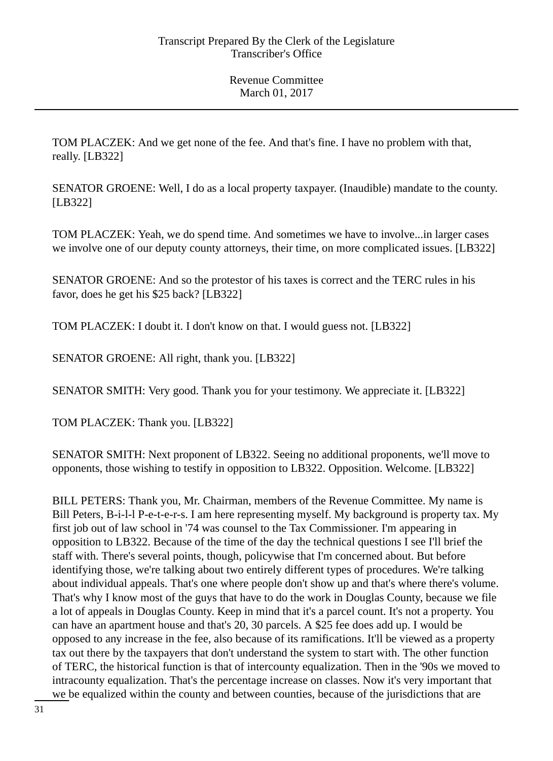TOM PLACZEK: And we get none of the fee. And that's fine. I have no problem with that, really. [LB322]

SENATOR GROENE: Well, I do as a local property taxpayer. (Inaudible) mandate to the county. [LB322]

TOM PLACZEK: Yeah, we do spend time. And sometimes we have to involve...in larger cases we involve one of our deputy county attorneys, their time, on more complicated issues. [LB322]

SENATOR GROENE: And so the protestor of his taxes is correct and the TERC rules in his favor, does he get his $25 back? [LB322]

TOM PLACZEK: I doubt it. I don't know on that. I would guess not. [LB322]

SENATOR GROENE: All right, thank you. [LB322]

SENATOR SMITH: Very good. Thank you for your testimony. We appreciate it. [LB322]

TOM PLACZEK: Thank you. [LB322]

SENATOR SMITH: Next proponent of LB322. Seeing no additional proponents, we'll move to opponents, those wishing to testify in opposition to LB322. Opposition. Welcome. [LB322]

BILL PETERS: Thank you, Mr. Chairman, members of the Revenue Committee. My name is Bill Peters, B-i-l-l P-e-t-e-r-s. I am here representing myself. My background is property tax. My first job out of law school in '74 was counsel to the Tax Commissioner. I'm appearing in opposition to LB322. Because of the time of the day the technical questions I see I'll brief the staff with. There's several points, though, policywise that I'm concerned about. But before identifying those, we're talking about two entirely different types of procedures. We're talking about individual appeals. That's one where people don't show up and that's where there's volume. That's why I know most of the guys that have to do the work in Douglas County, because we file a lot of appeals in Douglas County. Keep in mind that it's a parcel count. It's not a property. You can have an apartment house and that's 20, 30 parcels. A $25 fee does add up. I would be opposed to any increase in the fee, also because of its ramifications. It'll be viewed as a property tax out there by the taxpayers that don't understand the system to start with. The other function of TERC, the historical function is that of intercounty equalization. Then in the '90s we moved to intracounty equalization. That's the percentage increase on classes. Now it's very important that we be equalized within the county and between counties, because of the jurisdictions that are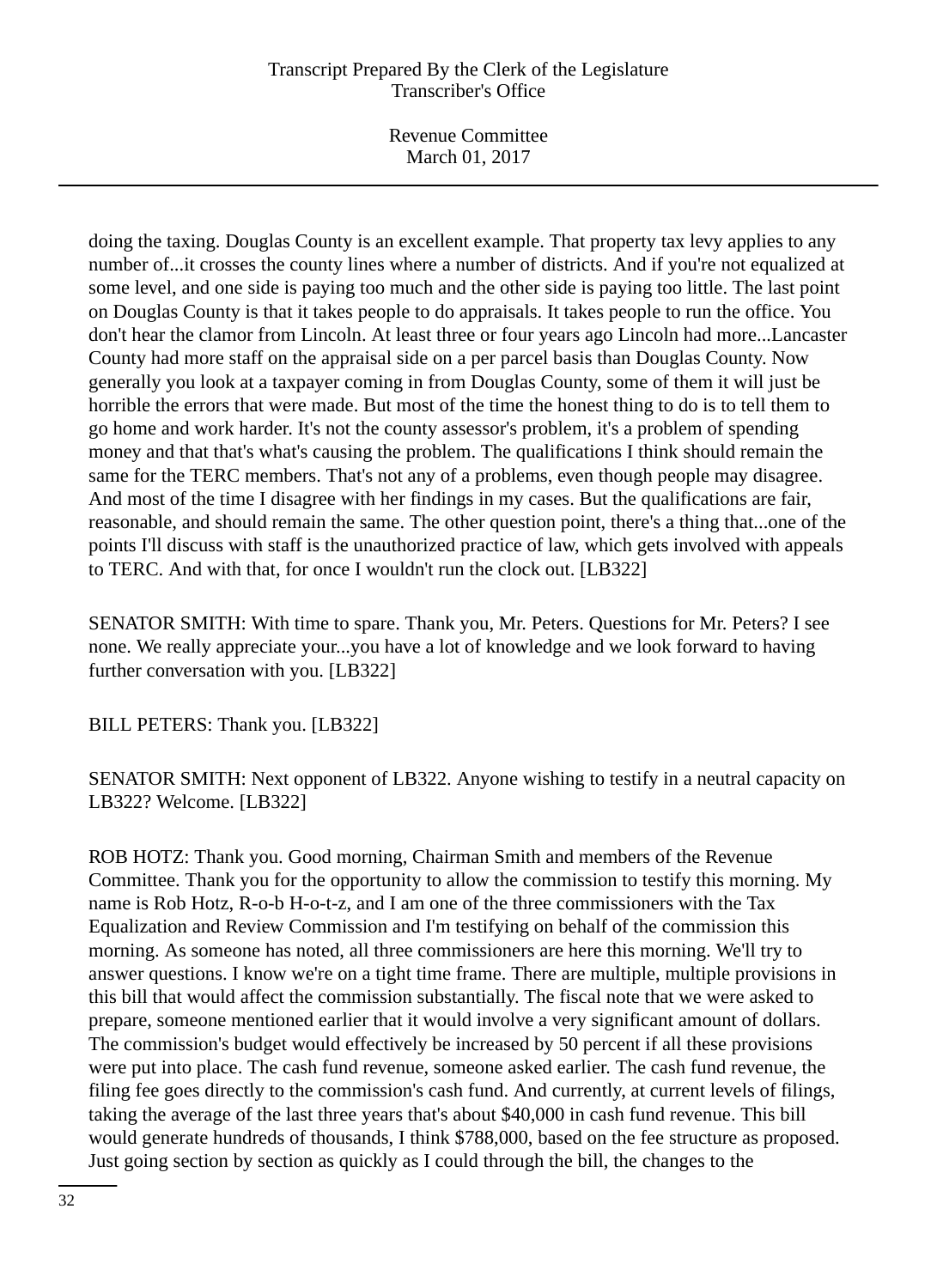doing the taxing. Douglas County is an excellent example. That property tax levy applies to any number of...it crosses the county lines where a number of districts. And if you're not equalized at some level, and one side is paying too much and the other side is paying too little. The last point on Douglas County is that it takes people to do appraisals. It takes people to run the office. You don't hear the clamor from Lincoln. At least three or four years ago Lincoln had more...Lancaster County had more staff on the appraisal side on a per parcel basis than Douglas County. Now generally you look at a taxpayer coming in from Douglas County, some of them it will just be horrible the errors that were made. But most of the time the honest thing to do is to tell them to go home and work harder. It's not the county assessor's problem, it's a problem of spending money and that that's what's causing the problem. The qualifications I think should remain the same for the TERC members. That's not any of a problems, even though people may disagree. And most of the time I disagree with her findings in my cases. But the qualifications are fair, reasonable, and should remain the same. The other question point, there's a thing that...one of the points I'll discuss with staff is the unauthorized practice of law, which gets involved with appeals to TERC. And with that, for once I wouldn't run the clock out. [LB322]

SENATOR SMITH: With time to spare. Thank you, Mr. Peters. Questions for Mr. Peters? I see none. We really appreciate your...you have a lot of knowledge and we look forward to having further conversation with you. [LB322]

BILL PETERS: Thank you. [LB322]

SENATOR SMITH: Next opponent of LB322. Anyone wishing to testify in a neutral capacity on LB322? Welcome. [LB322]

ROB HOTZ: Thank you. Good morning, Chairman Smith and members of the Revenue Committee. Thank you for the opportunity to allow the commission to testify this morning. My name is Rob Hotz, R-o-b H-o-t-z, and I am one of the three commissioners with the Tax Equalization and Review Commission and I'm testifying on behalf of the commission this morning. As someone has noted, all three commissioners are here this morning. We'll try to answer questions. I know we're on a tight time frame. There are multiple, multiple provisions in this bill that would affect the commission substantially. The fiscal note that we were asked to prepare, someone mentioned earlier that it would involve a very significant amount of dollars. The commission's budget would effectively be increased by 50 percent if all these provisions were put into place. The cash fund revenue, someone asked earlier. The cash fund revenue, the filing fee goes directly to the commission's cash fund. And currently, at current levels of filings, taking the average of the last three years that's about $40,000 in cash fund revenue. This bill would generate hundreds of thousands, I think $788,000, based on the fee structure as proposed. Just going section by section as quickly as I could through the bill, the changes to the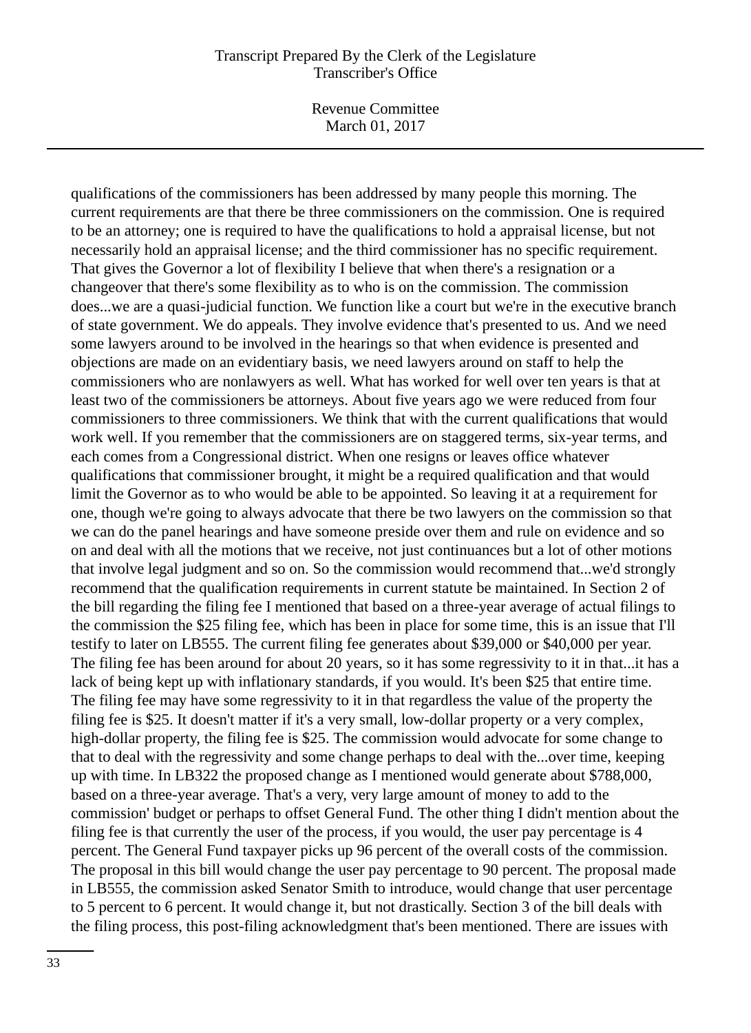qualifications of the commissioners has been addressed by many people this morning. The current requirements are that there be three commissioners on the commission. One is required to be an attorney; one is required to have the qualifications to hold a appraisal license, but not necessarily hold an appraisal license; and the third commissioner has no specific requirement. That gives the Governor a lot of flexibility I believe that when there's a resignation or a changeover that there's some flexibility as to who is on the commission. The commission does...we are a quasi-judicial function. We function like a court but we're in the executive branch of state government. We do appeals. They involve evidence that's presented to us. And we need some lawyers around to be involved in the hearings so that when evidence is presented and objections are made on an evidentiary basis, we need lawyers around on staff to help the commissioners who are nonlawyers as well. What has worked for well over ten years is that at least two of the commissioners be attorneys. About five years ago we were reduced from four commissioners to three commissioners. We think that with the current qualifications that would work well. If you remember that the commissioners are on staggered terms, six-year terms, and each comes from a Congressional district. When one resigns or leaves office whatever qualifications that commissioner brought, it might be a required qualification and that would limit the Governor as to who would be able to be appointed. So leaving it at a requirement for one, though we're going to always advocate that there be two lawyers on the commission so that we can do the panel hearings and have someone preside over them and rule on evidence and so on and deal with all the motions that we receive, not just continuances but a lot of other motions that involve legal judgment and so on. So the commission would recommend that...we'd strongly recommend that the qualification requirements in current statute be maintained. In Section 2 of the bill regarding the filing fee I mentioned that based on a three-year average of actual filings to the commission the $25 filing fee, which has been in place for some time, this is an issue that I'll testify to later on LB555. The current filing fee generates about $39,000 or $40,000 per year. The filing fee has been around for about 20 years, so it has some regressivity to it in that...it has a lack of being kept up with inflationary standards, if you would. It's been $25 that entire time. The filing fee may have some regressivity to it in that regardless the value of the property the filing fee is $25. It doesn't matter if it's a very small, low-dollar property or a very complex, high-dollar property, the filing fee is $25. The commission would advocate for some change to that to deal with the regressivity and some change perhaps to deal with the...over time, keeping up with time. In LB322 the proposed change as I mentioned would generate about $788,000, based on a three-year average. That's a very, very large amount of money to add to the commission' budget or perhaps to offset General Fund. The other thing I didn't mention about the filing fee is that currently the user of the process, if you would, the user pay percentage is 4 percent. The General Fund taxpayer picks up 96 percent of the overall costs of the commission. The proposal in this bill would change the user pay percentage to 90 percent. The proposal made in LB555, the commission asked Senator Smith to introduce, would change that user percentage to 5 percent to 6 percent. It would change it, but not drastically. Section 3 of the bill deals with the filing process, this post-filing acknowledgment that's been mentioned. There are issues with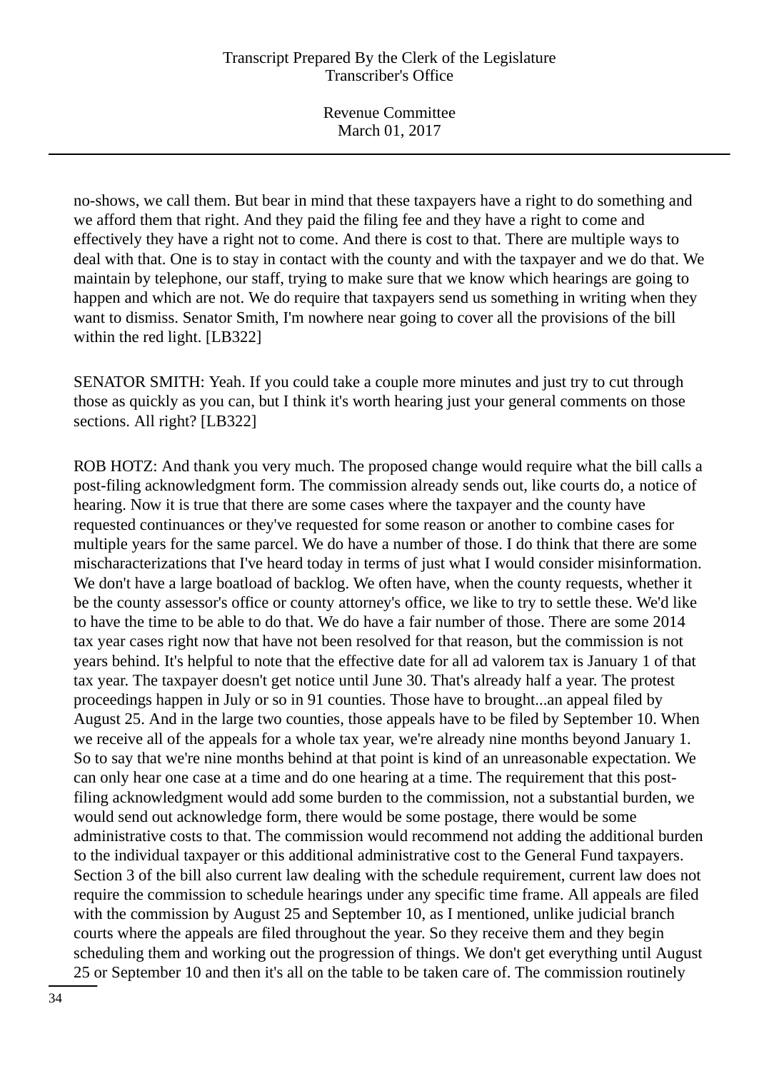no-shows, we call them. But bear in mind that these taxpayers have a right to do something and we afford them that right. And they paid the filing fee and they have a right to come and effectively they have a right not to come. And there is cost to that. There are multiple ways to deal with that. One is to stay in contact with the county and with the taxpayer and we do that. We maintain by telephone, our staff, trying to make sure that we know which hearings are going to happen and which are not. We do require that taxpayers send us something in writing when they want to dismiss. Senator Smith, I'm nowhere near going to cover all the provisions of the bill within the red light. [LB322]

SENATOR SMITH: Yeah. If you could take a couple more minutes and just try to cut through those as quickly as you can, but I think it's worth hearing just your general comments on those sections. All right? [LB322]

ROB HOTZ: And thank you very much. The proposed change would require what the bill calls a post-filing acknowledgment form. The commission already sends out, like courts do, a notice of hearing. Now it is true that there are some cases where the taxpayer and the county have requested continuances or they've requested for some reason or another to combine cases for multiple years for the same parcel. We do have a number of those. I do think that there are some mischaracterizations that I've heard today in terms of just what I would consider misinformation. We don't have a large boatload of backlog. We often have, when the county requests, whether it be the county assessor's office or county attorney's office, we like to try to settle these. We'd like to have the time to be able to do that. We do have a fair number of those. There are some 2014 tax year cases right now that have not been resolved for that reason, but the commission is not years behind. It's helpful to note that the effective date for all ad valorem tax is January 1 of that tax year. The taxpayer doesn't get notice until June 30. That's already half a year. The protest proceedings happen in July or so in 91 counties. Those have to brought...an appeal filed by August 25. And in the large two counties, those appeals have to be filed by September 10. When we receive all of the appeals for a whole tax year, we're already nine months beyond January 1. So to say that we're nine months behind at that point is kind of an unreasonable expectation. We can only hear one case at a time and do one hearing at a time. The requirement that this post-filing acknowledgment would add some burden to the commission, not a substantial burden, we would send out acknowledge form, there would be some postage, there would be some administrative costs to that. The commission would recommend not adding the additional burden to the individual taxpayer or this additional administrative cost to the General Fund taxpayers. Section 3 of the bill also current law dealing with the schedule requirement, current law does not require the commission to schedule hearings under any specific time frame. All appeals are filed with the commission by August 25 and September 10, as I mentioned, unlike judicial branch courts where the appeals are filed throughout the year. So they receive them and they begin scheduling them and working out the progression of things. We don't get everything until August 25 or September 10 and then it's all on the table to be taken care of. The commission routinely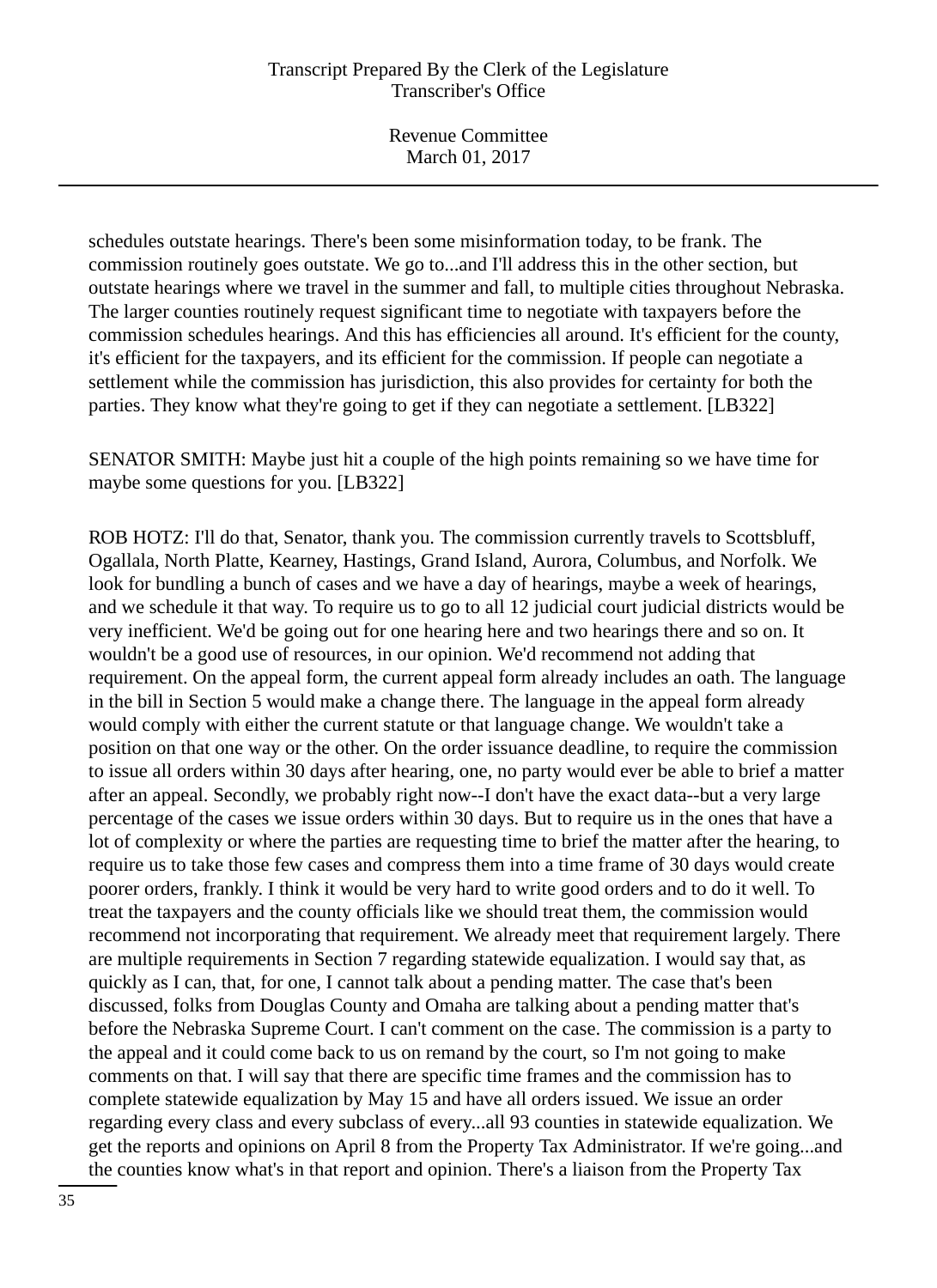schedules outstate hearings. There's been some misinformation today, to be frank. The commission routinely goes outstate. We go to...and I'll address this in the other section, but outstate hearings where we travel in the summer and fall, to multiple cities throughout Nebraska. The larger counties routinely request significant time to negotiate with taxpayers before the commission schedules hearings. And this has efficiencies all around. It's efficient for the county, it's efficient for the taxpayers, and its efficient for the commission. If people can negotiate a settlement while the commission has jurisdiction, this also provides for certainty for both the parties. They know what they're going to get if they can negotiate a settlement. [LB322]

SENATOR SMITH: Maybe just hit a couple of the high points remaining so we have time for maybe some questions for you. [LB322]

ROB HOTZ: I'll do that, Senator, thank you. The commission currently travels to Scottsbluff, Ogallala, North Platte, Kearney, Hastings, Grand Island, Aurora, Columbus, and Norfolk. We look for bundling a bunch of cases and we have a day of hearings, maybe a week of hearings, and we schedule it that way. To require us to go to all 12 judicial court judicial districts would be very inefficient. We'd be going out for one hearing here and two hearings there and so on. It wouldn't be a good use of resources, in our opinion. We'd recommend not adding that requirement. On the appeal form, the current appeal form already includes an oath. The language in the bill in Section 5 would make a change there. The language in the appeal form already would comply with either the current statute or that language change. We wouldn't take a position on that one way or the other. On the order issuance deadline, to require the commission to issue all orders within 30 days after hearing, one, no party would ever be able to brief a matter after an appeal. Secondly, we probably right now--I don't have the exact data--but a very large percentage of the cases we issue orders within 30 days. But to require us in the ones that have a lot of complexity or where the parties are requesting time to brief the matter after the hearing, to require us to take those few cases and compress them into a time frame of 30 days would create poorer orders, frankly. I think it would be very hard to write good orders and to do it well. To treat the taxpayers and the county officials like we should treat them, the commission would recommend not incorporating that requirement. We already meet that requirement largely. There are multiple requirements in Section 7 regarding statewide equalization. I would say that, as quickly as I can, that, for one, I cannot talk about a pending matter. The case that's been discussed, folks from Douglas County and Omaha are talking about a pending matter that's before the Nebraska Supreme Court. I can't comment on the case. The commission is a party to the appeal and it could come back to us on remand by the court, so I'm not going to make comments on that. I will say that there are specific time frames and the commission has to complete statewide equalization by May 15 and have all orders issued. We issue an order regarding every class and every subclass of every...all 93 counties in statewide equalization. We get the reports and opinions on April 8 from the Property Tax Administrator. If we're going...and the counties know what's in that report and opinion. There's a liaison from the Property Tax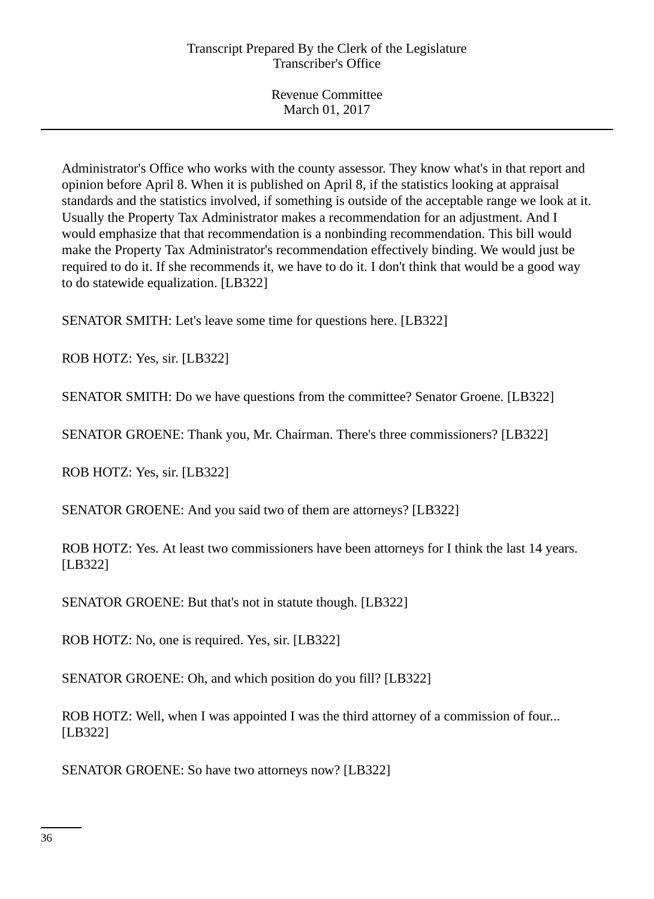Administrator's Office who works with the county assessor. They know what's in that report and opinion before April 8. When it is published on April 8, if the statistics looking at appraisal standards and the statistics involved, if something is outside of the acceptable range we look at it. Usually the Property Tax Administrator makes a recommendation for an adjustment. And I would emphasize that that recommendation is a nonbinding recommendation. This bill would make the Property Tax Administrator's recommendation effectively binding. We would just be required to do it. If she recommends it, we have to do it. I don't think that would be a good way to do statewide equalization. [LB322]

SENATOR SMITH: Let's leave some time for questions here. [LB322]

ROB HOTZ: Yes, sir. [LB322]

SENATOR SMITH: Do we have questions from the committee? Senator Groene. [LB322]

SENATOR GROENE: Thank you, Mr. Chairman. There's three commissioners? [LB322]

ROB HOTZ: Yes, sir. [LB322]

SENATOR GROENE: And you said two of them are attorneys? [LB322]

ROB HOTZ: Yes. At least two commissioners have been attorneys for I think the last 14 years. [LB322]

SENATOR GROENE: But that's not in statute though. [LB322]

ROB HOTZ: No, one is required. Yes, sir. [LB322]

SENATOR GROENE: Oh, and which position do you fill? [LB322]

ROB HOTZ: Well, when I was appointed I was the third attorney of a commission of four... [LB322]

SENATOR GROENE: So have two attorneys now? [LB322]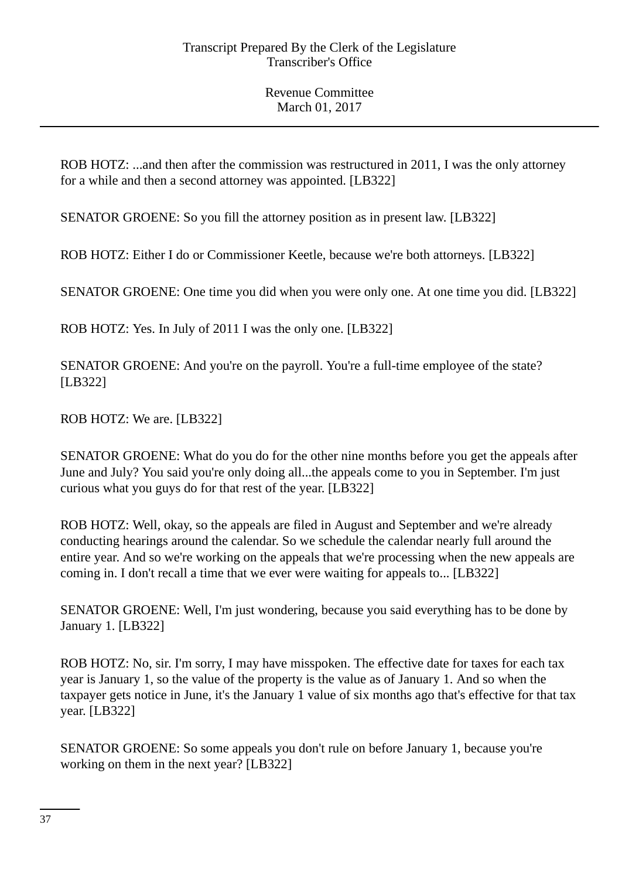ROB HOTZ: ...and then after the commission was restructured in 2011, I was the only attorney for a while and then a second attorney was appointed. [LB322]

SENATOR GROENE: So you fill the attorney position as in present law. [LB322]

ROB HOTZ: Either I do or Commissioner Keetle, because we're both attorneys. [LB322]

SENATOR GROENE: One time you did when you were only one. At one time you did. [LB322]

ROB HOTZ: Yes. In July of 2011 I was the only one. [LB322]

SENATOR GROENE: And you're on the payroll. You're a full-time employee of the state? [LB322]

ROB HOTZ: We are. [LB322]

SENATOR GROENE: What do you do for the other nine months before you get the appeals after June and July? You said you're only doing all...the appeals come to you in September. I'm just curious what you guys do for that rest of the year. [LB322]

ROB HOTZ: Well, okay, so the appeals are filed in August and September and we're already conducting hearings around the calendar. So we schedule the calendar nearly full around the entire year. And so we're working on the appeals that we're processing when the new appeals are coming in. I don't recall a time that we ever were waiting for appeals to... [LB322]

SENATOR GROENE: Well, I'm just wondering, because you said everything has to be done by January 1. [LB322]

ROB HOTZ: No, sir. I'm sorry, I may have misspoken. The effective date for taxes for each tax year is January 1, so the value of the property is the value as of January 1. And so when the taxpayer gets notice in June, it's the January 1 value of six months ago that's effective for that tax year. [LB322]

SENATOR GROENE: So some appeals you don't rule on before January 1, because you're working on them in the next year? [LB322]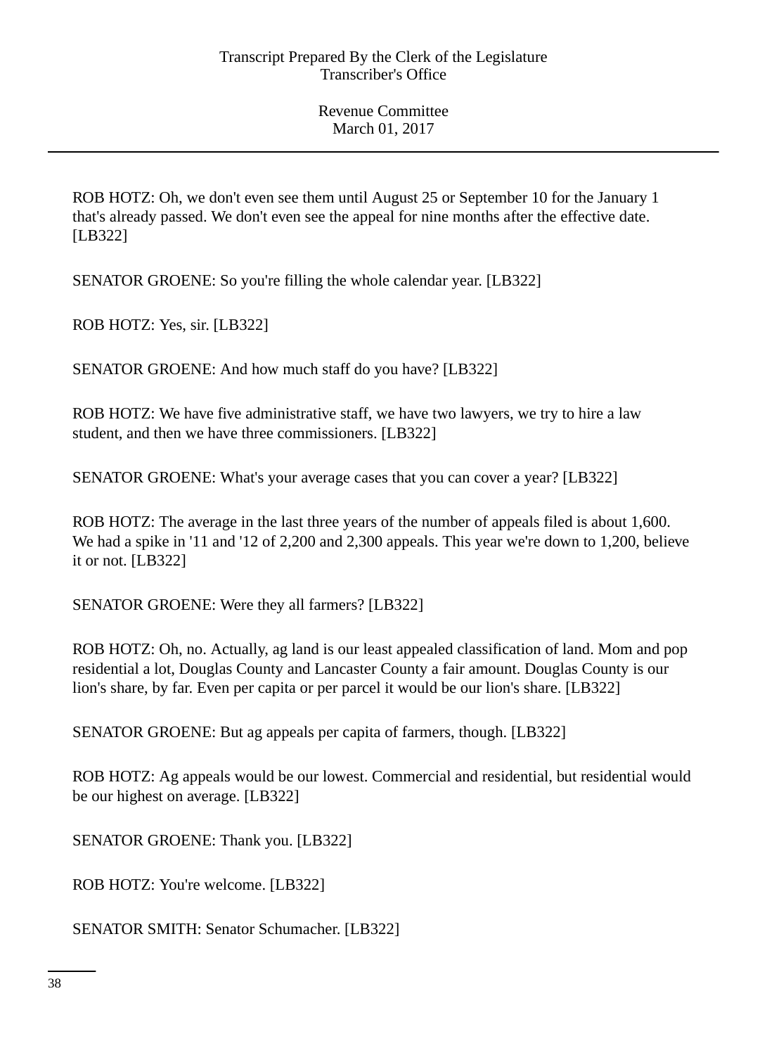ROB HOTZ: Oh, we don't even see them until August 25 or September 10 for the January 1 that's already passed. We don't even see the appeal for nine months after the effective date. [LB322]

SENATOR GROENE: So you're filling the whole calendar year. [LB322]

ROB HOTZ: Yes, sir. [LB322]

SENATOR GROENE: And how much staff do you have? [LB322]

ROB HOTZ: We have five administrative staff, we have two lawyers, we try to hire a law student, and then we have three commissioners. [LB322]

SENATOR GROENE: What's your average cases that you can cover a year? [LB322]

ROB HOTZ: The average in the last three years of the number of appeals filed is about 1,600. We had a spike in '11 and '12 of 2,200 and 2,300 appeals. This year we're down to 1,200, believe it or not. [LB322]

SENATOR GROENE: Were they all farmers? [LB322]

ROB HOTZ: Oh, no. Actually, ag land is our least appealed classification of land. Mom and pop residential a lot, Douglas County and Lancaster County a fair amount. Douglas County is our lion's share, by far. Even per capita or per parcel it would be our lion's share. [LB322]

SENATOR GROENE: But ag appeals per capita of farmers, though. [LB322]

ROB HOTZ: Ag appeals would be our lowest. Commercial and residential, but residential would be our highest on average. [LB322]

SENATOR GROENE: Thank you. [LB322]

ROB HOTZ: You're welcome. [LB322]

SENATOR SMITH: Senator Schumacher. [LB322]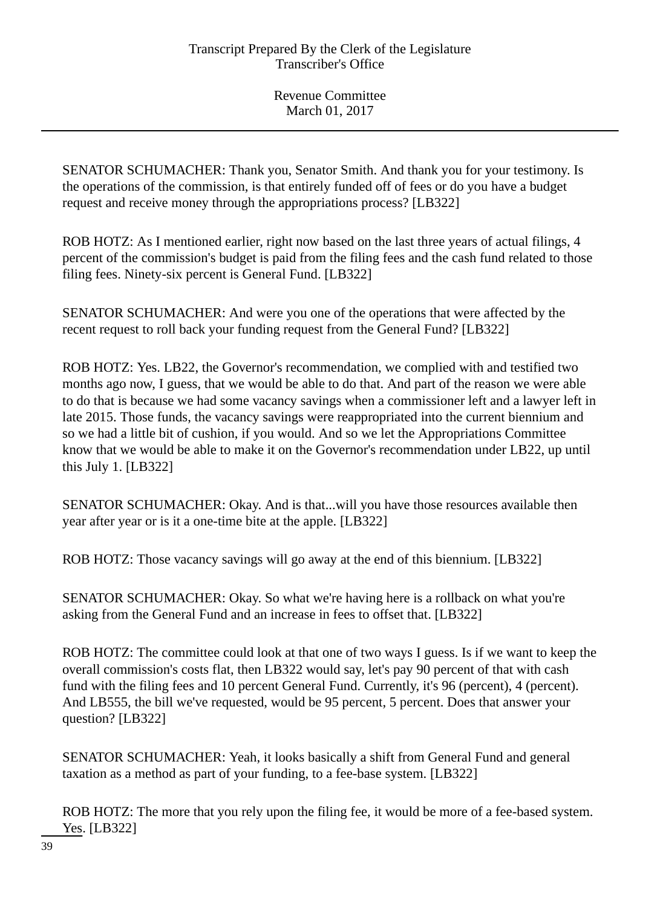SENATOR SCHUMACHER: Thank you, Senator Smith. And thank you for your testimony. Is the operations of the commission, is that entirely funded off of fees or do you have a budget request and receive money through the appropriations process? [LB322]

ROB HOTZ: As I mentioned earlier, right now based on the last three years of actual filings, 4 percent of the commission's budget is paid from the filing fees and the cash fund related to those filing fees. Ninety-six percent is General Fund. [LB322]

SENATOR SCHUMACHER: And were you one of the operations that were affected by the recent request to roll back your funding request from the General Fund? [LB322]

ROB HOTZ: Yes. LB22, the Governor's recommendation, we complied with and testified two months ago now, I guess, that we would be able to do that. And part of the reason we were able to do that is because we had some vacancy savings when a commissioner left and a lawyer left in late 2015. Those funds, the vacancy savings were reappropriated into the current biennium and so we had a little bit of cushion, if you would. And so we let the Appropriations Committee know that we would be able to make it on the Governor's recommendation under LB22, up until this July 1. [LB322]

SENATOR SCHUMACHER: Okay. And is that...will you have those resources available then year after year or is it a one-time bite at the apple. [LB322]

ROB HOTZ: Those vacancy savings will go away at the end of this biennium. [LB322]

SENATOR SCHUMACHER: Okay. So what we're having here is a rollback on what you're asking from the General Fund and an increase in fees to offset that. [LB322]

ROB HOTZ: The committee could look at that one of two ways I guess. Is if we want to keep the overall commission's costs flat, then LB322 would say, let's pay 90 percent of that with cash fund with the filing fees and 10 percent General Fund. Currently, it's 96 (percent), 4 (percent). And LB555, the bill we've requested, would be 95 percent, 5 percent. Does that answer your question? [LB322]

SENATOR SCHUMACHER: Yeah, it looks basically a shift from General Fund and general taxation as a method as part of your funding, to a fee-base system. [LB322]

ROB HOTZ: The more that you rely upon the filing fee, it would be more of a fee-based system. Yes. [LB322]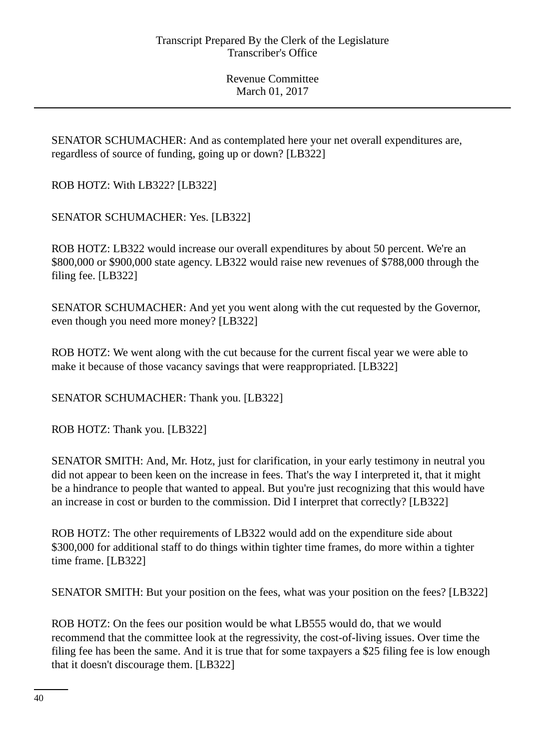SENATOR SCHUMACHER: And as contemplated here your net overall expenditures are, regardless of source of funding, going up or down? [LB322]

ROB HOTZ: With LB322? [LB322]

SENATOR SCHUMACHER: Yes. [LB322]

ROB HOTZ: LB322 would increase our overall expenditures by about 50 percent. We're an $800,000 or $900,000 state agency. LB322 would raise new revenues of $788,000 through the filing fee. [LB322]

SENATOR SCHUMACHER: And yet you went along with the cut requested by the Governor, even though you need more money? [LB322]

ROB HOTZ: We went along with the cut because for the current fiscal year we were able to make it because of those vacancy savings that were reappropriated. [LB322]

SENATOR SCHUMACHER: Thank you. [LB322]

ROB HOTZ: Thank you. [LB322]

SENATOR SMITH: And, Mr. Hotz, just for clarification, in your early testimony in neutral you did not appear to been keen on the increase in fees. That's the way I interpreted it, that it might be a hindrance to people that wanted to appeal. But you're just recognizing that this would have an increase in cost or burden to the commission. Did I interpret that correctly? [LB322]

ROB HOTZ: The other requirements of LB322 would add on the expenditure side about $300,000 for additional staff to do things within tighter time frames, do more within a tighter time frame. [LB322]

SENATOR SMITH: But your position on the fees, what was your position on the fees? [LB322]

ROB HOTZ: On the fees our position would be what LB555 would do, that we would recommend that the committee look at the regressivity, the cost-of-living issues. Over time the filing fee has been the same. And it is true that for some taxpayers a $25 filing fee is low enough that it doesn't discourage them. [LB322]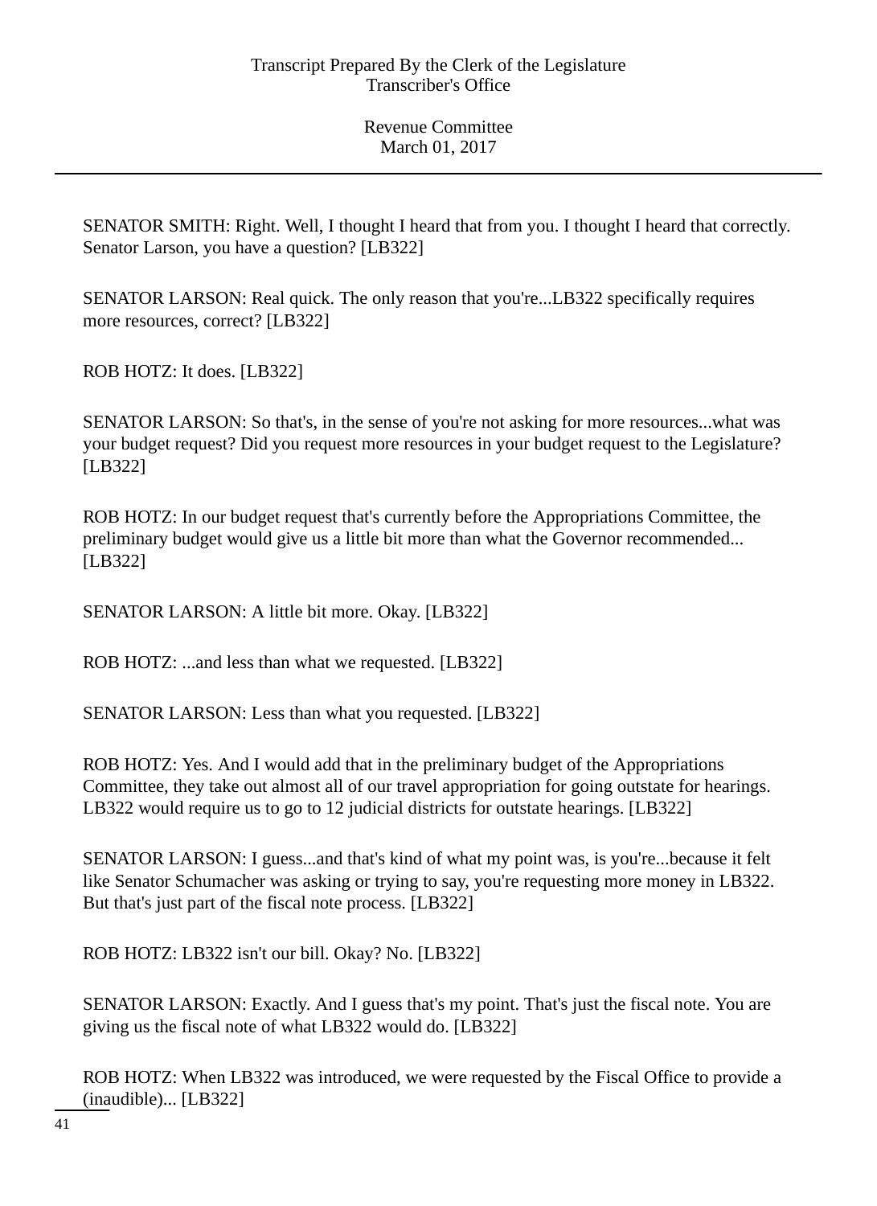SENATOR SMITH: Right. Well, I thought I heard that from you. I thought I heard that correctly. Senator Larson, you have a question? [LB322]

SENATOR LARSON: Real quick. The only reason that you're...LB322 specifically requires more resources, correct? [LB322]

ROB HOTZ: It does. [LB322]

SENATOR LARSON: So that's, in the sense of you're not asking for more resources...what was your budget request? Did you request more resources in your budget request to the Legislature? [LB322]

ROB HOTZ: In our budget request that's currently before the Appropriations Committee, the preliminary budget would give us a little bit more than what the Governor recommended... [LB322]

SENATOR LARSON: A little bit more. Okay. [LB322]

ROB HOTZ: ...and less than what we requested. [LB322]

SENATOR LARSON: Less than what you requested. [LB322]

ROB HOTZ: Yes. And I would add that in the preliminary budget of the Appropriations Committee, they take out almost all of our travel appropriation for going outstate for hearings. LB322 would require us to go to 12 judicial districts for outstate hearings. [LB322]

SENATOR LARSON: I guess...and that's kind of what my point was, is you're...because it felt like Senator Schumacher was asking or trying to say, you're requesting more money in LB322. But that's just part of the fiscal note process. [LB322]

ROB HOTZ: LB322 isn't our bill. Okay? No. [LB322]

SENATOR LARSON: Exactly. And I guess that's my point. That's just the fiscal note. You are giving us the fiscal note of what LB322 would do. [LB322]

ROB HOTZ: When LB322 was introduced, we were requested by the Fiscal Office to provide a (inaudible)... [LB322]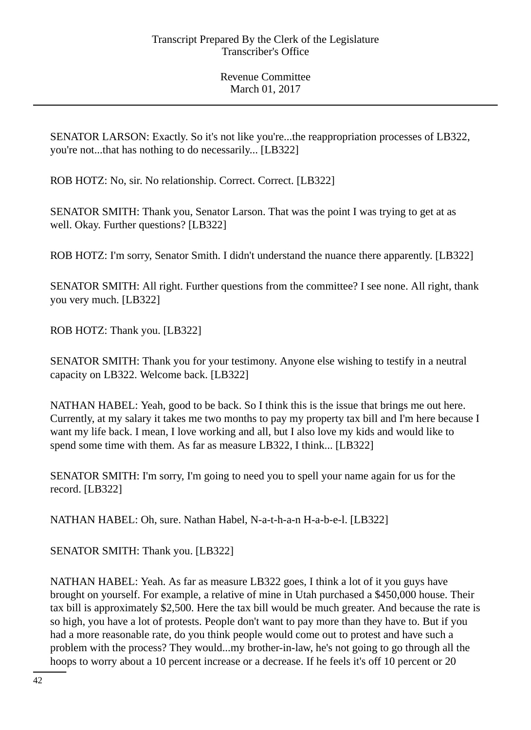SENATOR LARSON: Exactly. So it's not like you're...the reappropriation processes of LB322, you're not...that has nothing to do necessarily... [LB322]

ROB HOTZ: No, sir. No relationship. Correct. Correct. [LB322]

SENATOR SMITH: Thank you, Senator Larson. That was the point I was trying to get at as well. Okay. Further questions? [LB322]

ROB HOTZ: I'm sorry, Senator Smith. I didn't understand the nuance there apparently. [LB322]

SENATOR SMITH: All right. Further questions from the committee? I see none. All right, thank you very much. [LB322]

ROB HOTZ: Thank you. [LB322]

SENATOR SMITH: Thank you for your testimony. Anyone else wishing to testify in a neutral capacity on LB322. Welcome back. [LB322]

NATHAN HABEL: Yeah, good to be back. So I think this is the issue that brings me out here. Currently, at my salary it takes me two months to pay my property tax bill and I'm here because I want my life back. I mean, I love working and all, but I also love my kids and would like to spend some time with them. As far as measure LB322, I think... [LB322]

SENATOR SMITH: I'm sorry, I'm going to need you to spell your name again for us for the record. [LB322]

NATHAN HABEL: Oh, sure. Nathan Habel, N-a-t-h-a-n H-a-b-e-l. [LB322]

SENATOR SMITH: Thank you. [LB322]

NATHAN HABEL: Yeah. As far as measure LB322 goes, I think a lot of it you guys have brought on yourself. For example, a relative of mine in Utah purchased a $450,000 house. Their tax bill is approximately $2,500. Here the tax bill would be much greater. And because the rate is so high, you have a lot of protests. People don't want to pay more than they have to. But if you had a more reasonable rate, do you think people would come out to protest and have such a problem with the process? They would...my brother-in-law, he's not going to go through all the hoops to worry about a 10 percent increase or a decrease. If he feels it's off 10 percent or 20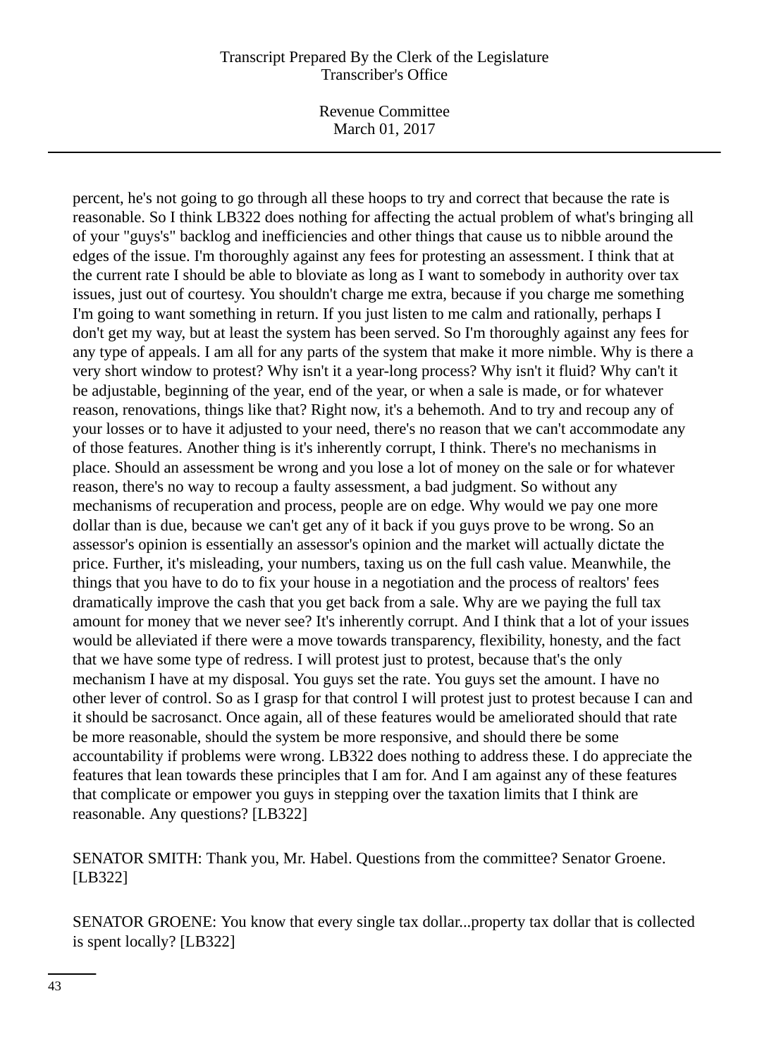percent, he's not going to go through all these hoops to try and correct that because the rate is reasonable. So I think LB322 does nothing for affecting the actual problem of what's bringing all of your "guys's" backlog and inefficiencies and other things that cause us to nibble around the edges of the issue. I'm thoroughly against any fees for protesting an assessment. I think that at the current rate I should be able to bloviate as long as I want to somebody in authority over tax issues, just out of courtesy. You shouldn't charge me extra, because if you charge me something I'm going to want something in return. If you just listen to me calm and rationally, perhaps I don't get my way, but at least the system has been served. So I'm thoroughly against any fees for any type of appeals. I am all for any parts of the system that make it more nimble. Why is there a very short window to protest? Why isn't it a year-long process? Why isn't it fluid? Why can't it be adjustable, beginning of the year, end of the year, or when a sale is made, or for whatever reason, renovations, things like that? Right now, it's a behemoth. And to try and recoup any of your losses or to have it adjusted to your need, there's no reason that we can't accommodate any of those features. Another thing is it's inherently corrupt, I think. There's no mechanisms in place. Should an assessment be wrong and you lose a lot of money on the sale or for whatever reason, there's no way to recoup a faulty assessment, a bad judgment. So without any mechanisms of recuperation and process, people are on edge. Why would we pay one more dollar than is due, because we can't get any of it back if you guys prove to be wrong. So an assessor's opinion is essentially an assessor's opinion and the market will actually dictate the price. Further, it's misleading, your numbers, taxing us on the full cash value. Meanwhile, the things that you have to do to fix your house in a negotiation and the process of realtors' fees dramatically improve the cash that you get back from a sale. Why are we paying the full tax amount for money that we never see? It's inherently corrupt. And I think that a lot of your issues would be alleviated if there were a move towards transparency, flexibility, honesty, and the fact that we have some type of redress. I will protest just to protest, because that's the only mechanism I have at my disposal. You guys set the rate. You guys set the amount. I have no other lever of control. So as I grasp for that control I will protest just to protest because I can and it should be sacrosanct. Once again, all of these features would be ameliorated should that rate be more reasonable, should the system be more responsive, and should there be some accountability if problems were wrong. LB322 does nothing to address these. I do appreciate the features that lean towards these principles that I am for. And I am against any of these features that complicate or empower you guys in stepping over the taxation limits that I think are reasonable. Any questions? [LB322]

SENATOR SMITH: Thank you, Mr. Habel. Questions from the committee? Senator Groene. [LB322]

SENATOR GROENE: You know that every single tax dollar...property tax dollar that is collected is spent locally? [LB322]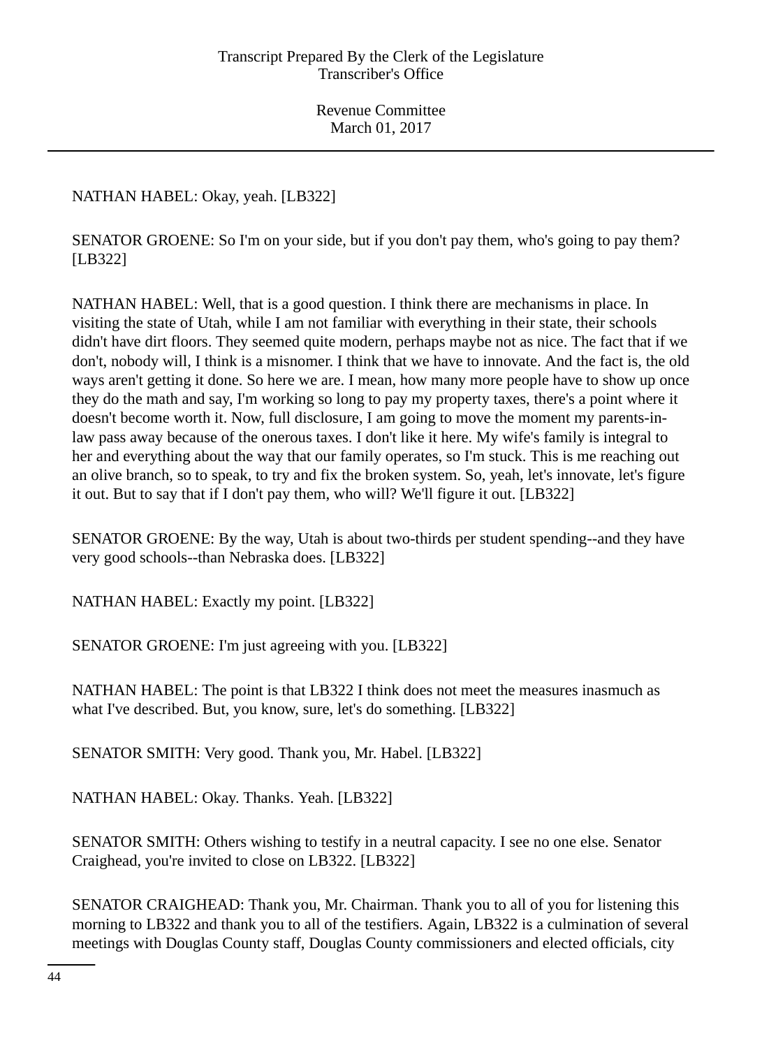NATHAN HABEL: Okay, yeah. [LB322]

SENATOR GROENE: So I'm on your side, but if you don't pay them, who's going to pay them? [LB322]

NATHAN HABEL: Well, that is a good question. I think there are mechanisms in place. In visiting the state of Utah, while I am not familiar with everything in their state, their schools didn't have dirt floors. They seemed quite modern, perhaps maybe not as nice. The fact that if we don't, nobody will, I think is a misnomer. I think that we have to innovate. And the fact is, the old ways aren't getting it done. So here we are. I mean, how many more people have to show up once they do the math and say, I'm working so long to pay my property taxes, there's a point where it doesn't become worth it. Now, full disclosure, I am going to move the moment my parents-in-law pass away because of the onerous taxes. I don't like it here. My wife's family is integral to her and everything about the way that our family operates, so I'm stuck. This is me reaching out an olive branch, so to speak, to try and fix the broken system. So, yeah, let's innovate, let's figure it out. But to say that if I don't pay them, who will? We'll figure it out. [LB322]

SENATOR GROENE: By the way, Utah is about two-thirds per student spending--and they have very good schools--than Nebraska does. [LB322]

NATHAN HABEL: Exactly my point. [LB322]

SENATOR GROENE: I'm just agreeing with you. [LB322]

NATHAN HABEL: The point is that LB322 I think does not meet the measures inasmuch as what I've described. But, you know, sure, let's do something. [LB322]

SENATOR SMITH: Very good. Thank you, Mr. Habel. [LB322]

NATHAN HABEL: Okay. Thanks. Yeah. [LB322]

SENATOR SMITH: Others wishing to testify in a neutral capacity. I see no one else. Senator Craighead, you're invited to close on LB322. [LB322]

SENATOR CRAIGHEAD: Thank you, Mr. Chairman. Thank you to all of you for listening this morning to LB322 and thank you to all of the testifiers. Again, LB322 is a culmination of several meetings with Douglas County staff, Douglas County commissioners and elected officials, city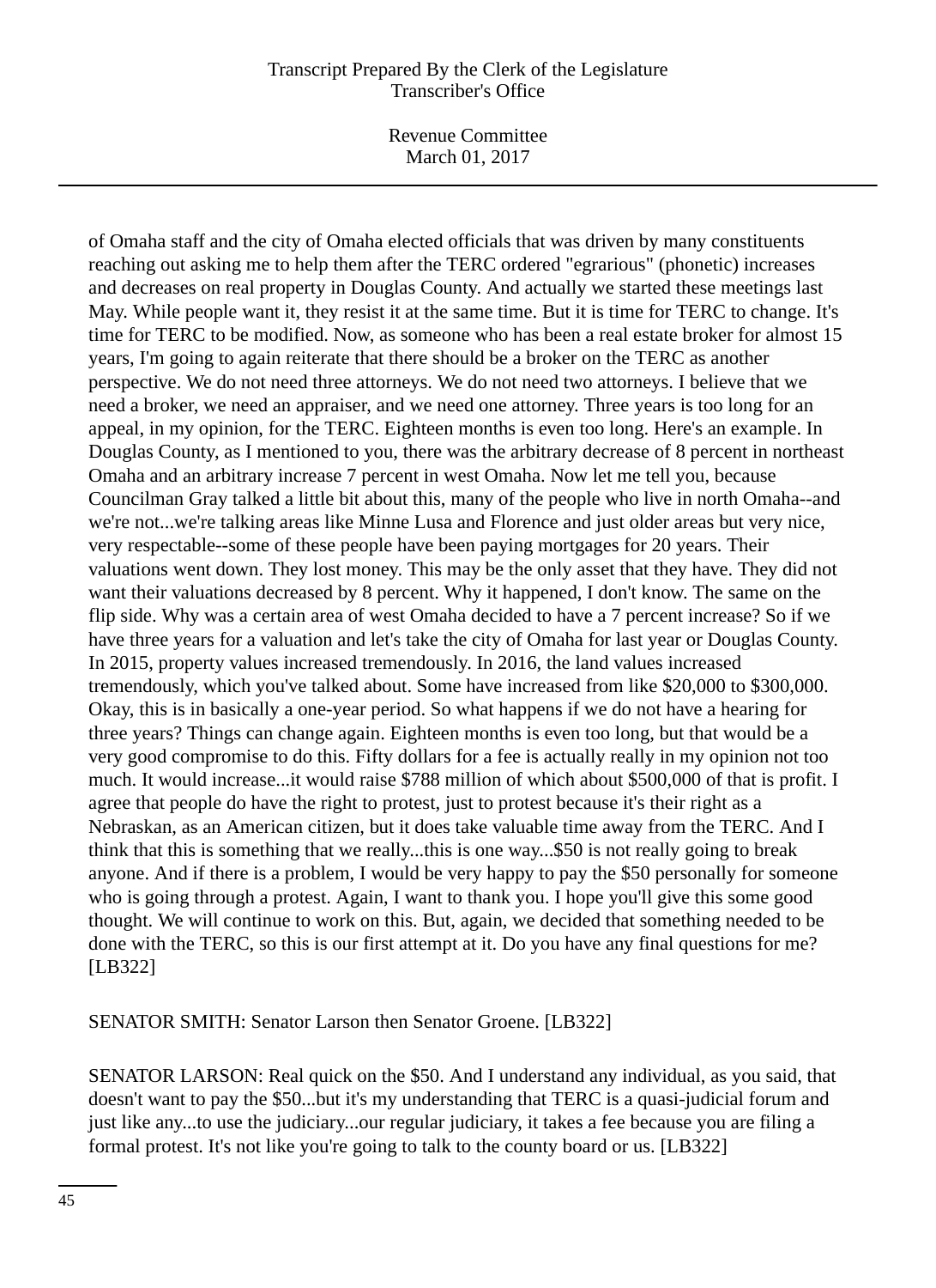of Omaha staff and the city of Omaha elected officials that was driven by many constituents reaching out asking me to help them after the TERC ordered "egrarious" (phonetic) increases and decreases on real property in Douglas County. And actually we started these meetings last May. While people want it, they resist it at the same time. But it is time for TERC to change. It's time for TERC to be modified. Now, as someone who has been a real estate broker for almost 15 years, I'm going to again reiterate that there should be a broker on the TERC as another perspective. We do not need three attorneys. We do not need two attorneys. I believe that we need a broker, we need an appraiser, and we need one attorney. Three years is too long for an appeal, in my opinion, for the TERC. Eighteen months is even too long. Here's an example. In Douglas County, as I mentioned to you, there was the arbitrary decrease of 8 percent in northeast Omaha and an arbitrary increase 7 percent in west Omaha. Now let me tell you, because Councilman Gray talked a little bit about this, many of the people who live in north Omaha--and we're not...we're talking areas like Minne Lusa and Florence and just older areas but very nice, very respectable--some of these people have been paying mortgages for 20 years. Their valuations went down. They lost money. This may be the only asset that they have. They did not want their valuations decreased by 8 percent. Why it happened, I don't know. The same on the flip side. Why was a certain area of west Omaha decided to have a 7 percent increase? So if we have three years for a valuation and let's take the city of Omaha for last year or Douglas County. In 2015, property values increased tremendously. In 2016, the land values increased tremendously, which you've talked about. Some have increased from like $20,000 to $300,000. Okay, this is in basically a one-year period. So what happens if we do not have a hearing for three years? Things can change again. Eighteen months is even too long, but that would be a very good compromise to do this. Fifty dollars for a fee is actually really in my opinion not too much. It would increase...it would raise $788 million of which about $500,000 of that is profit. I agree that people do have the right to protest, just to protest because it's their right as a Nebraskan, as an American citizen, but it does take valuable time away from the TERC. And I think that this is something that we really...this is one way...$50 is not really going to break anyone. And if there is a problem, I would be very happy to pay the $50 personally for someone who is going through a protest. Again, I want to thank you. I hope you'll give this some good thought. We will continue to work on this. But, again, we decided that something needed to be done with the TERC, so this is our first attempt at it. Do you have any final questions for me? [LB322]

SENATOR SMITH: Senator Larson then Senator Groene. [LB322]

SENATOR LARSON: Real quick on the $50. And I understand any individual, as you said, that doesn't want to pay the $50...but it's my understanding that TERC is a quasi-judicial forum and just like any...to use the judiciary...our regular judiciary, it takes a fee because you are filing a formal protest. It's not like you're going to talk to the county board or us. [LB322]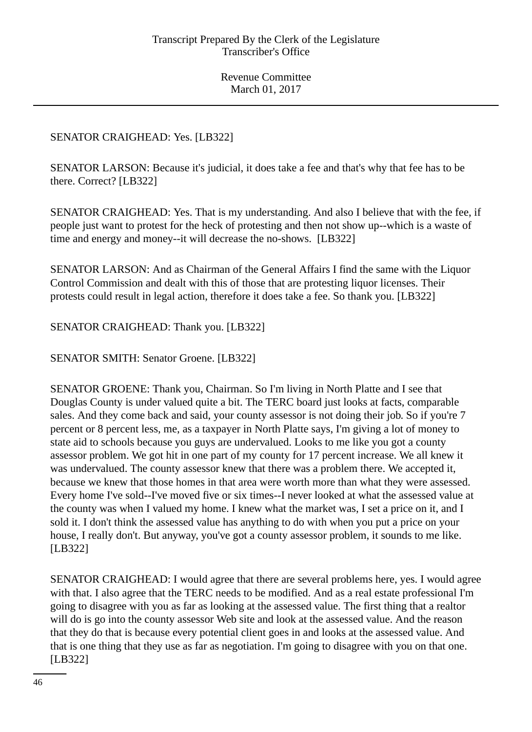SENATOR CRAIGHEAD: Yes. [LB322]

SENATOR LARSON: Because it's judicial, it does take a fee and that's why that fee has to be there. Correct? [LB322]

SENATOR CRAIGHEAD: Yes. That is my understanding. And also I believe that with the fee, if people just want to protest for the heck of protesting and then not show up--which is a waste of time and energy and money--it will decrease the no-shows. [LB322]

SENATOR LARSON: And as Chairman of the General Affairs I find the same with the Liquor Control Commission and dealt with this of those that are protesting liquor licenses. Their protests could result in legal action, therefore it does take a fee. So thank you. [LB322]

SENATOR CRAIGHEAD: Thank you. [LB322]

SENATOR SMITH: Senator Groene. [LB322]

SENATOR GROENE: Thank you, Chairman. So I'm living in North Platte and I see that Douglas County is under valued quite a bit. The TERC board just looks at facts, comparable sales. And they come back and said, your county assessor is not doing their job. So if you're 7 percent or 8 percent less, me, as a taxpayer in North Platte says, I'm giving a lot of money to state aid to schools because you guys are undervalued. Looks to me like you got a county assessor problem. We got hit in one part of my county for 17 percent increase. We all knew it was undervalued. The county assessor knew that there was a problem there. We accepted it, because we knew that those homes in that area were worth more than what they were assessed. Every home I've sold--I've moved five or six times--I never looked at what the assessed value at the county was when I valued my home. I knew what the market was, I set a price on it, and I sold it. I don't think the assessed value has anything to do with when you put a price on your house, I really don't. But anyway, you've got a county assessor problem, it sounds to me like. [LB322]

SENATOR CRAIGHEAD: I would agree that there are several problems here, yes. I would agree with that. I also agree that the TERC needs to be modified. And as a real estate professional I'm going to disagree with you as far as looking at the assessed value. The first thing that a realtor will do is go into the county assessor Web site and look at the assessed value. And the reason that they do that is because every potential client goes in and looks at the assessed value. And that is one thing that they use as far as negotiation. I'm going to disagree with you on that one. [LB322]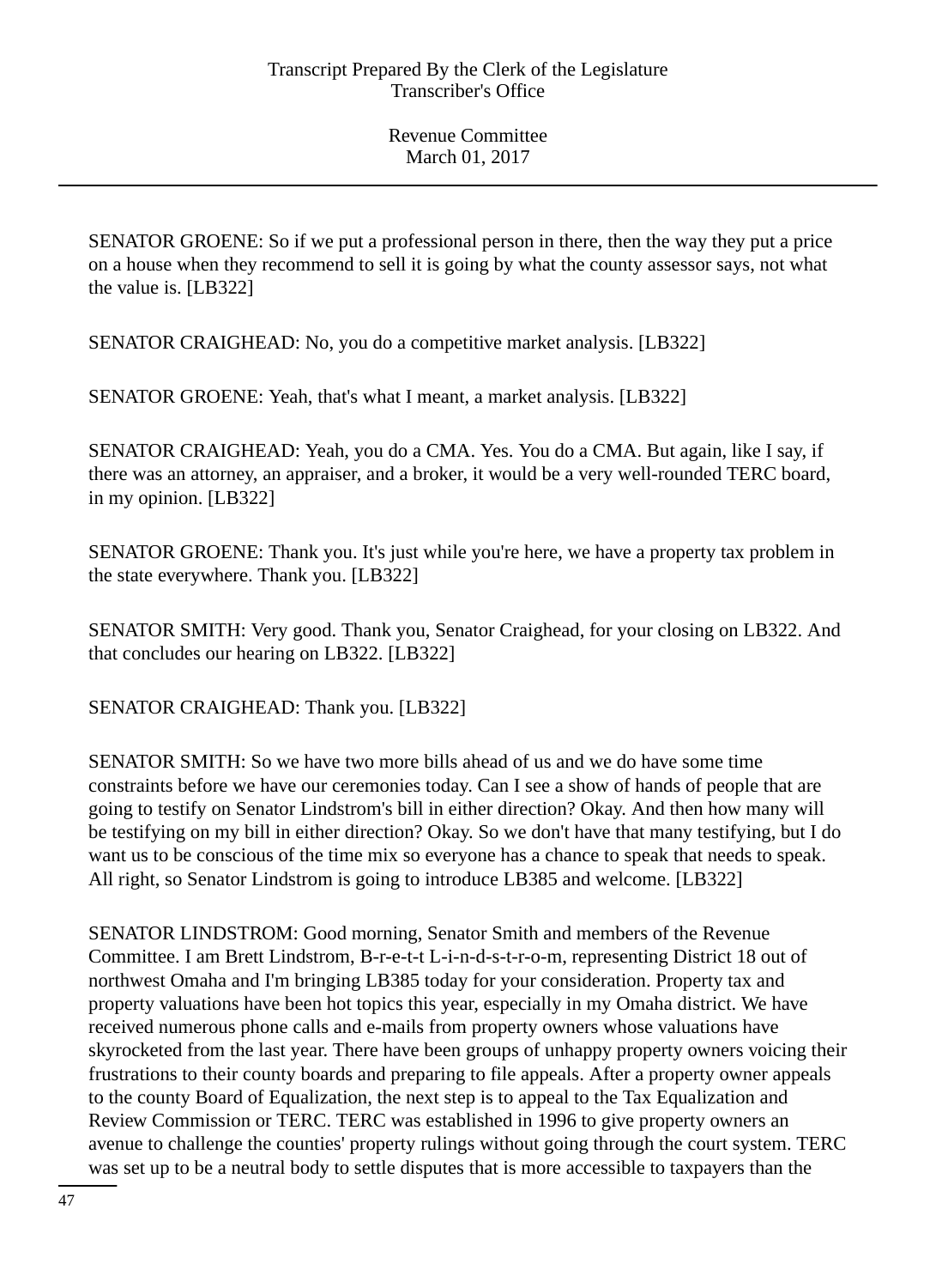SENATOR GROENE: So if we put a professional person in there, then the way they put a price on a house when they recommend to sell it is going by what the county assessor says, not what the value is. [LB322]

SENATOR CRAIGHEAD: No, you do a competitive market analysis. [LB322]

SENATOR GROENE: Yeah, that's what I meant, a market analysis. [LB322]

SENATOR CRAIGHEAD: Yeah, you do a CMA. Yes. You do a CMA. But again, like I say, if there was an attorney, an appraiser, and a broker, it would be a very well-rounded TERC board, in my opinion. [LB322]

SENATOR GROENE: Thank you. It's just while you're here, we have a property tax problem in the state everywhere. Thank you. [LB322]

SENATOR SMITH: Very good. Thank you, Senator Craighead, for your closing on LB322. And that concludes our hearing on LB322. [LB322]

SENATOR CRAIGHEAD: Thank you. [LB322]

SENATOR SMITH: So we have two more bills ahead of us and we do have some time constraints before we have our ceremonies today. Can I see a show of hands of people that are going to testify on Senator Lindstrom's bill in either direction? Okay. And then how many will be testifying on my bill in either direction? Okay. So we don't have that many testifying, but I do want us to be conscious of the time mix so everyone has a chance to speak that needs to speak. All right, so Senator Lindstrom is going to introduce LB385 and welcome. [LB322]

SENATOR LINDSTROM: Good morning, Senator Smith and members of the Revenue Committee. I am Brett Lindstrom, B-r-e-t-t L-i-n-d-s-t-r-o-m, representing District 18 out of northwest Omaha and I'm bringing LB385 today for your consideration. Property tax and property valuations have been hot topics this year, especially in my Omaha district. We have received numerous phone calls and e-mails from property owners whose valuations have skyrocketed from the last year. There have been groups of unhappy property owners voicing their frustrations to their county boards and preparing to file appeals. After a property owner appeals to the county Board of Equalization, the next step is to appeal to the Tax Equalization and Review Commission or TERC. TERC was established in 1996 to give property owners an avenue to challenge the counties' property rulings without going through the court system. TERC was set up to be a neutral body to settle disputes that is more accessible to taxpayers than the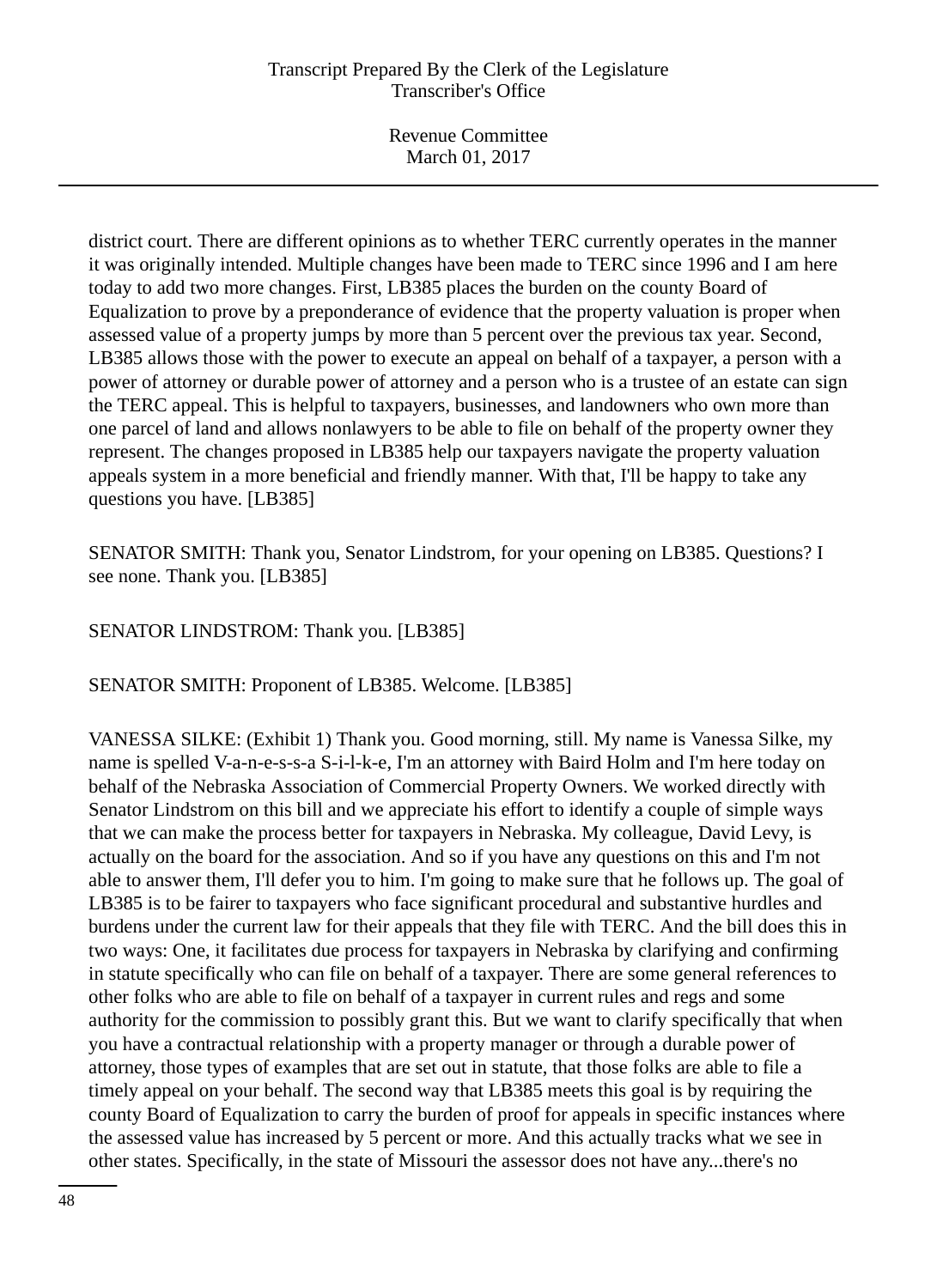district court. There are different opinions as to whether TERC currently operates in the manner it was originally intended. Multiple changes have been made to TERC since 1996 and I am here today to add two more changes. First, LB385 places the burden on the county Board of Equalization to prove by a preponderance of evidence that the property valuation is proper when assessed value of a property jumps by more than 5 percent over the previous tax year. Second, LB385 allows those with the power to execute an appeal on behalf of a taxpayer, a person with a power of attorney or durable power of attorney and a person who is a trustee of an estate can sign the TERC appeal. This is helpful to taxpayers, businesses, and landowners who own more than one parcel of land and allows nonlawyers to be able to file on behalf of the property owner they represent. The changes proposed in LB385 help our taxpayers navigate the property valuation appeals system in a more beneficial and friendly manner. With that, I'll be happy to take any questions you have. [LB385]

SENATOR SMITH: Thank you, Senator Lindstrom, for your opening on LB385. Questions? I see none. Thank you. [LB385]

SENATOR LINDSTROM: Thank you. [LB385]

SENATOR SMITH: Proponent of LB385. Welcome. [LB385]

VANESSA SILKE: (Exhibit 1) Thank you. Good morning, still. My name is Vanessa Silke, my name is spelled V-a-n-e-s-s-a S-i-l-k-e, I'm an attorney with Baird Holm and I'm here today on behalf of the Nebraska Association of Commercial Property Owners. We worked directly with Senator Lindstrom on this bill and we appreciate his effort to identify a couple of simple ways that we can make the process better for taxpayers in Nebraska. My colleague, David Levy, is actually on the board for the association. And so if you have any questions on this and I'm not able to answer them, I'll defer you to him. I'm going to make sure that he follows up. The goal of LB385 is to be fairer to taxpayers who face significant procedural and substantive hurdles and burdens under the current law for their appeals that they file with TERC. And the bill does this in two ways: One, it facilitates due process for taxpayers in Nebraska by clarifying and confirming in statute specifically who can file on behalf of a taxpayer. There are some general references to other folks who are able to file on behalf of a taxpayer in current rules and regs and some authority for the commission to possibly grant this. But we want to clarify specifically that when you have a contractual relationship with a property manager or through a durable power of attorney, those types of examples that are set out in statute, that those folks are able to file a timely appeal on your behalf. The second way that LB385 meets this goal is by requiring the county Board of Equalization to carry the burden of proof for appeals in specific instances where the assessed value has increased by 5 percent or more. And this actually tracks what we see in other states. Specifically, in the state of Missouri the assessor does not have any...there's no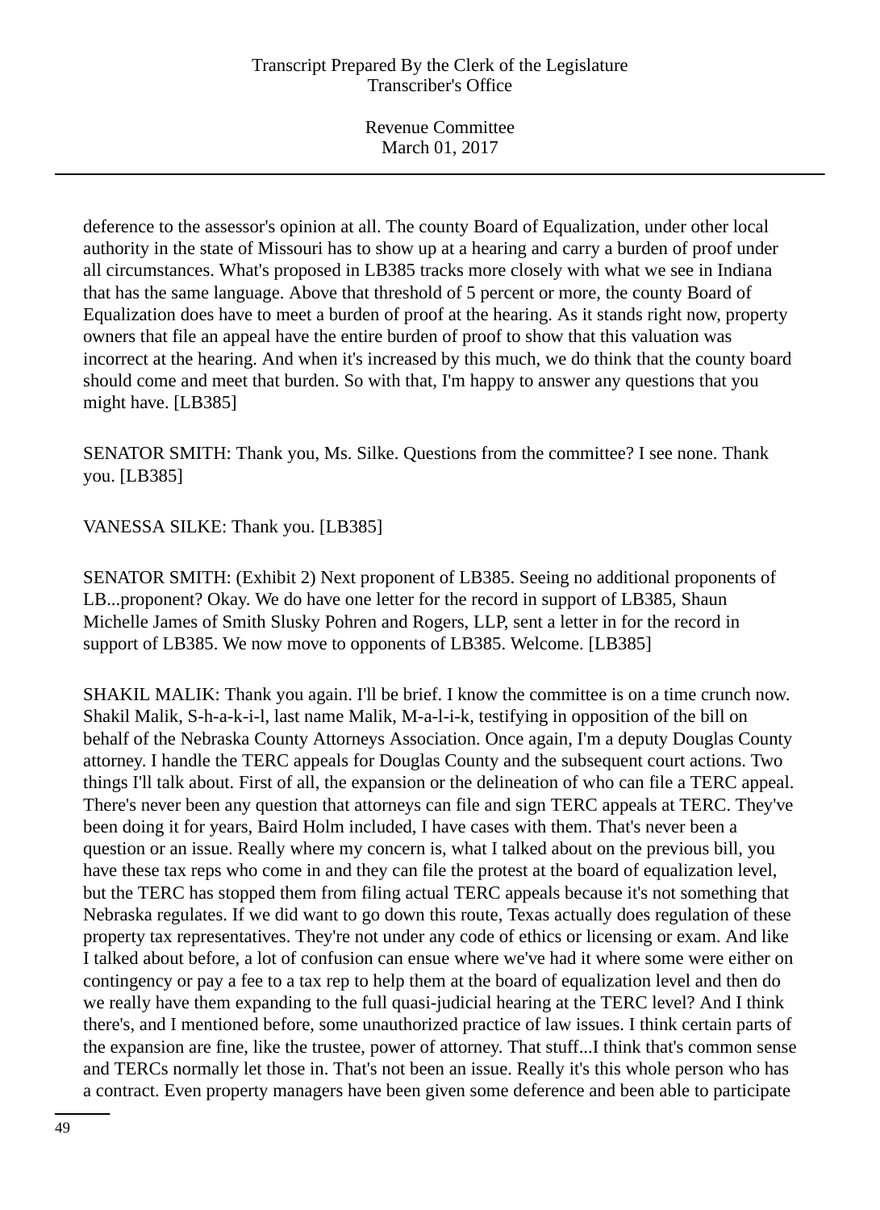deference to the assessor's opinion at all. The county Board of Equalization, under other local authority in the state of Missouri has to show up at a hearing and carry a burden of proof under all circumstances. What's proposed in LB385 tracks more closely with what we see in Indiana that has the same language. Above that threshold of 5 percent or more, the county Board of Equalization does have to meet a burden of proof at the hearing. As it stands right now, property owners that file an appeal have the entire burden of proof to show that this valuation was incorrect at the hearing. And when it's increased by this much, we do think that the county board should come and meet that burden. So with that, I'm happy to answer any questions that you might have. [LB385]

SENATOR SMITH: Thank you, Ms. Silke. Questions from the committee? I see none. Thank you. [LB385]

VANESSA SILKE: Thank you. [LB385]

SENATOR SMITH: (Exhibit 2) Next proponent of LB385. Seeing no additional proponents of LB...proponent? Okay. We do have one letter for the record in support of LB385, Shaun Michelle James of Smith Slusky Pohren and Rogers, LLP, sent a letter in for the record in support of LB385. We now move to opponents of LB385. Welcome. [LB385]

SHAKIL MALIK: Thank you again. I'll be brief. I know the committee is on a time crunch now. Shakil Malik, S-h-a-k-i-l, last name Malik, M-a-l-i-k, testifying in opposition of the bill on behalf of the Nebraska County Attorneys Association. Once again, I'm a deputy Douglas County attorney. I handle the TERC appeals for Douglas County and the subsequent court actions. Two things I'll talk about. First of all, the expansion or the delineation of who can file a TERC appeal. There's never been any question that attorneys can file and sign TERC appeals at TERC. They've been doing it for years, Baird Holm included, I have cases with them. That's never been a question or an issue. Really where my concern is, what I talked about on the previous bill, you have these tax reps who come in and they can file the protest at the board of equalization level, but the TERC has stopped them from filing actual TERC appeals because it's not something that Nebraska regulates. If we did want to go down this route, Texas actually does regulation of these property tax representatives. They're not under any code of ethics or licensing or exam. And like I talked about before, a lot of confusion can ensue where we've had it where some were either on contingency or pay a fee to a tax rep to help them at the board of equalization level and then do we really have them expanding to the full quasi-judicial hearing at the TERC level? And I think there's, and I mentioned before, some unauthorized practice of law issues. I think certain parts of the expansion are fine, like the trustee, power of attorney. That stuff...I think that's common sense and TERCs normally let those in. That's not been an issue. Really it's this whole person who has a contract. Even property managers have been given some deference and been able to participate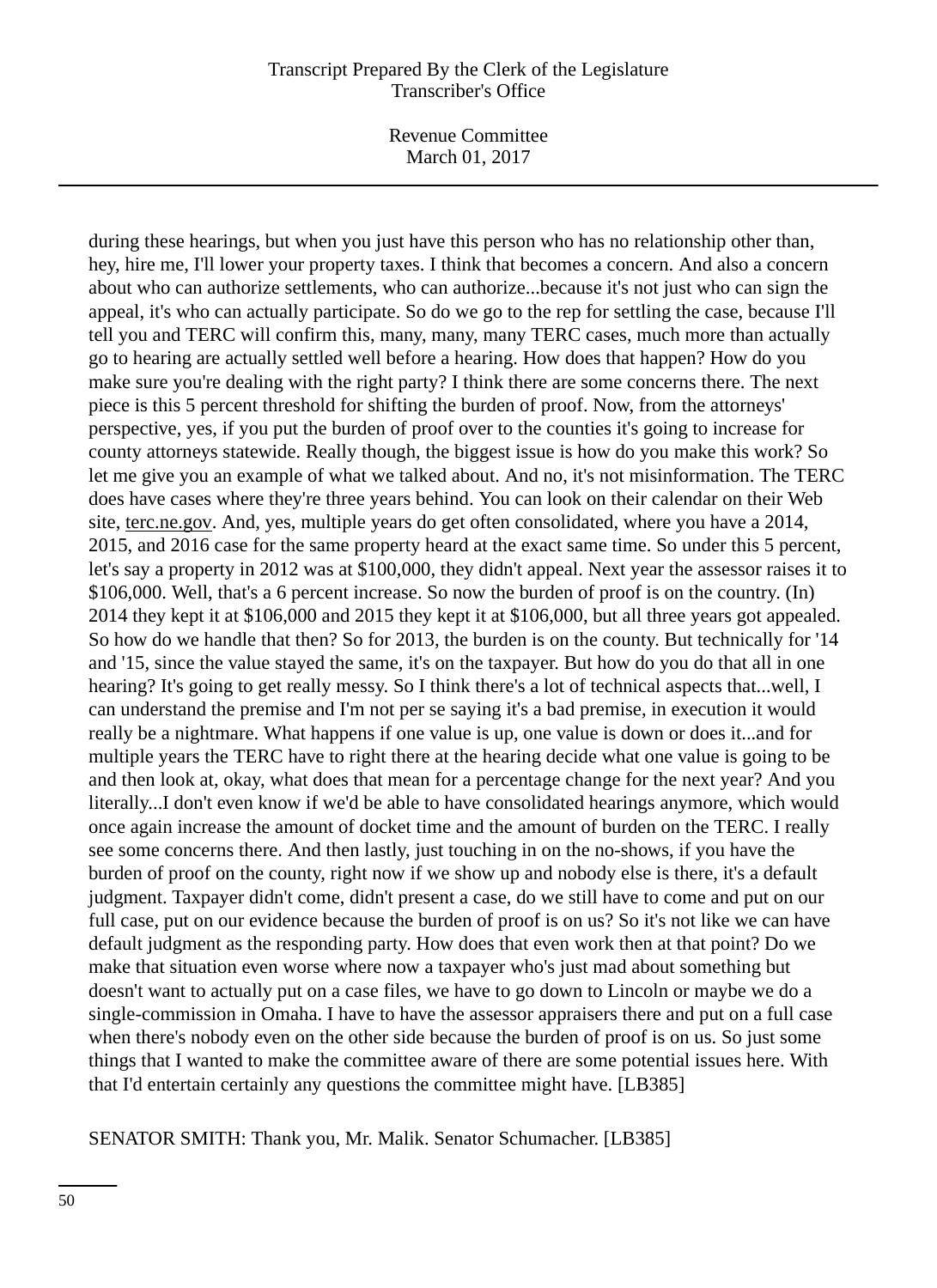during these hearings, but when you just have this person who has no relationship other than, hey, hire me, I'll lower your property taxes. I think that becomes a concern. And also a concern about who can authorize settlements, who can authorize...because it's not just who can sign the appeal, it's who can actually participate. So do we go to the rep for settling the case, because I'll tell you and TERC will confirm this, many, many, many TERC cases, much more than actually go to hearing are actually settled well before a hearing. How does that happen? How do you make sure you're dealing with the right party? I think there are some concerns there. The next piece is this 5 percent threshold for shifting the burden of proof. Now, from the attorneys' perspective, yes, if you put the burden of proof over to the counties it's going to increase for county attorneys statewide. Really though, the biggest issue is how do you make this work? So let me give you an example of what we talked about. And no, it's not misinformation. The TERC does have cases where they're three years behind. You can look on their calendar on their Web site, terc.ne.gov. And, yes, multiple years do get often consolidated, where you have a 2014, 2015, and 2016 case for the same property heard at the exact same time. So under this 5 percent, let's say a property in 2012 was at $100,000, they didn't appeal. Next year the assessor raises it to $106,000. Well, that's a 6 percent increase. So now the burden of proof is on the country. (In) 2014 they kept it at $106,000 and 2015 they kept it at $106,000, but all three years got appealed. So how do we handle that then? So for 2013, the burden is on the county. But technically for '14 and '15, since the value stayed the same, it's on the taxpayer. But how do you do that all in one hearing? It's going to get really messy. So I think there's a lot of technical aspects that...well, I can understand the premise and I'm not per se saying it's a bad premise, in execution it would really be a nightmare. What happens if one value is up, one value is down or does it...and for multiple years the TERC have to right there at the hearing decide what one value is going to be and then look at, okay, what does that mean for a percentage change for the next year? And you literally...I don't even know if we'd be able to have consolidated hearings anymore, which would once again increase the amount of docket time and the amount of burden on the TERC. I really see some concerns there. And then lastly, just touching in on the no-shows, if you have the burden of proof on the county, right now if we show up and nobody else is there, it's a default judgment. Taxpayer didn't come, didn't present a case, do we still have to come and put on our full case, put on our evidence because the burden of proof is on us? So it's not like we can have default judgment as the responding party. How does that even work then at that point? Do we make that situation even worse where now a taxpayer who's just mad about something but doesn't want to actually put on a case files, we have to go down to Lincoln or maybe we do a single-commission in Omaha. I have to have the assessor appraisers there and put on a full case when there's nobody even on the other side because the burden of proof is on us. So just some things that I wanted to make the committee aware of there are some potential issues here. With that I'd entertain certainly any questions the committee might have. [LB385]

SENATOR SMITH: Thank you, Mr. Malik. Senator Schumacher. [LB385]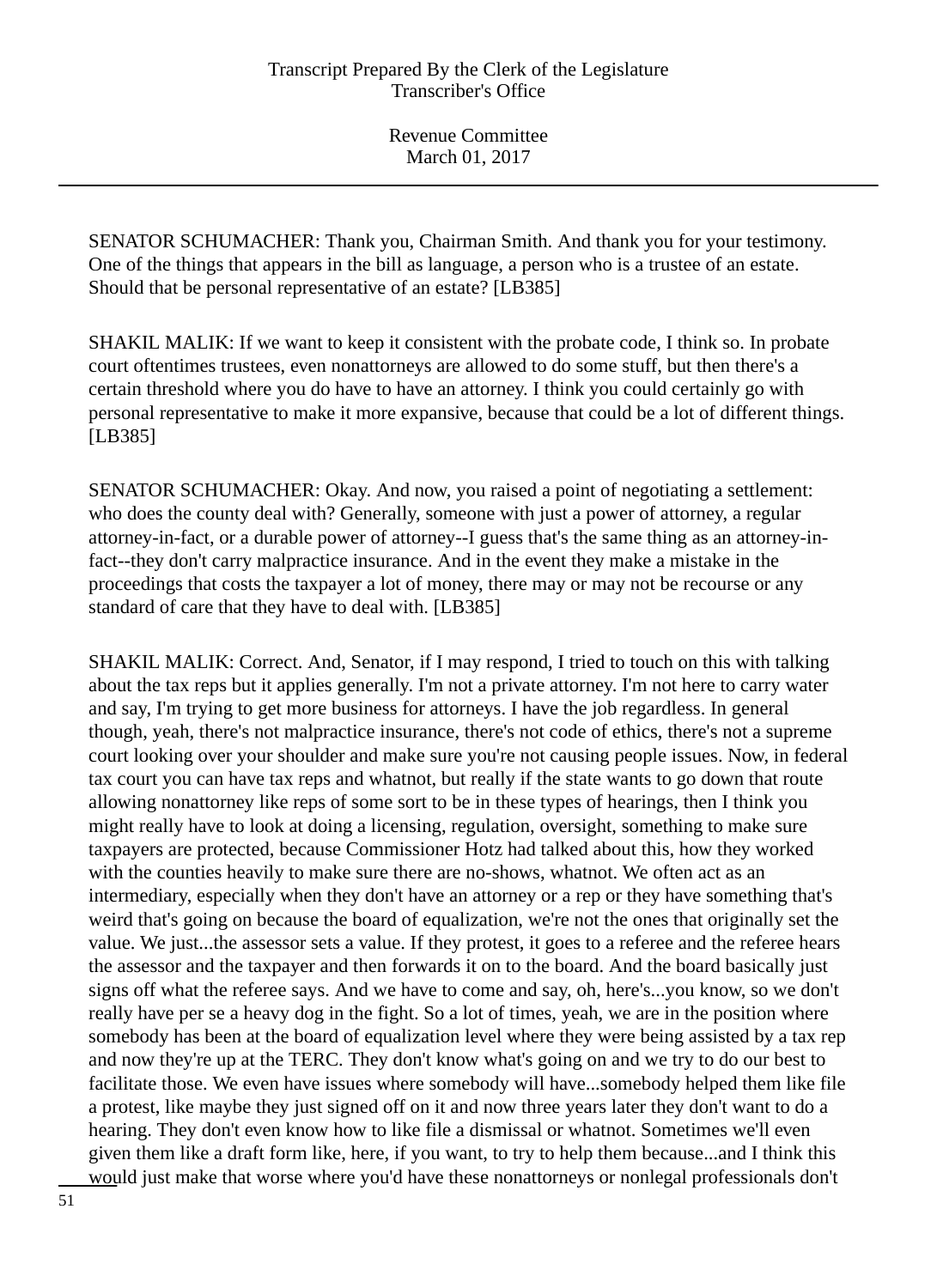SENATOR SCHUMACHER: Thank you, Chairman Smith. And thank you for your testimony. One of the things that appears in the bill as language, a person who is a trustee of an estate. Should that be personal representative of an estate? [LB385]

SHAKIL MALIK: If we want to keep it consistent with the probate code, I think so. In probate court oftentimes trustees, even nonattorneys are allowed to do some stuff, but then there's a certain threshold where you do have to have an attorney. I think you could certainly go with personal representative to make it more expansive, because that could be a lot of different things. [LB385]

SENATOR SCHUMACHER: Okay. And now, you raised a point of negotiating a settlement: who does the county deal with? Generally, someone with just a power of attorney, a regular attorney-in-fact, or a durable power of attorney--I guess that's the same thing as an attorney-in-fact--they don't carry malpractice insurance. And in the event they make a mistake in the proceedings that costs the taxpayer a lot of money, there may or may not be recourse or any standard of care that they have to deal with. [LB385]

SHAKIL MALIK: Correct. And, Senator, if I may respond, I tried to touch on this with talking about the tax reps but it applies generally. I'm not a private attorney. I'm not here to carry water and say, I'm trying to get more business for attorneys. I have the job regardless. In general though, yeah, there's not malpractice insurance, there's not code of ethics, there's not a supreme court looking over your shoulder and make sure you're not causing people issues. Now, in federal tax court you can have tax reps and whatnot, but really if the state wants to go down that route allowing nonattorney like reps of some sort to be in these types of hearings, then I think you might really have to look at doing a licensing, regulation, oversight, something to make sure taxpayers are protected, because Commissioner Hotz had talked about this, how they worked with the counties heavily to make sure there are no-shows, whatnot. We often act as an intermediary, especially when they don't have an attorney or a rep or they have something that's weird that's going on because the board of equalization, we're not the ones that originally set the value. We just...the assessor sets a value. If they protest, it goes to a referee and the referee hears the assessor and the taxpayer and then forwards it on to the board. And the board basically just signs off what the referee says. And we have to come and say, oh, here's...you know, so we don't really have per se a heavy dog in the fight. So a lot of times, yeah, we are in the position where somebody has been at the board of equalization level where they were being assisted by a tax rep and now they're up at the TERC. They don't know what's going on and we try to do our best to facilitate those. We even have issues where somebody will have...somebody helped them like file a protest, like maybe they just signed off on it and now three years later they don't want to do a hearing. They don't even know how to like file a dismissal or whatnot. Sometimes we'll even given them like a draft form like, here, if you want, to try to help them because...and I think this would just make that worse where you'd have these nonattorneys or nonlegal professionals don't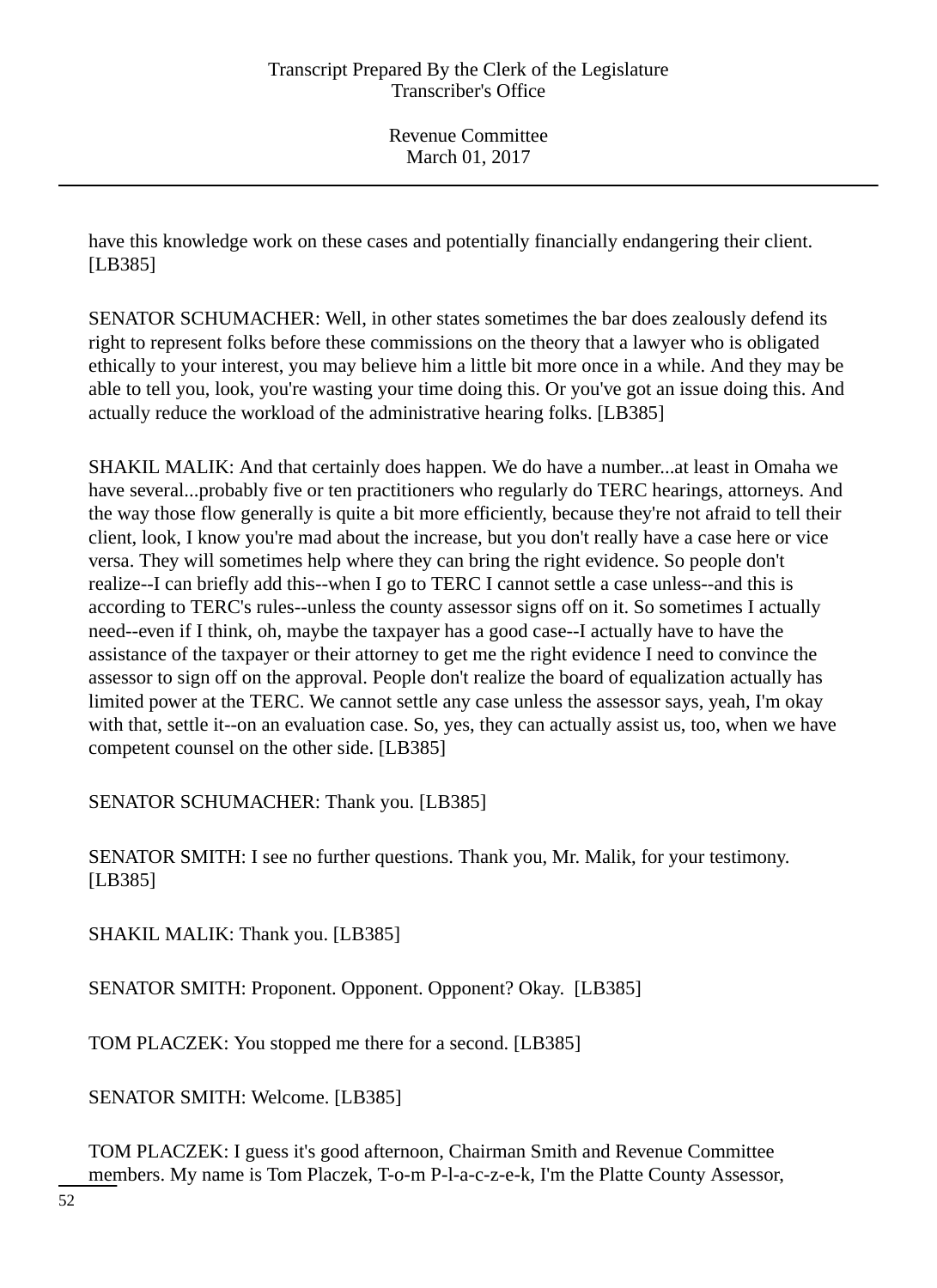have this knowledge work on these cases and potentially financially endangering their client. [LB385]

SENATOR SCHUMACHER: Well, in other states sometimes the bar does zealously defend its right to represent folks before these commissions on the theory that a lawyer who is obligated ethically to your interest, you may believe him a little bit more once in a while. And they may be able to tell you, look, you're wasting your time doing this. Or you've got an issue doing this. And actually reduce the workload of the administrative hearing folks. [LB385]

SHAKIL MALIK: And that certainly does happen. We do have a number...at least in Omaha we have several...probably five or ten practitioners who regularly do TERC hearings, attorneys. And the way those flow generally is quite a bit more efficiently, because they're not afraid to tell their client, look, I know you're mad about the increase, but you don't really have a case here or vice versa. They will sometimes help where they can bring the right evidence. So people don't realize--I can briefly add this--when I go to TERC I cannot settle a case unless--and this is according to TERC's rules--unless the county assessor signs off on it. So sometimes I actually need--even if I think, oh, maybe the taxpayer has a good case--I actually have to have the assistance of the taxpayer or their attorney to get me the right evidence I need to convince the assessor to sign off on the approval. People don't realize the board of equalization actually has limited power at the TERC. We cannot settle any case unless the assessor says, yeah, I'm okay with that, settle it--on an evaluation case. So, yes, they can actually assist us, too, when we have competent counsel on the other side. [LB385]

SENATOR SCHUMACHER: Thank you. [LB385]

SENATOR SMITH: I see no further questions. Thank you, Mr. Malik, for your testimony. [LB385]

SHAKIL MALIK: Thank you. [LB385]

SENATOR SMITH: Proponent. Opponent. Opponent? Okay. [LB385]

TOM PLACZEK: You stopped me there for a second. [LB385]

SENATOR SMITH: Welcome. [LB385]

TOM PLACZEK: I guess it's good afternoon, Chairman Smith and Revenue Committee members. My name is Tom Placzek, T-o-m P-l-a-c-z-e-k, I'm the Platte County Assessor,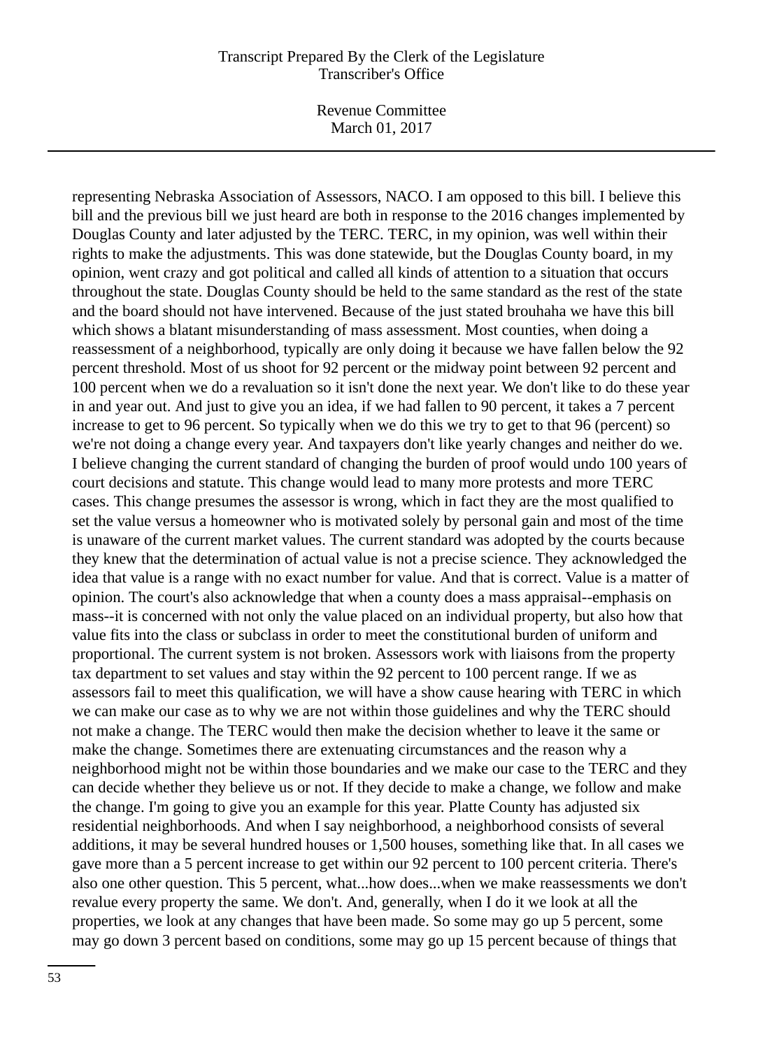representing Nebraska Association of Assessors, NACO. I am opposed to this bill. I believe this bill and the previous bill we just heard are both in response to the 2016 changes implemented by Douglas County and later adjusted by the TERC. TERC, in my opinion, was well within their rights to make the adjustments. This was done statewide, but the Douglas County board, in my opinion, went crazy and got political and called all kinds of attention to a situation that occurs throughout the state. Douglas County should be held to the same standard as the rest of the state and the board should not have intervened. Because of the just stated brouhaha we have this bill which shows a blatant misunderstanding of mass assessment. Most counties, when doing a reassessment of a neighborhood, typically are only doing it because we have fallen below the 92 percent threshold. Most of us shoot for 92 percent or the midway point between 92 percent and 100 percent when we do a revaluation so it isn't done the next year. We don't like to do these year in and year out. And just to give you an idea, if we had fallen to 90 percent, it takes a 7 percent increase to get to 96 percent. So typically when we do this we try to get to that 96 (percent) so we're not doing a change every year. And taxpayers don't like yearly changes and neither do we. I believe changing the current standard of changing the burden of proof would undo 100 years of court decisions and statute. This change would lead to many more protests and more TERC cases. This change presumes the assessor is wrong, which in fact they are the most qualified to set the value versus a homeowner who is motivated solely by personal gain and most of the time is unaware of the current market values. The current standard was adopted by the courts because they knew that the determination of actual value is not a precise science. They acknowledged the idea that value is a range with no exact number for value. And that is correct. Value is a matter of opinion. The court's also acknowledge that when a county does a mass appraisal--emphasis on mass--it is concerned with not only the value placed on an individual property, but also how that value fits into the class or subclass in order to meet the constitutional burden of uniform and proportional. The current system is not broken. Assessors work with liaisons from the property tax department to set values and stay within the 92 percent to 100 percent range. If we as assessors fail to meet this qualification, we will have a show cause hearing with TERC in which we can make our case as to why we are not within those guidelines and why the TERC should not make a change. The TERC would then make the decision whether to leave it the same or make the change. Sometimes there are extenuating circumstances and the reason why a neighborhood might not be within those boundaries and we make our case to the TERC and they can decide whether they believe us or not. If they decide to make a change, we follow and make the change. I'm going to give you an example for this year. Platte County has adjusted six residential neighborhoods. And when I say neighborhood, a neighborhood consists of several additions, it may be several hundred houses or 1,500 houses, something like that. In all cases we gave more than a 5 percent increase to get within our 92 percent to 100 percent criteria. There's also one other question. This 5 percent, what...how does...when we make reassessments we don't revalue every property the same. We don't. And, generally, when I do it we look at all the properties, we look at any changes that have been made. So some may go up 5 percent, some may go down 3 percent based on conditions, some may go up 15 percent because of things that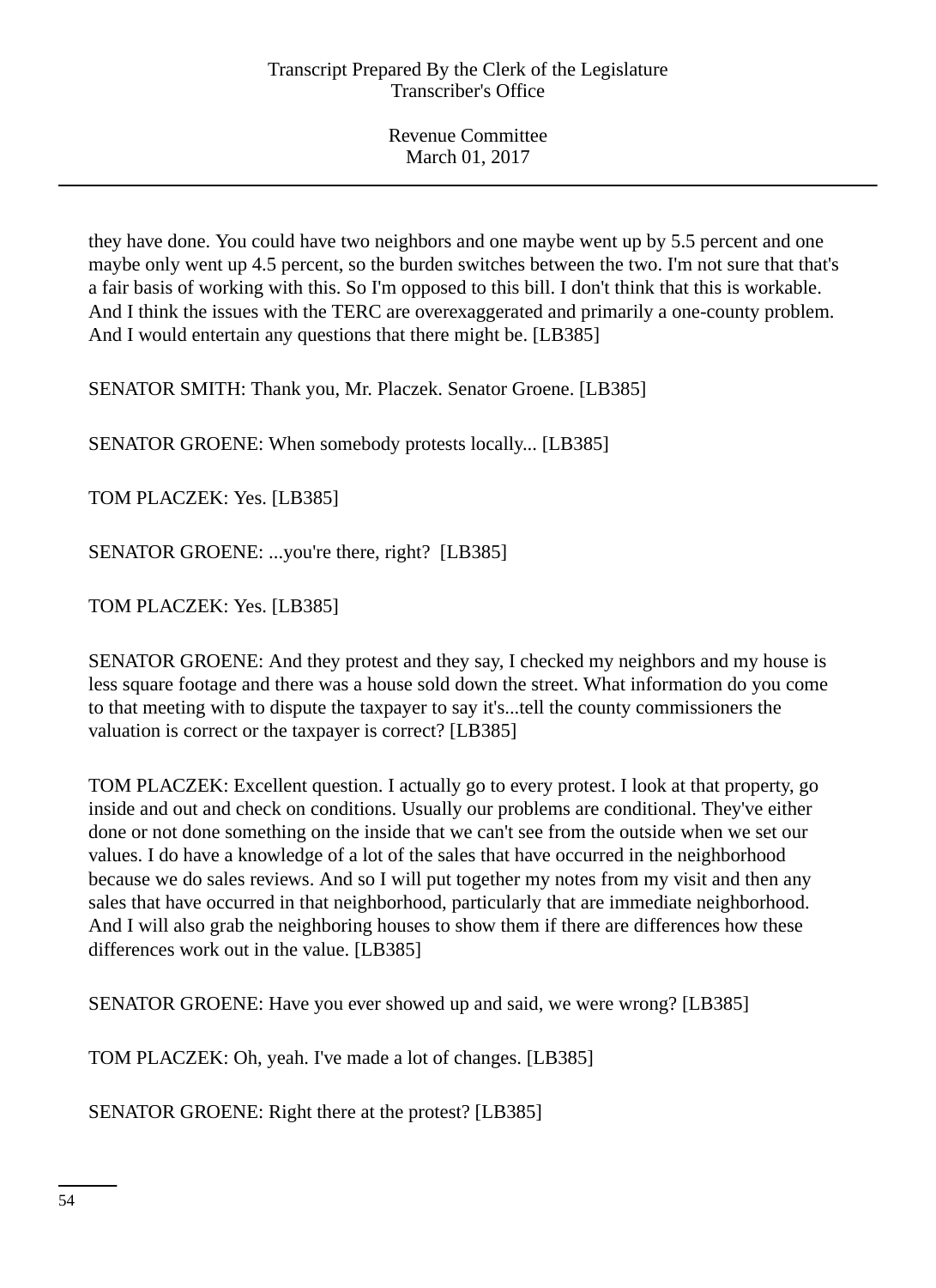they have done. You could have two neighbors and one maybe went up by 5.5 percent and one maybe only went up 4.5 percent, so the burden switches between the two. I'm not sure that that's a fair basis of working with this. So I'm opposed to this bill. I don't think that this is workable. And I think the issues with the TERC are overexaggerated and primarily a one-county problem. And I would entertain any questions that there might be. [LB385]

SENATOR SMITH: Thank you, Mr. Placzek. Senator Groene. [LB385]

SENATOR GROENE: When somebody protests locally... [LB385]

TOM PLACZEK: Yes. [LB385]

SENATOR GROENE: ...you're there, right? [LB385]

TOM PLACZEK: Yes. [LB385]

SENATOR GROENE: And they protest and they say, I checked my neighbors and my house is less square footage and there was a house sold down the street. What information do you come to that meeting with to dispute the taxpayer to say it's...tell the county commissioners the valuation is correct or the taxpayer is correct? [LB385]

TOM PLACZEK: Excellent question. I actually go to every protest. I look at that property, go inside and out and check on conditions. Usually our problems are conditional. They've either done or not done something on the inside that we can't see from the outside when we set our values. I do have a knowledge of a lot of the sales that have occurred in the neighborhood because we do sales reviews. And so I will put together my notes from my visit and then any sales that have occurred in that neighborhood, particularly that are immediate neighborhood. And I will also grab the neighboring houses to show them if there are differences how these differences work out in the value. [LB385]

SENATOR GROENE: Have you ever showed up and said, we were wrong? [LB385]

TOM PLACZEK: Oh, yeah. I've made a lot of changes. [LB385]

SENATOR GROENE: Right there at the protest? [LB385]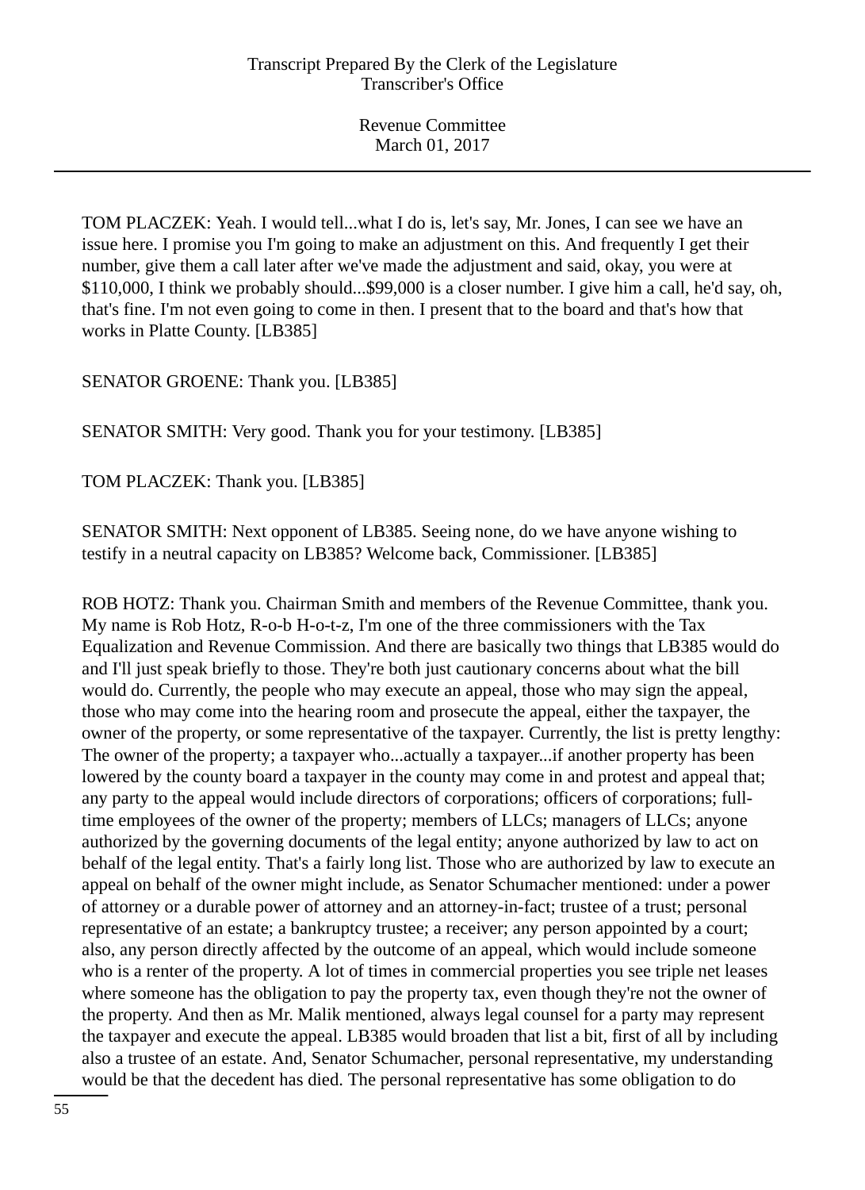TOM PLACZEK: Yeah. I would tell...what I do is, let's say, Mr. Jones, I can see we have an issue here. I promise you I'm going to make an adjustment on this. And frequently I get their number, give them a call later after we've made the adjustment and said, okay, you were at $110,000, I think we probably should...$99,000 is a closer number. I give him a call, he'd say, oh, that's fine. I'm not even going to come in then. I present that to the board and that's how that works in Platte County. [LB385]

SENATOR GROENE: Thank you. [LB385]

SENATOR SMITH: Very good. Thank you for your testimony. [LB385]

TOM PLACZEK: Thank you. [LB385]

SENATOR SMITH: Next opponent of LB385. Seeing none, do we have anyone wishing to testify in a neutral capacity on LB385? Welcome back, Commissioner. [LB385]

ROB HOTZ: Thank you. Chairman Smith and members of the Revenue Committee, thank you. My name is Rob Hotz, R-o-b H-o-t-z, I'm one of the three commissioners with the Tax Equalization and Revenue Commission. And there are basically two things that LB385 would do and I'll just speak briefly to those. They're both just cautionary concerns about what the bill would do. Currently, the people who may execute an appeal, those who may sign the appeal, those who may come into the hearing room and prosecute the appeal, either the taxpayer, the owner of the property, or some representative of the taxpayer. Currently, the list is pretty lengthy: The owner of the property; a taxpayer who...actually a taxpayer...if another property has been lowered by the county board a taxpayer in the county may come in and protest and appeal that; any party to the appeal would include directors of corporations; officers of corporations; full-time employees of the owner of the property; members of LLCs; managers of LLCs; anyone authorized by the governing documents of the legal entity; anyone authorized by law to act on behalf of the legal entity. That's a fairly long list. Those who are authorized by law to execute an appeal on behalf of the owner might include, as Senator Schumacher mentioned: under a power of attorney or a durable power of attorney and an attorney-in-fact; trustee of a trust; personal representative of an estate; a bankruptcy trustee; a receiver; any person appointed by a court; also, any person directly affected by the outcome of an appeal, which would include someone who is a renter of the property. A lot of times in commercial properties you see triple net leases where someone has the obligation to pay the property tax, even though they're not the owner of the property. And then as Mr. Malik mentioned, always legal counsel for a party may represent the taxpayer and execute the appeal. LB385 would broaden that list a bit, first of all by including also a trustee of an estate. And, Senator Schumacher, personal representative, my understanding would be that the decedent has died. The personal representative has some obligation to do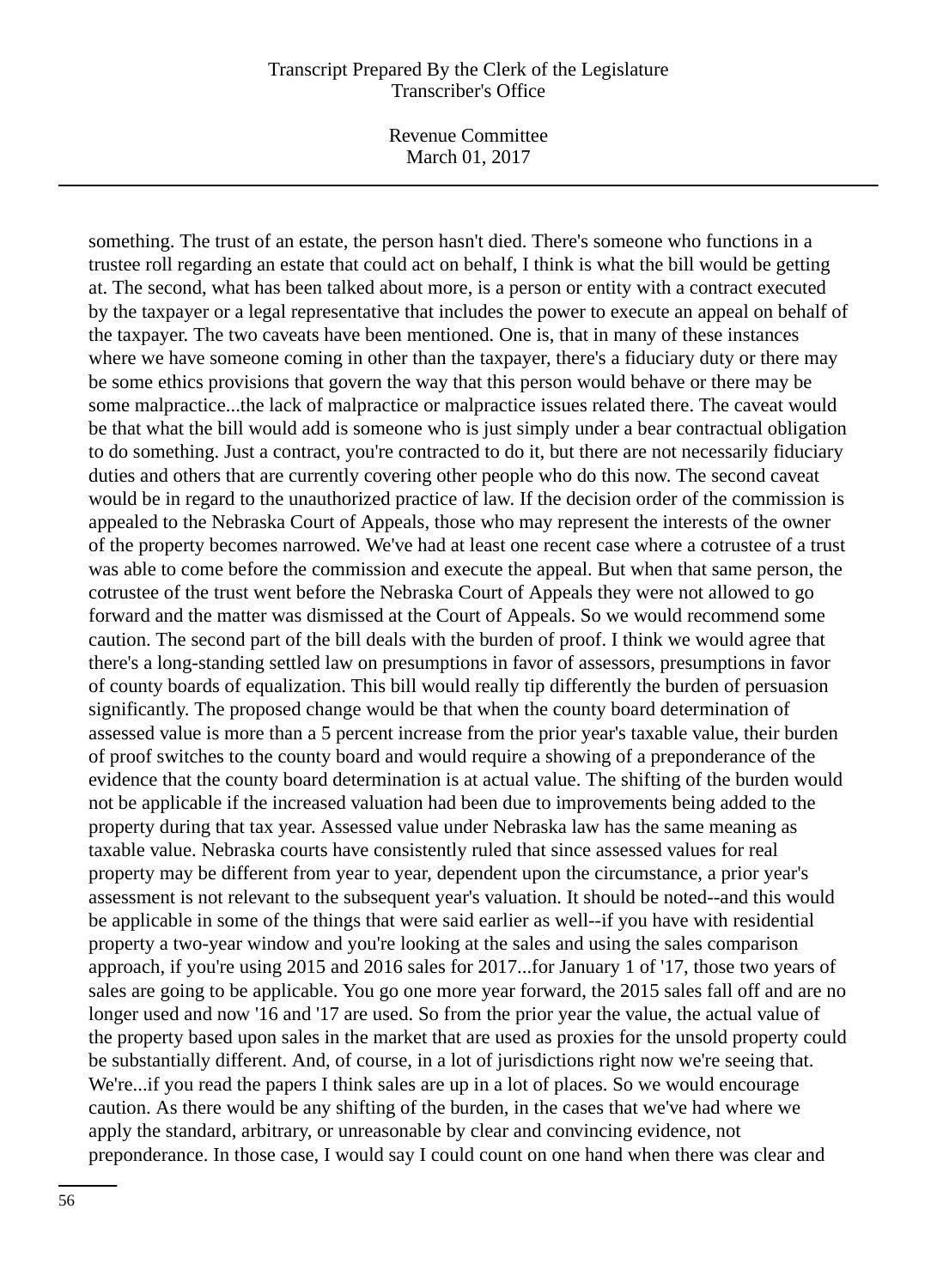something. The trust of an estate, the person hasn't died. There's someone who functions in a trustee roll regarding an estate that could act on behalf, I think is what the bill would be getting at. The second, what has been talked about more, is a person or entity with a contract executed by the taxpayer or a legal representative that includes the power to execute an appeal on behalf of the taxpayer. The two caveats have been mentioned. One is, that in many of these instances where we have someone coming in other than the taxpayer, there's a fiduciary duty or there may be some ethics provisions that govern the way that this person would behave or there may be some malpractice...the lack of malpractice or malpractice issues related there. The caveat would be that what the bill would add is someone who is just simply under a bear contractual obligation to do something. Just a contract, you're contracted to do it, but there are not necessarily fiduciary duties and others that are currently covering other people who do this now. The second caveat would be in regard to the unauthorized practice of law. If the decision order of the commission is appealed to the Nebraska Court of Appeals, those who may represent the interests of the owner of the property becomes narrowed. We've had at least one recent case where a cotrustee of a trust was able to come before the commission and execute the appeal. But when that same person, the cotrustee of the trust went before the Nebraska Court of Appeals they were not allowed to go forward and the matter was dismissed at the Court of Appeals. So we would recommend some caution. The second part of the bill deals with the burden of proof. I think we would agree that there's a long-standing settled law on presumptions in favor of assessors, presumptions in favor of county boards of equalization. This bill would really tip differently the burden of persuasion significantly. The proposed change would be that when the county board determination of assessed value is more than a 5 percent increase from the prior year's taxable value, their burden of proof switches to the county board and would require a showing of a preponderance of the evidence that the county board determination is at actual value. The shifting of the burden would not be applicable if the increased valuation had been due to improvements being added to the property during that tax year. Assessed value under Nebraska law has the same meaning as taxable value. Nebraska courts have consistently ruled that since assessed values for real property may be different from year to year, dependent upon the circumstance, a prior year's assessment is not relevant to the subsequent year's valuation. It should be noted--and this would be applicable in some of the things that were said earlier as well--if you have with residential property a two-year window and you're looking at the sales and using the sales comparison approach, if you're using 2015 and 2016 sales for 2017...for January 1 of '17, those two years of sales are going to be applicable. You go one more year forward, the 2015 sales fall off and are no longer used and now '16 and '17 are used. So from the prior year the value, the actual value of the property based upon sales in the market that are used as proxies for the unsold property could be substantially different. And, of course, in a lot of jurisdictions right now we're seeing that. We're...if you read the papers I think sales are up in a lot of places. So we would encourage caution. As there would be any shifting of the burden, in the cases that we've had where we apply the standard, arbitrary, or unreasonable by clear and convincing evidence, not preponderance. In those case, I would say I could count on one hand when there was clear and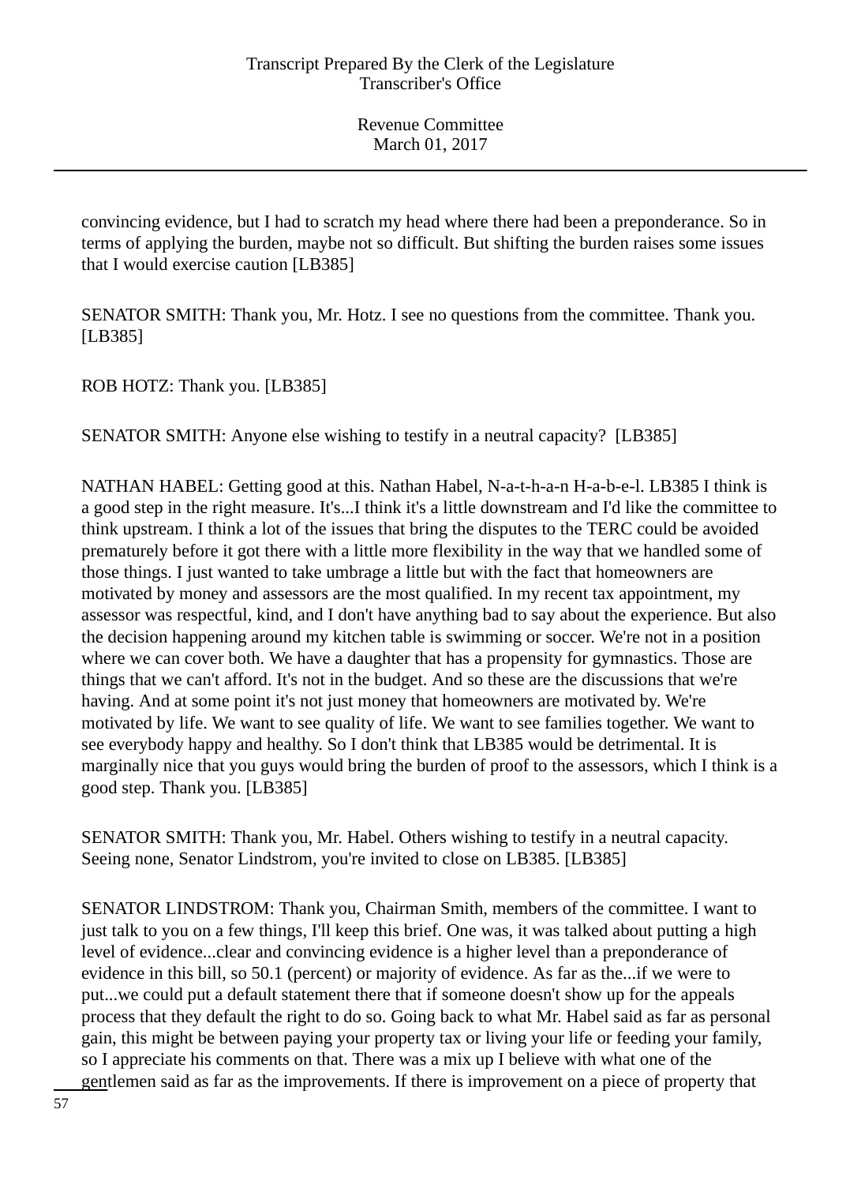convincing evidence, but I had to scratch my head where there had been a preponderance. So in terms of applying the burden, maybe not so difficult. But shifting the burden raises some issues that I would exercise caution [LB385]

SENATOR SMITH: Thank you, Mr. Hotz. I see no questions from the committee. Thank you. [LB385]

ROB HOTZ: Thank you. [LB385]

SENATOR SMITH: Anyone else wishing to testify in a neutral capacity? [LB385]

NATHAN HABEL: Getting good at this. Nathan Habel, N-a-t-h-a-n H-a-b-e-l. LB385 I think is a good step in the right measure. It's...I think it's a little downstream and I'd like the committee to think upstream. I think a lot of the issues that bring the disputes to the TERC could be avoided prematurely before it got there with a little more flexibility in the way that we handled some of those things. I just wanted to take umbrage a little but with the fact that homeowners are motivated by money and assessors are the most qualified. In my recent tax appointment, my assessor was respectful, kind, and I don't have anything bad to say about the experience. But also the decision happening around my kitchen table is swimming or soccer. We're not in a position where we can cover both. We have a daughter that has a propensity for gymnastics. Those are things that we can't afford. It's not in the budget. And so these are the discussions that we're having. And at some point it's not just money that homeowners are motivated by. We're motivated by life. We want to see quality of life. We want to see families together. We want to see everybody happy and healthy. So I don't think that LB385 would be detrimental. It is marginally nice that you guys would bring the burden of proof to the assessors, which I think is a good step. Thank you. [LB385]

SENATOR SMITH: Thank you, Mr. Habel. Others wishing to testify in a neutral capacity. Seeing none, Senator Lindstrom, you're invited to close on LB385. [LB385]

SENATOR LINDSTROM: Thank you, Chairman Smith, members of the committee. I want to just talk to you on a few things, I'll keep this brief. One was, it was talked about putting a high level of evidence...clear and convincing evidence is a higher level than a preponderance of evidence in this bill, so 50.1 (percent) or majority of evidence. As far as the...if we were to put...we could put a default statement there that if someone doesn't show up for the appeals process that they default the right to do so. Going back to what Mr. Habel said as far as personal gain, this might be between paying your property tax or living your life or feeding your family, so I appreciate his comments on that. There was a mix up I believe with what one of the gentlemen said as far as the improvements. If there is improvement on a piece of property that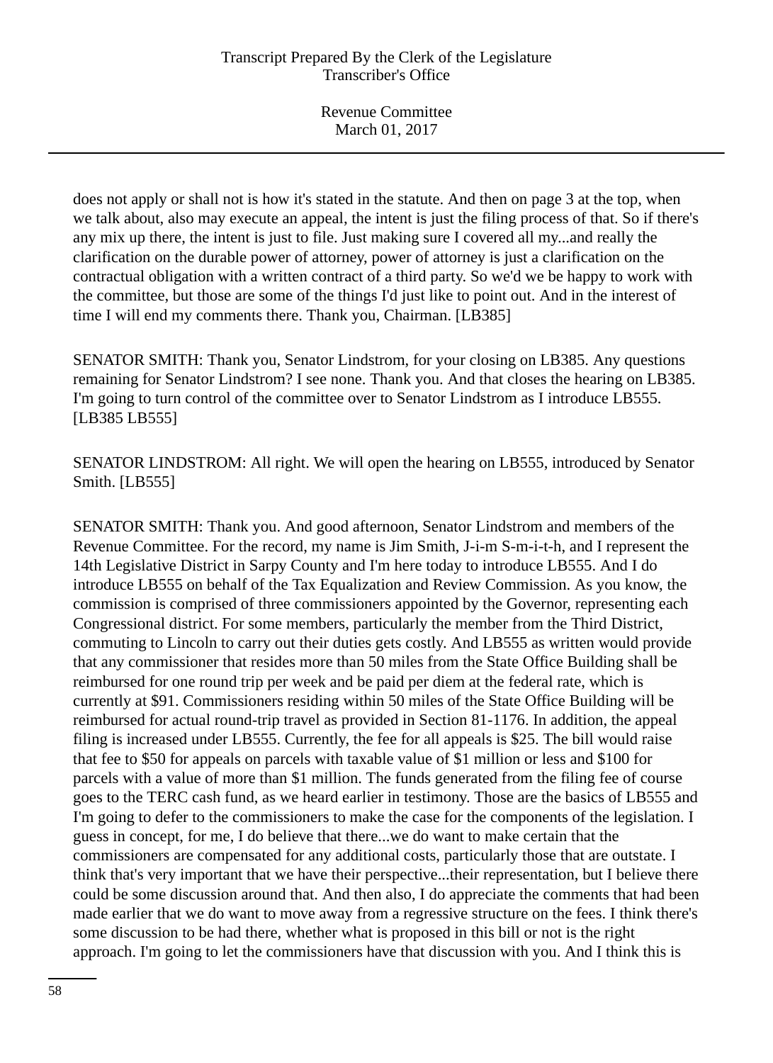does not apply or shall not is how it's stated in the statute. And then on page 3 at the top, when we talk about, also may execute an appeal, the intent is just the filing process of that. So if there's any mix up there, the intent is just to file. Just making sure I covered all my...and really the clarification on the durable power of attorney, power of attorney is just a clarification on the contractual obligation with a written contract of a third party. So we'd we be happy to work with the committee, but those are some of the things I'd just like to point out. And in the interest of time I will end my comments there. Thank you, Chairman. [LB385]

SENATOR SMITH: Thank you, Senator Lindstrom, for your closing on LB385. Any questions remaining for Senator Lindstrom? I see none. Thank you. And that closes the hearing on LB385. I'm going to turn control of the committee over to Senator Lindstrom as I introduce LB555. [LB385 LB555]

SENATOR LINDSTROM: All right. We will open the hearing on LB555, introduced by Senator Smith. [LB555]

SENATOR SMITH: Thank you. And good afternoon, Senator Lindstrom and members of the Revenue Committee. For the record, my name is Jim Smith, J-i-m S-m-i-t-h, and I represent the 14th Legislative District in Sarpy County and I'm here today to introduce LB555. And I do introduce LB555 on behalf of the Tax Equalization and Review Commission. As you know, the commission is comprised of three commissioners appointed by the Governor, representing each Congressional district. For some members, particularly the member from the Third District, commuting to Lincoln to carry out their duties gets costly. And LB555 as written would provide that any commissioner that resides more than 50 miles from the State Office Building shall be reimbursed for one round trip per week and be paid per diem at the federal rate, which is currently at $91. Commissioners residing within 50 miles of the State Office Building will be reimbursed for actual round-trip travel as provided in Section 81-1176. In addition, the appeal filing is increased under LB555. Currently, the fee for all appeals is $25. The bill would raise that fee to $50 for appeals on parcels with taxable value of $1 million or less and $100 for parcels with a value of more than $1 million. The funds generated from the filing fee of course goes to the TERC cash fund, as we heard earlier in testimony. Those are the basics of LB555 and I'm going to defer to the commissioners to make the case for the components of the legislation. I guess in concept, for me, I do believe that there...we do want to make certain that the commissioners are compensated for any additional costs, particularly those that are outstate. I think that's very important that we have their perspective...their representation, but I believe there could be some discussion around that. And then also, I do appreciate the comments that had been made earlier that we do want to move away from a regressive structure on the fees. I think there's some discussion to be had there, whether what is proposed in this bill or not is the right approach. I'm going to let the commissioners have that discussion with you. And I think this is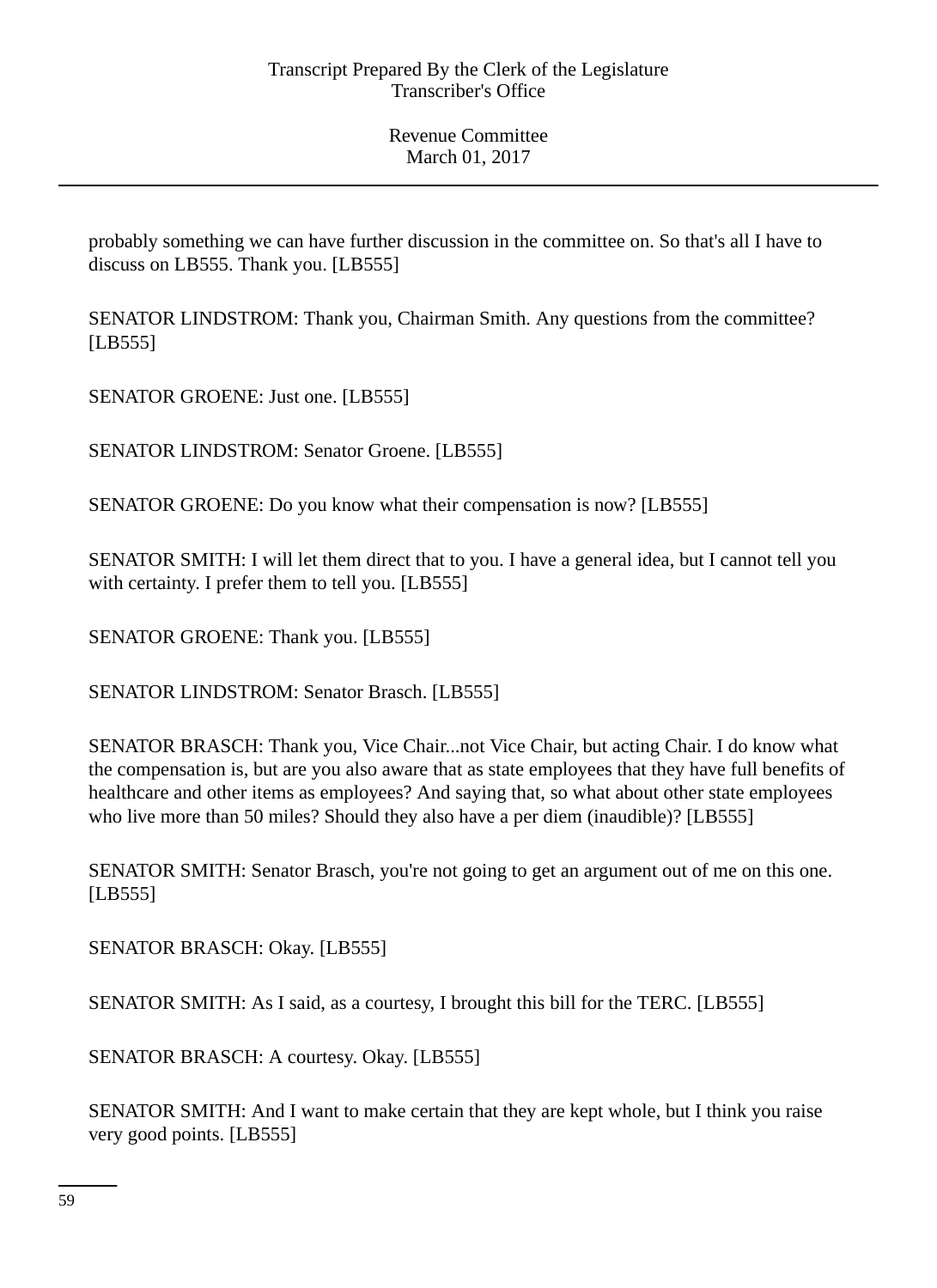probably something we can have further discussion in the committee on. So that's all I have to discuss on LB555. Thank you. [LB555]

SENATOR LINDSTROM: Thank you, Chairman Smith. Any questions from the committee? [LB555]

SENATOR GROENE: Just one. [LB555]

SENATOR LINDSTROM: Senator Groene. [LB555]

SENATOR GROENE: Do you know what their compensation is now? [LB555]

SENATOR SMITH: I will let them direct that to you. I have a general idea, but I cannot tell you with certainty. I prefer them to tell you. [LB555]

SENATOR GROENE: Thank you. [LB555]

SENATOR LINDSTROM: Senator Brasch. [LB555]

SENATOR BRASCH: Thank you, Vice Chair...not Vice Chair, but acting Chair. I do know what the compensation is, but are you also aware that as state employees that they have full benefits of healthcare and other items as employees? And saying that, so what about other state employees who live more than 50 miles? Should they also have a per diem (inaudible)? [LB555]

SENATOR SMITH: Senator Brasch, you're not going to get an argument out of me on this one. [LB555]

SENATOR BRASCH: Okay. [LB555]

SENATOR SMITH: As I said, as a courtesy, I brought this bill for the TERC. [LB555]

SENATOR BRASCH: A courtesy. Okay. [LB555]

SENATOR SMITH: And I want to make certain that they are kept whole, but I think you raise very good points. [LB555]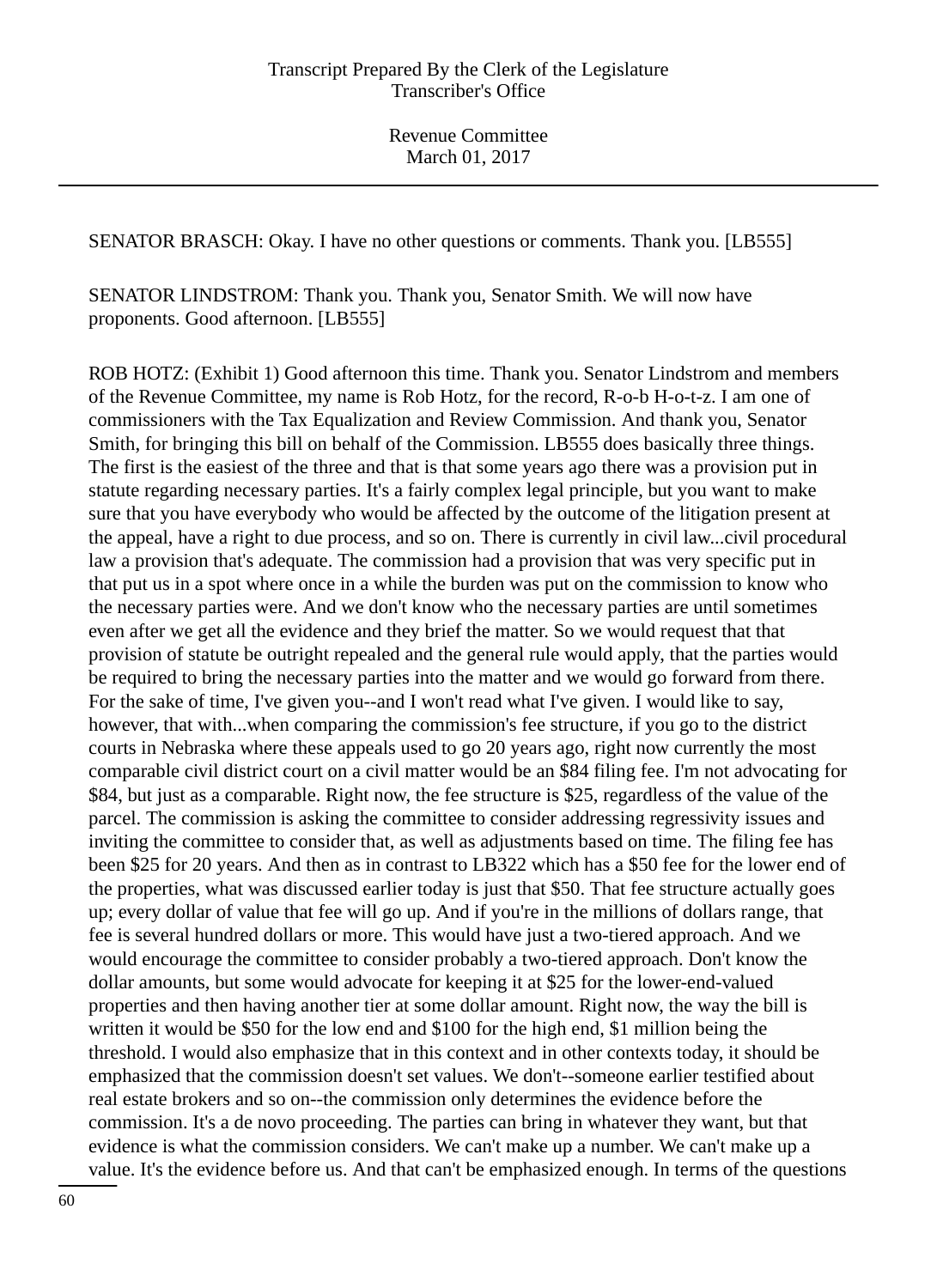SENATOR BRASCH: Okay. I have no other questions or comments. Thank you. [LB555]

SENATOR LINDSTROM: Thank you. Thank you, Senator Smith. We will now have proponents. Good afternoon. [LB555]

ROB HOTZ: (Exhibit 1) Good afternoon this time. Thank you. Senator Lindstrom and members of the Revenue Committee, my name is Rob Hotz, for the record, R-o-b H-o-t-z. I am one of commissioners with the Tax Equalization and Review Commission. And thank you, Senator Smith, for bringing this bill on behalf of the Commission. LB555 does basically three things. The first is the easiest of the three and that is that some years ago there was a provision put in statute regarding necessary parties. It's a fairly complex legal principle, but you want to make sure that you have everybody who would be affected by the outcome of the litigation present at the appeal, have a right to due process, and so on. There is currently in civil law...civil procedural law a provision that's adequate. The commission had a provision that was very specific put in that put us in a spot where once in a while the burden was put on the commission to know who the necessary parties were. And we don't know who the necessary parties are until sometimes even after we get all the evidence and they brief the matter. So we would request that that provision of statute be outright repealed and the general rule would apply, that the parties would be required to bring the necessary parties into the matter and we would go forward from there. For the sake of time, I've given you--and I won't read what I've given. I would like to say, however, that with...when comparing the commission's fee structure, if you go to the district courts in Nebraska where these appeals used to go 20 years ago, right now currently the most comparable civil district court on a civil matter would be an $84 filing fee. I'm not advocating for $84, but just as a comparable. Right now, the fee structure is $25, regardless of the value of the parcel. The commission is asking the committee to consider addressing regressivity issues and inviting the committee to consider that, as well as adjustments based on time. The filing fee has been $25 for 20 years. And then as in contrast to LB322 which has a $50 fee for the lower end of the properties, what was discussed earlier today is just that $50. That fee structure actually goes up; every dollar of value that fee will go up. And if you're in the millions of dollars range, that fee is several hundred dollars or more. This would have just a two-tiered approach. And we would encourage the committee to consider probably a two-tiered approach. Don't know the dollar amounts, but some would advocate for keeping it at $25 for the lower-end-valued properties and then having another tier at some dollar amount. Right now, the way the bill is written it would be $50 for the low end and $100 for the high end, $1 million being the threshold. I would also emphasize that in this context and in other contexts today, it should be emphasized that the commission doesn't set values. We don't--someone earlier testified about real estate brokers and so on--the commission only determines the evidence before the commission. It's a de novo proceeding. The parties can bring in whatever they want, but that evidence is what the commission considers. We can't make up a number. We can't make up a value. It's the evidence before us. And that can't be emphasized enough. In terms of the questions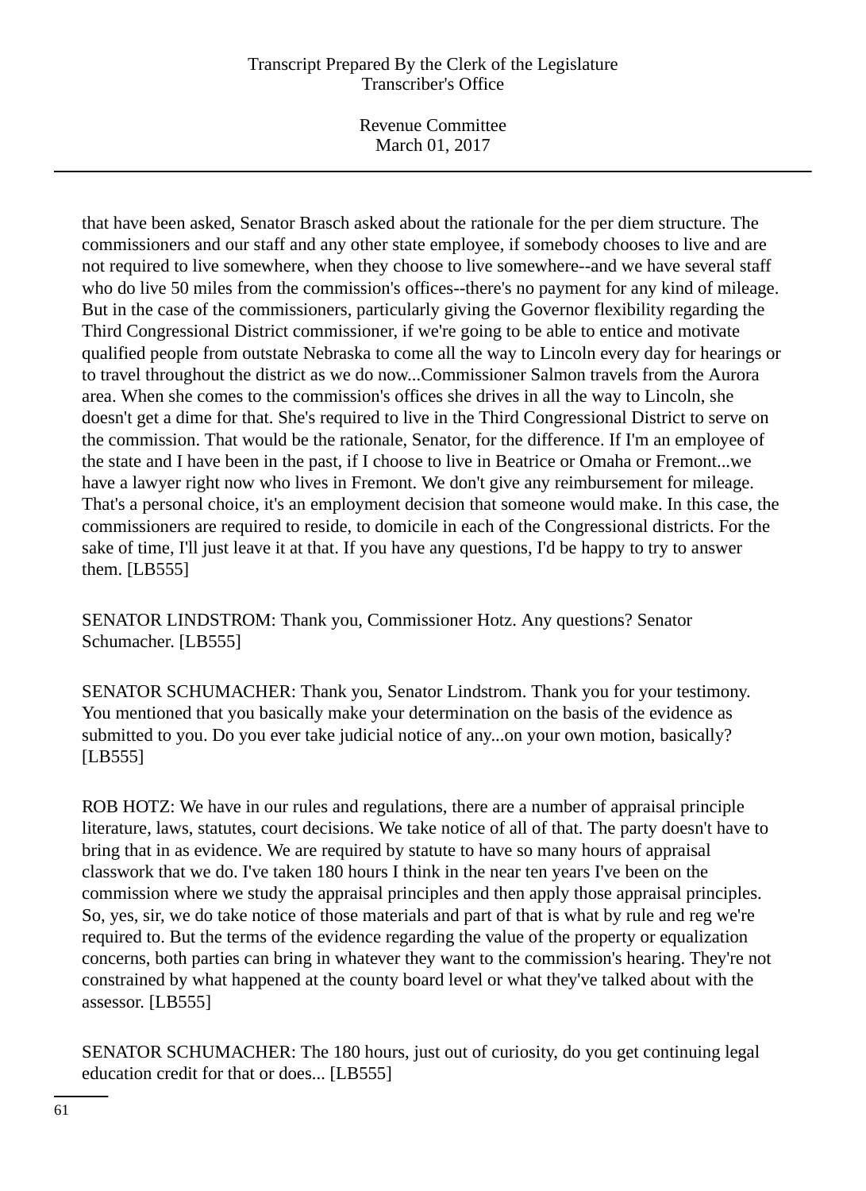that have been asked, Senator Brasch asked about the rationale for the per diem structure. The commissioners and our staff and any other state employee, if somebody chooses to live and are not required to live somewhere, when they choose to live somewhere--and we have several staff who do live 50 miles from the commission's offices--there's no payment for any kind of mileage. But in the case of the commissioners, particularly giving the Governor flexibility regarding the Third Congressional District commissioner, if we're going to be able to entice and motivate qualified people from outstate Nebraska to come all the way to Lincoln every day for hearings or to travel throughout the district as we do now...Commissioner Salmon travels from the Aurora area. When she comes to the commission's offices she drives in all the way to Lincoln, she doesn't get a dime for that. She's required to live in the Third Congressional District to serve on the commission. That would be the rationale, Senator, for the difference. If I'm an employee of the state and I have been in the past, if I choose to live in Beatrice or Omaha or Fremont...we have a lawyer right now who lives in Fremont. We don't give any reimbursement for mileage. That's a personal choice, it's an employment decision that someone would make. In this case, the commissioners are required to reside, to domicile in each of the Congressional districts. For the sake of time, I'll just leave it at that. If you have any questions, I'd be happy to try to answer them. [LB555]

SENATOR LINDSTROM: Thank you, Commissioner Hotz. Any questions? Senator Schumacher. [LB555]

SENATOR SCHUMACHER: Thank you, Senator Lindstrom. Thank you for your testimony. You mentioned that you basically make your determination on the basis of the evidence as submitted to you. Do you ever take judicial notice of any...on your own motion, basically? [LB555]

ROB HOTZ: We have in our rules and regulations, there are a number of appraisal principle literature, laws, statutes, court decisions. We take notice of all of that. The party doesn't have to bring that in as evidence. We are required by statute to have so many hours of appraisal classwork that we do. I've taken 180 hours I think in the near ten years I've been on the commission where we study the appraisal principles and then apply those appraisal principles. So, yes, sir, we do take notice of those materials and part of that is what by rule and reg we're required to. But the terms of the evidence regarding the value of the property or equalization concerns, both parties can bring in whatever they want to the commission's hearing. They're not constrained by what happened at the county board level or what they've talked about with the assessor. [LB555]

SENATOR SCHUMACHER: The 180 hours, just out of curiosity, do you get continuing legal education credit for that or does... [LB555]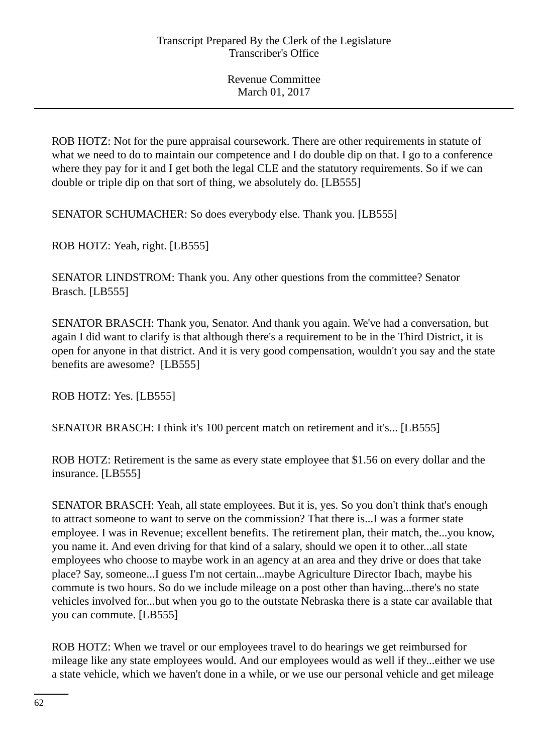ROB HOTZ: Not for the pure appraisal coursework. There are other requirements in statute of what we need to do to maintain our competence and I do double dip on that. I go to a conference where they pay for it and I get both the legal CLE and the statutory requirements. So if we can double or triple dip on that sort of thing, we absolutely do. [LB555]

SENATOR SCHUMACHER: So does everybody else. Thank you. [LB555]

ROB HOTZ: Yeah, right. [LB555]

SENATOR LINDSTROM: Thank you. Any other questions from the committee? Senator Brasch. [LB555]

SENATOR BRASCH: Thank you, Senator. And thank you again. We've had a conversation, but again I did want to clarify is that although there's a requirement to be in the Third District, it is open for anyone in that district. And it is very good compensation, wouldn't you say and the state benefits are awesome? [LB555]

ROB HOTZ: Yes. [LB555]

SENATOR BRASCH: I think it's 100 percent match on retirement and it's... [LB555]

ROB HOTZ: Retirement is the same as every state employee that $1.56 on every dollar and the insurance. [LB555]

SENATOR BRASCH: Yeah, all state employees. But it is, yes. So you don't think that's enough to attract someone to want to serve on the commission? That there is...I was a former state employee. I was in Revenue; excellent benefits. The retirement plan, their match, the...you know, you name it. And even driving for that kind of a salary, should we open it to other...all state employees who choose to maybe work in an agency at an area and they drive or does that take place? Say, someone...I guess I'm not certain...maybe Agriculture Director Ibach, maybe his commute is two hours. So do we include mileage on a post other than having...there's no state vehicles involved for...but when you go to the outstate Nebraska there is a state car available that you can commute. [LB555]

ROB HOTZ: When we travel or our employees travel to do hearings we get reimbursed for mileage like any state employees would. And our employees would as well if they...either we use a state vehicle, which we haven't done in a while, or we use our personal vehicle and get mileage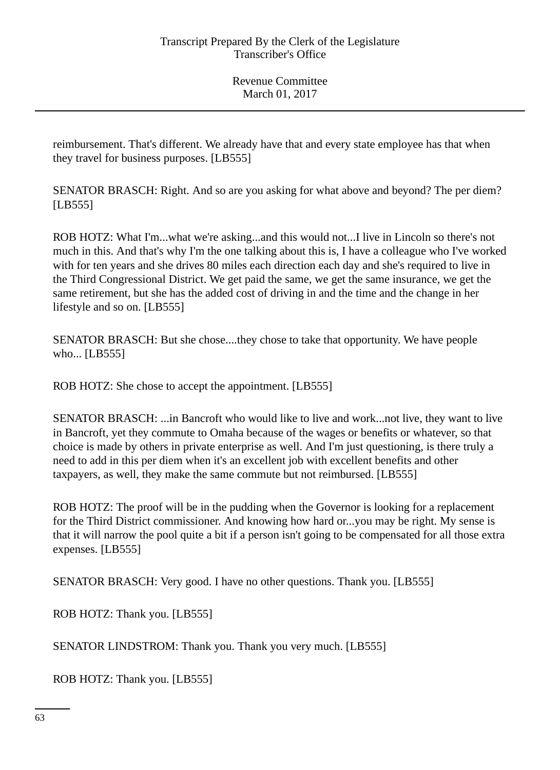reimbursement. That's different. We already have that and every state employee has that when they travel for business purposes. [LB555]

SENATOR BRASCH: Right. And so are you asking for what above and beyond? The per diem? [LB555]

ROB HOTZ: What I'm...what we're asking...and this would not...I live in Lincoln so there's not much in this. And that's why I'm the one talking about this is, I have a colleague who I've worked with for ten years and she drives 80 miles each direction each day and she's required to live in the Third Congressional District. We get paid the same, we get the same insurance, we get the same retirement, but she has the added cost of driving in and the time and the change in her lifestyle and so on. [LB555]

SENATOR BRASCH: But she chose....they chose to take that opportunity. We have people who... [LB555]

ROB HOTZ: She chose to accept the appointment. [LB555]

SENATOR BRASCH: ...in Bancroft who would like to live and work...not live, they want to live in Bancroft, yet they commute to Omaha because of the wages or benefits or whatever, so that choice is made by others in private enterprise as well. And I'm just questioning, is there truly a need to add in this per diem when it's an excellent job with excellent benefits and other taxpayers, as well, they make the same commute but not reimbursed. [LB555]

ROB HOTZ: The proof will be in the pudding when the Governor is looking for a replacement for the Third District commissioner. And knowing how hard or...you may be right. My sense is that it will narrow the pool quite a bit if a person isn't going to be compensated for all those extra expenses. [LB555]

SENATOR BRASCH: Very good. I have no other questions. Thank you. [LB555]

ROB HOTZ: Thank you. [LB555]

SENATOR LINDSTROM: Thank you. Thank you very much. [LB555]

ROB HOTZ: Thank you. [LB555]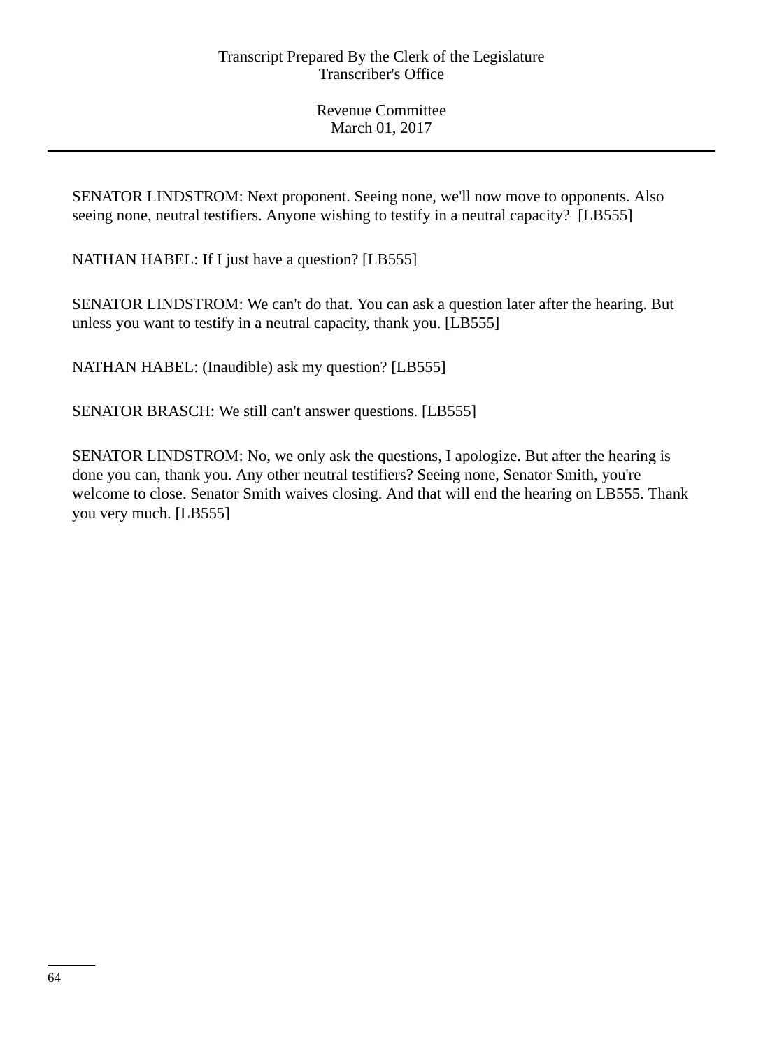SENATOR LINDSTROM: Next proponent. Seeing none, we'll now move to opponents. Also seeing none, neutral testifiers. Anyone wishing to testify in a neutral capacity? [LB555]

NATHAN HABEL: If I just have a question? [LB555]

SENATOR LINDSTROM: We can't do that. You can ask a question later after the hearing. But unless you want to testify in a neutral capacity, thank you. [LB555]

NATHAN HABEL: (Inaudible) ask my question? [LB555]

SENATOR BRASCH: We still can't answer questions. [LB555]

SENATOR LINDSTROM: No, we only ask the questions, I apologize. But after the hearing is done you can, thank you. Any other neutral testifiers? Seeing none, Senator Smith, you're welcome to close. Senator Smith waives closing. And that will end the hearing on LB555. Thank you very much. [LB555]